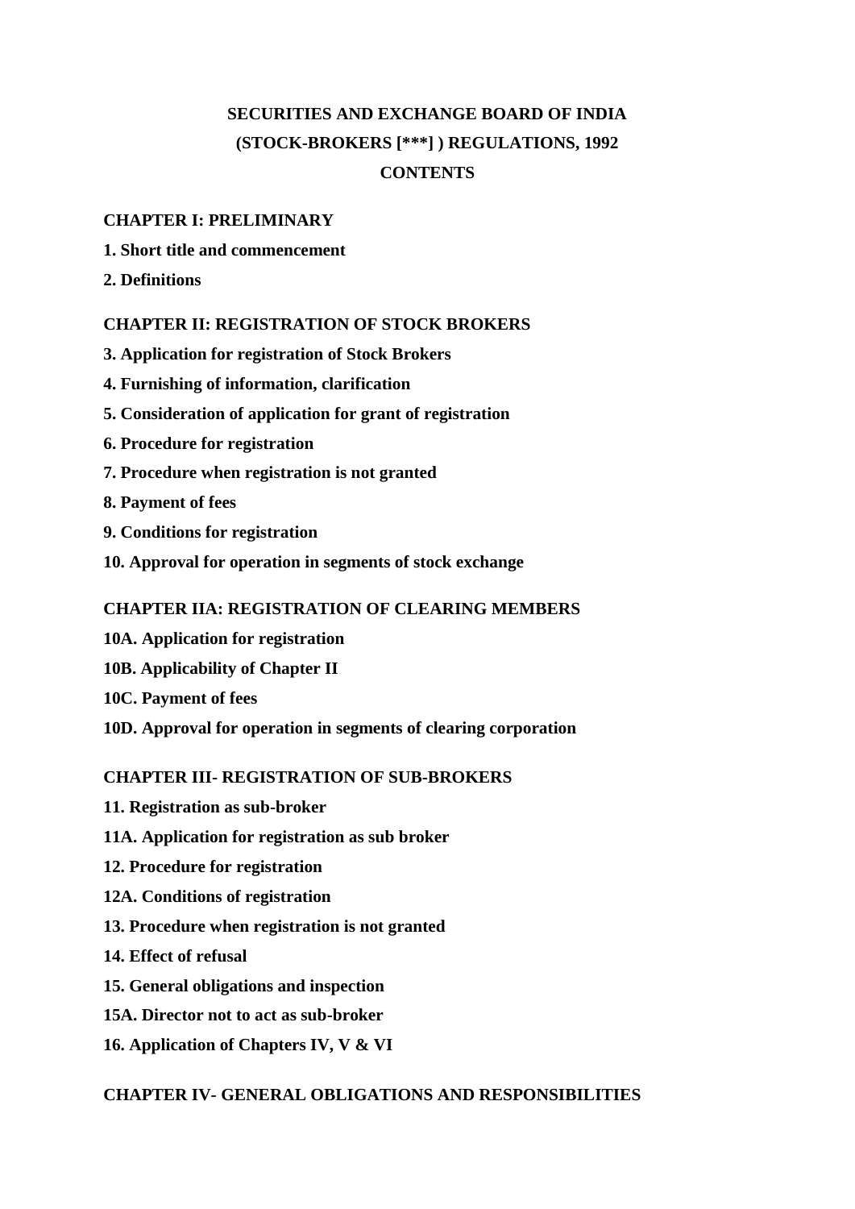# SECURITIES AND EXCHANGE BOARD OF INDIA
# (STOCK-BROKERS [***] ) REGULATIONS, 1992
## CONTENTS

### CHAPTER I: PRELIMINARY

**1. Short title and commencement**

**2. Definitions**

### CHAPTER II: REGISTRATION OF STOCK BROKERS

**3. Application for registration of Stock Brokers**

**4. Furnishing of information, clarification**

**5. Consideration of application for grant of registration**

**6. Procedure for registration**

**7. Procedure when registration is not granted**

**8. Payment of fees**

**9. Conditions for registration**

**10. Approval for operation in segments of stock exchange**

### CHAPTER IIA: REGISTRATION OF CLEARING MEMBERS

**10A. Application for registration**

**10B. Applicability of Chapter II**

**10C. Payment of fees**

**10D. Approval for operation in segments of clearing corporation**

### CHAPTER III- REGISTRATION OF SUB-BROKERS

**11. Registration as sub-broker**

**11A. Application for registration as sub broker**

**12. Procedure for registration**

**12A. Conditions of registration**

**13. Procedure when registration is not granted**

**14. Effect of refusal**

**15. General obligations and inspection**

**15A. Director not to act as sub-broker**

**16. Application of Chapters IV, V & VI**

### CHAPTER IV- GENERAL OBLIGATIONS AND RESPONSIBILITIES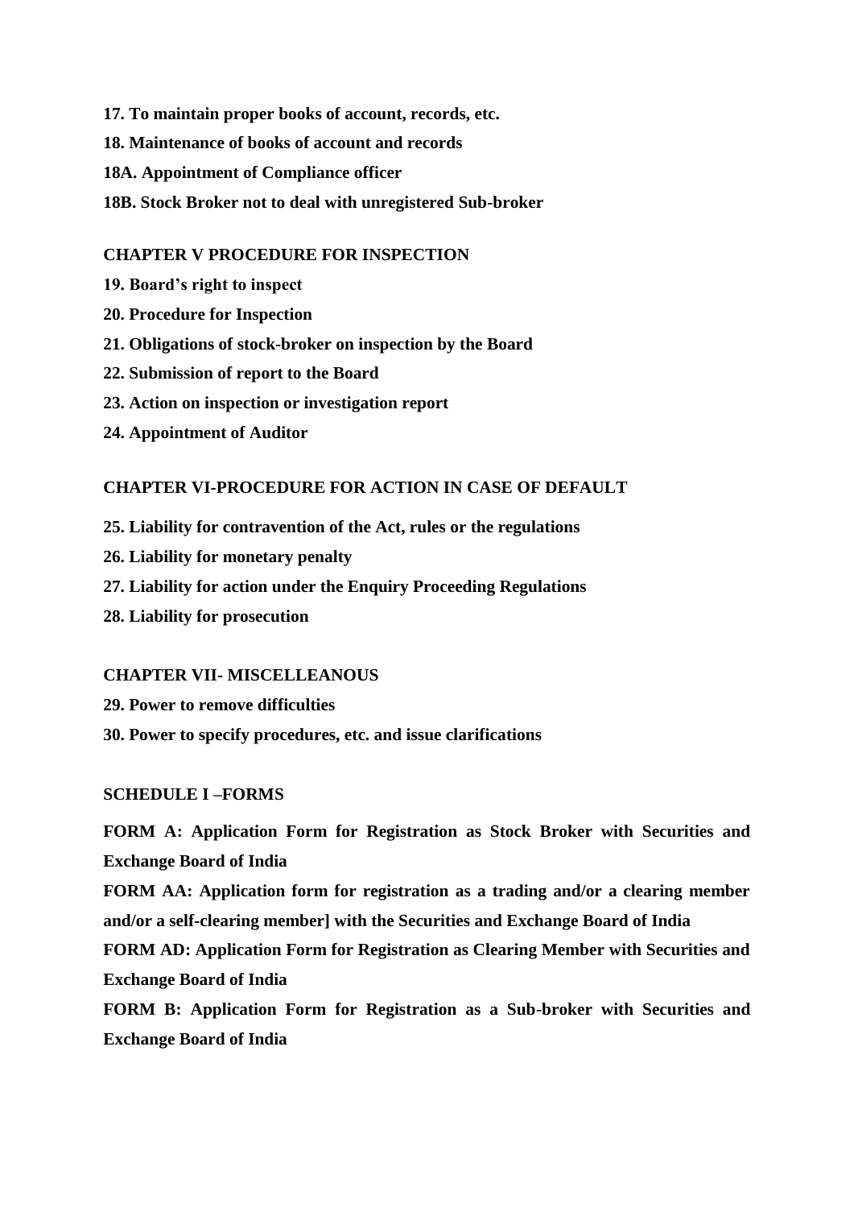**17. To maintain proper books of account, records, etc.**

**18. Maintenance of books of account and records**

**18A. Appointment of Compliance officer**

**18B. Stock Broker not to deal with unregistered Sub-broker**

**CHAPTER V PROCEDURE FOR INSPECTION**

**19. Board's right to inspect**

**20. Procedure for Inspection**

**21. Obligations of stock-broker on inspection by the Board**

**22. Submission of report to the Board**

**23. Action on inspection or investigation report**

**24. Appointment of Auditor**

**CHAPTER VI-PROCEDURE FOR ACTION IN CASE OF DEFAULT**

**25. Liability for contravention of the Act, rules or the regulations**

**26. Liability for monetary penalty**

**27. Liability for action under the Enquiry Proceeding Regulations**

**28. Liability for prosecution**

**CHAPTER VII- MISCELLEANOUS**

**29. Power to remove difficulties**

**30. Power to specify procedures, etc. and issue clarifications**

**SCHEDULE I –FORMS**

**FORM A: Application Form for Registration as Stock Broker with Securities and Exchange Board of India**

**FORM AA: Application form for registration as a trading and/or a clearing member and/or a self-clearing member] with the Securities and Exchange Board of India**

**FORM AD: Application Form for Registration as Clearing Member with Securities and Exchange Board of India**

**FORM B: Application Form for Registration as a Sub-broker with Securities and Exchange Board of India**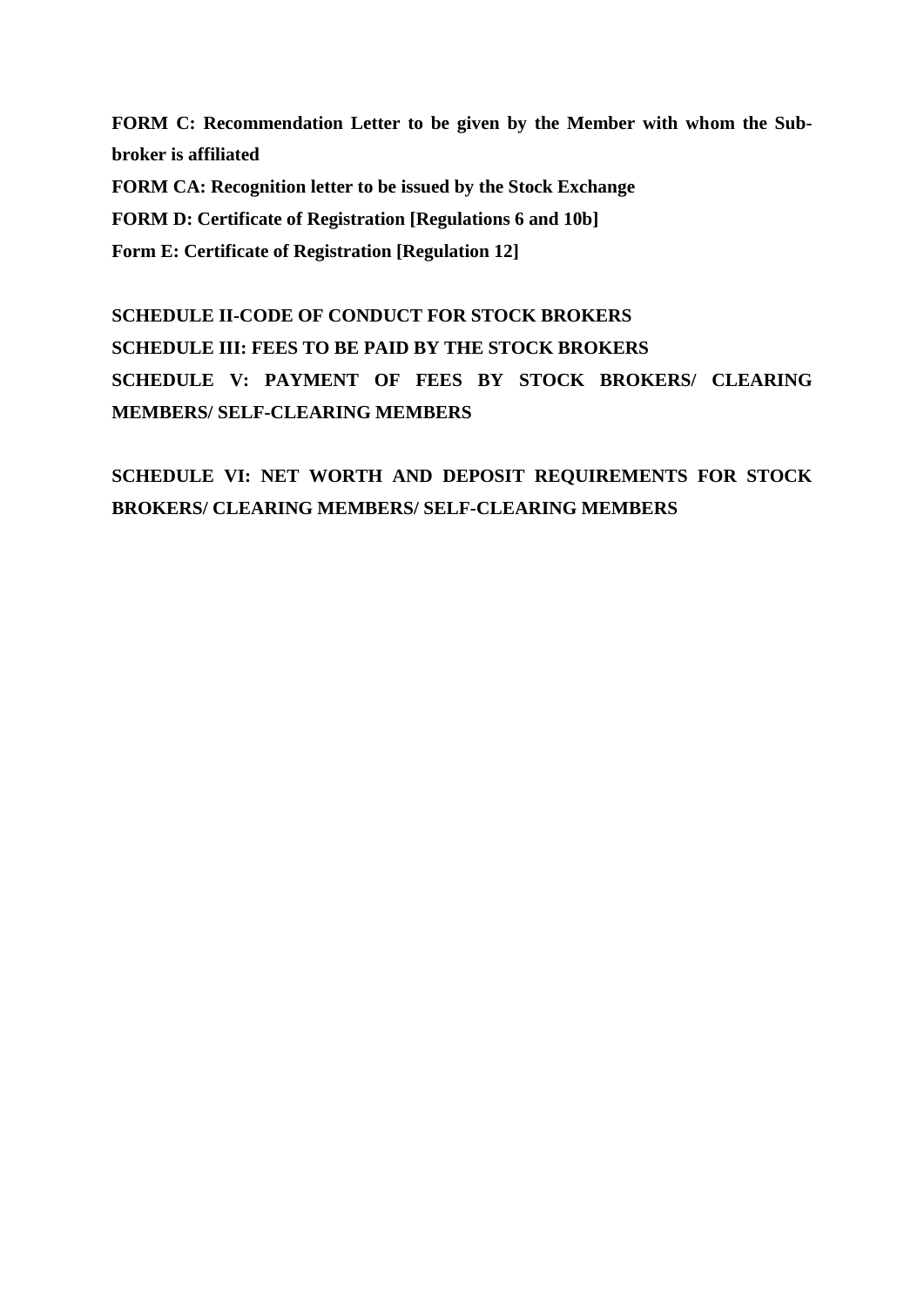**FORM C: Recommendation Letter to be given by the Member with whom the Sub-broker is affiliated**

**FORM CA: Recognition letter to be issued by the Stock Exchange**

**FORM D: Certificate of Registration [Regulations 6 and 10b]**

**Form E: Certificate of Registration [Regulation 12]**

**SCHEDULE II-CODE OF CONDUCT FOR STOCK BROKERS**

**SCHEDULE III: FEES TO BE PAID BY THE STOCK BROKERS**

**SCHEDULE V: PAYMENT OF FEES BY STOCK BROKERS/ CLEARING MEMBERS/ SELF-CLEARING MEMBERS**

**SCHEDULE VI: NET WORTH AND DEPOSIT REQUIREMENTS FOR STOCK BROKERS/ CLEARING MEMBERS/ SELF-CLEARING MEMBERS**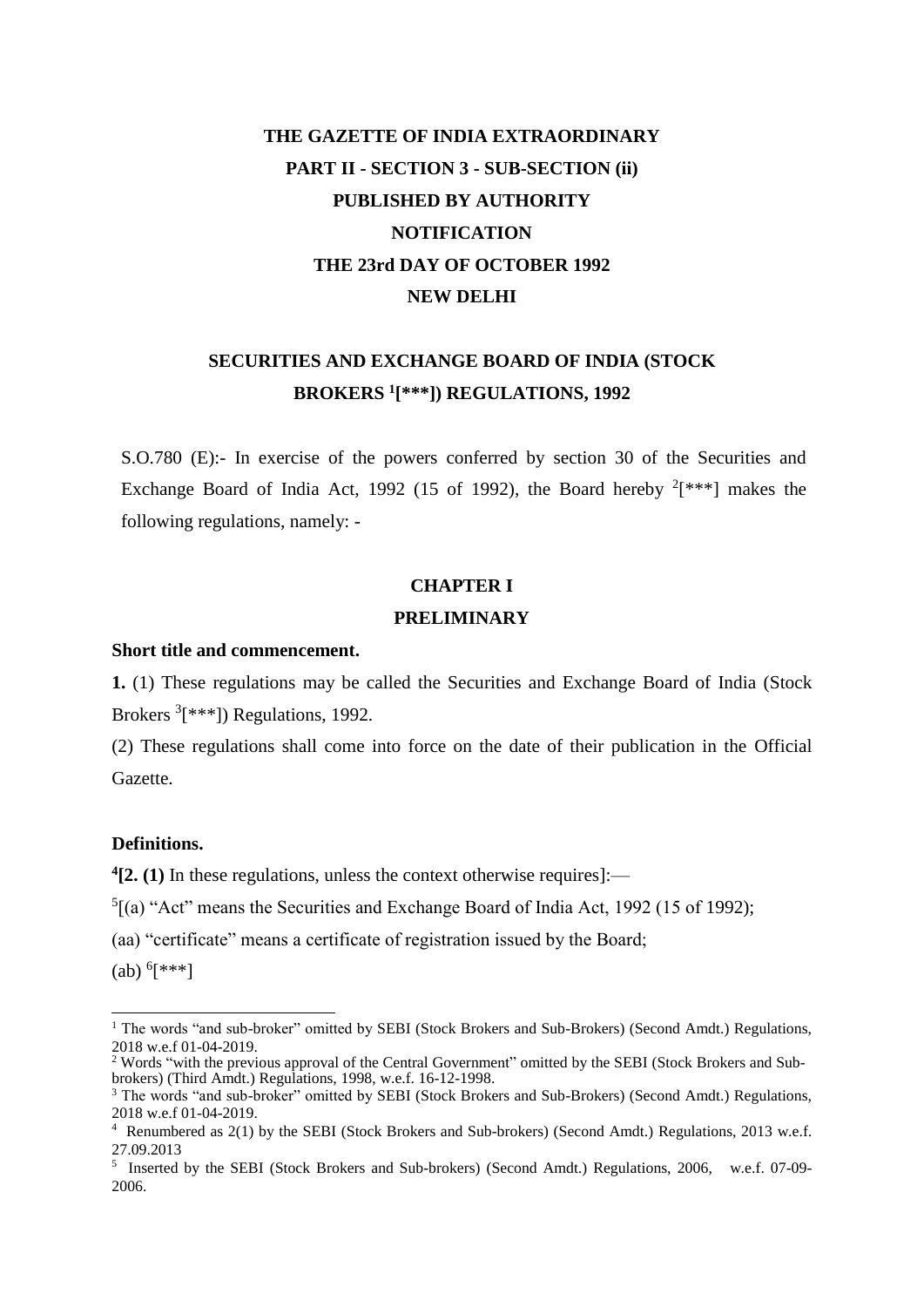**THE GAZETTE OF INDIA EXTRAORDINARY**
**PART II - SECTION 3 - SUB-SECTION (ii)**
**PUBLISHED BY AUTHORITY**
**NOTIFICATION**
**THE 23rd DAY OF OCTOBER 1992**
**NEW DELHI**

# SECURITIES AND EXCHANGE BOARD OF INDIA (STOCK BROKERS [1][***]) REGULATIONS, 1992

S.O.780 (E):- In exercise of the powers conferred by section 30 of the Securities and Exchange Board of India Act, 1992 (15 of 1992), the Board hereby [2][***] makes the following regulations, namely: -

## CHAPTER I
## PRELIMINARY

**Short title and commencement.**

**1.** (1) These regulations may be called the Securities and Exchange Board of India (Stock Brokers [3][***]) Regulations, 1992.

(2) These regulations shall come into force on the date of their publication in the Official Gazette.

**Definitions.**

[4]**[2. (1)** In these regulations, unless the context otherwise requires]:—

[5][(a) "Act" means the Securities and Exchange Board of India Act, 1992 (15 of 1992);

(aa) "certificate" means a certificate of registration issued by the Board;

(ab) [6][***]

---

[1] The words "and sub-broker" omitted by SEBI (Stock Brokers and Sub-Brokers) (Second Amdt.) Regulations, 2018 w.e.f 01-04-2019.

[2] Words "with the previous approval of the Central Government" omitted by the SEBI (Stock Brokers and Sub-brokers) (Third Amdt.) Regulations, 1998, w.e.f. 16-12-1998.

[3] The words "and sub-broker" omitted by SEBI (Stock Brokers and Sub-Brokers) (Second Amdt.) Regulations, 2018 w.e.f 01-04-2019.

[4] Renumbered as 2(1) by the SEBI (Stock Brokers and Sub-brokers) (Second Amdt.) Regulations, 2013 w.e.f. 27.09.2013

[5] Inserted by the SEBI (Stock Brokers and Sub-brokers) (Second Amdt.) Regulations, 2006, w.e.f. 07-09-2006.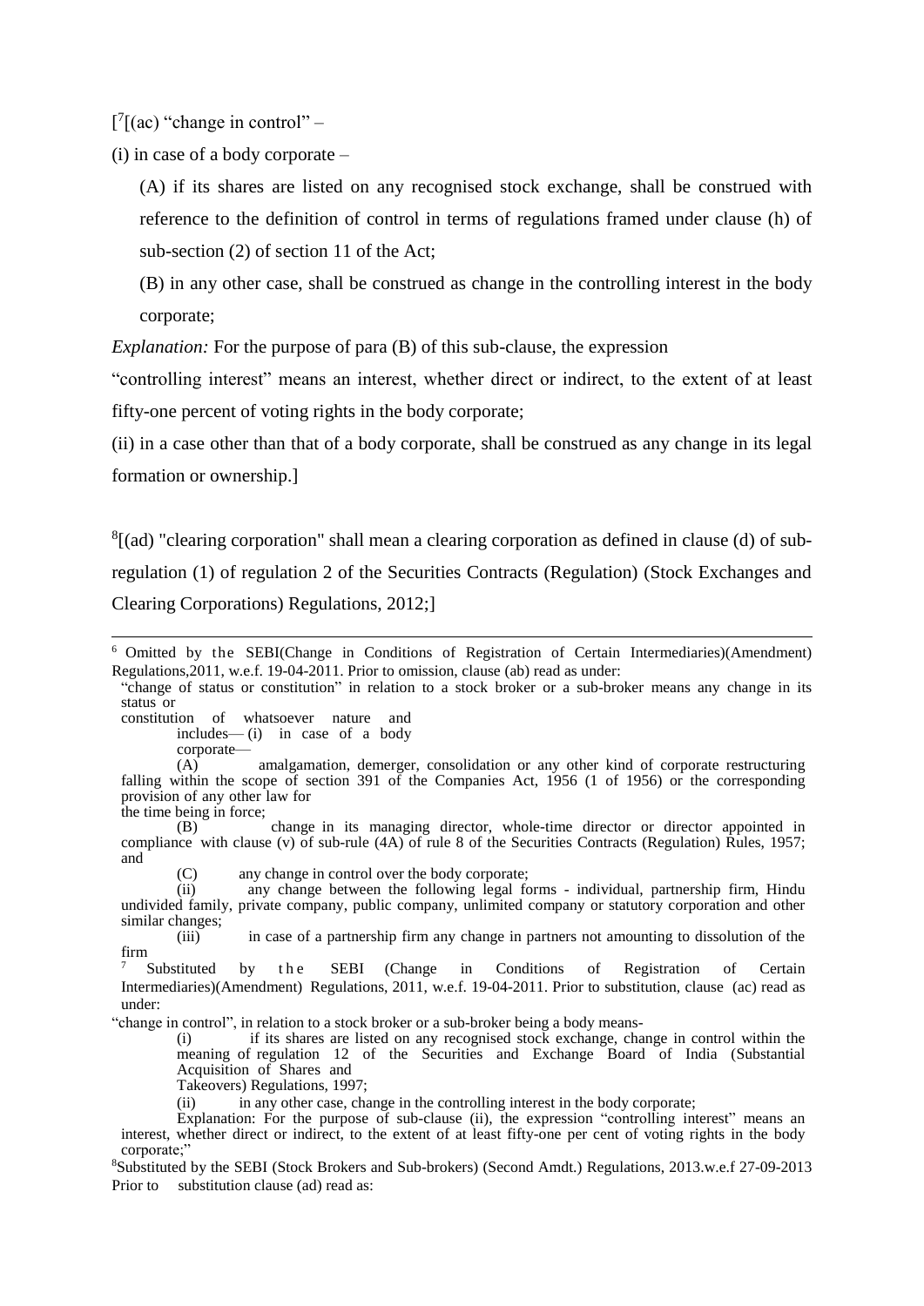[[7][(ac) "change in control" –

(i) in case of a body corporate –

(A) if its shares are listed on any recognised stock exchange, shall be construed with reference to the definition of control in terms of regulations framed under clause (h) of sub-section (2) of section 11 of the Act;

(B) in any other case, shall be construed as change in the controlling interest in the body corporate;

*Explanation:* For the purpose of para (B) of this sub-clause, the expression "controlling interest" means an interest, whether direct or indirect, to the extent of at least fifty-one percent of voting rights in the body corporate;

(ii) in a case other than that of a body corporate, shall be construed as any change in its legal formation or ownership.]

[8][(ad) "clearing corporation" shall mean a clearing corporation as defined in clause (d) of sub-regulation (1) of regulation 2 of the Securities Contracts (Regulation) (Stock Exchanges and Clearing Corporations) Regulations, 2012;]

---

[6] Omitted by the SEBI(Change in Conditions of Registration of Certain Intermediaries)(Amendment) Regulations,2011, w.e.f. 19-04-2011. Prior to omission, clause (ab) read as under:

"change of status or constitution" in relation to a stock broker or a sub-broker means any change in its status or constitution of whatsoever nature and includes— (i) in case of a body corporate—

(A) amalgamation, demerger, consolidation or any other kind of corporate restructuring falling within the scope of section 391 of the Companies Act, 1956 (1 of 1956) or the corresponding provision of any other law for the time being in force;

(B) change in its managing director, whole-time director or director appointed in compliance with clause (v) of sub-rule (4A) of rule 8 of the Securities Contracts (Regulation) Rules, 1957; and

(C) any change in control over the body corporate;

(ii) any change between the following legal forms - individual, partnership firm, Hindu undivided family, private company, public company, unlimited company or statutory corporation and other similar changes;

(iii) in case of a partnership firm any change in partners not amounting to dissolution of the firm

[7] Substituted by the SEBI (Change in Conditions of Registration of Certain Intermediaries)(Amendment) Regulations, 2011, w.e.f. 19-04-2011. Prior to substitution, clause (ac) read as under:

"change in control", in relation to a stock broker or a sub-broker being a body means-

(i) if its shares are listed on any recognised stock exchange, change in control within the meaning of regulation 12 of the Securities and Exchange Board of India (Substantial Acquisition of Shares and Takeovers) Regulations, 1997;

(ii) in any other case, change in the controlling interest in the body corporate;

Explanation: For the purpose of sub-clause (ii), the expression "controlling interest" means an interest, whether direct or indirect, to the extent of at least fifty-one per cent of voting rights in the body corporate;"

[8] Substituted by the SEBI (Stock Brokers and Sub-brokers) (Second Amdt.) Regulations, 2013.w.e.f 27-09-2013 Prior to substitution clause (ad) read as: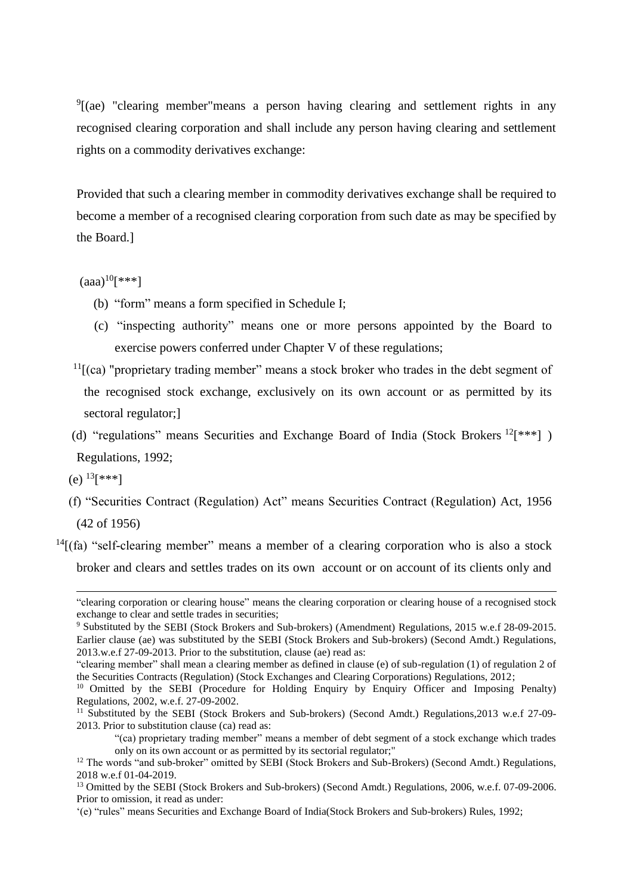[9][(ae) "clearing member"means a person having clearing and settlement rights in any recognised clearing corporation and shall include any person having clearing and settlement rights on a commodity derivatives exchange:

Provided that such a clearing member in commodity derivatives exchange shall be required to become a member of a recognised clearing corporation from such date as may be specified by the Board.]

(aaa)[10][***]

(b) "form" means a form specified in Schedule I;

(c) "inspecting authority" means one or more persons appointed by the Board to exercise powers conferred under Chapter V of these regulations;

[11][(ca) "proprietary trading member" means a stock broker who trades in the debt segment of the recognised stock exchange, exclusively on its own account or as permitted by its sectoral regulator;]

(d) "regulations" means Securities and Exchange Board of India (Stock Brokers [12][***] ) Regulations, 1992;

(e) [13][***]

(f) "Securities Contract (Regulation) Act" means Securities Contract (Regulation) Act, 1956 (42 of 1956)

[14][(fa) "self-clearing member" means a member of a clearing corporation who is also a stock broker and clears and settles trades on its own account or on account of its clients only and

---

"clearing corporation or clearing house" means the clearing corporation or clearing house of a recognised stock exchange to clear and settle trades in securities;

[9] Substituted by the SEBI (Stock Brokers and Sub-brokers) (Amendment) Regulations, 2015 w.e.f 28-09-2015. Earlier clause (ae) was substituted by the SEBI (Stock Brokers and Sub-brokers) (Second Amdt.) Regulations, 2013.w.e.f 27-09-2013. Prior to the substitution, clause (ae) read as:

"clearing member" shall mean a clearing member as defined in clause (e) of sub-regulation (1) of regulation 2 of the Securities Contracts (Regulation) (Stock Exchanges and Clearing Corporations) Regulations, 2012;

[10] Omitted by the SEBI (Procedure for Holding Enquiry by Enquiry Officer and Imposing Penalty) Regulations, 2002, w.e.f. 27-09-2002.

[11] Substituted by the SEBI (Stock Brokers and Sub-brokers) (Second Amdt.) Regulations,2013 w.e.f 27-09-2013. Prior to substitution clause (ca) read as:

> "(ca) proprietary trading member" means a member of debt segment of a stock exchange which trades only on its own account or as permitted by its sectorial regulator;"

[12] The words "and sub-broker" omitted by SEBI (Stock Brokers and Sub-Brokers) (Second Amdt.) Regulations, 2018 w.e.f 01-04-2019.

[13] Omitted by the SEBI (Stock Brokers and Sub-brokers) (Second Amdt.) Regulations, 2006, w.e.f. 07-09-2006. Prior to omission, it read as under:

'(e) "rules" means Securities and Exchange Board of India(Stock Brokers and Sub-brokers) Rules, 1992;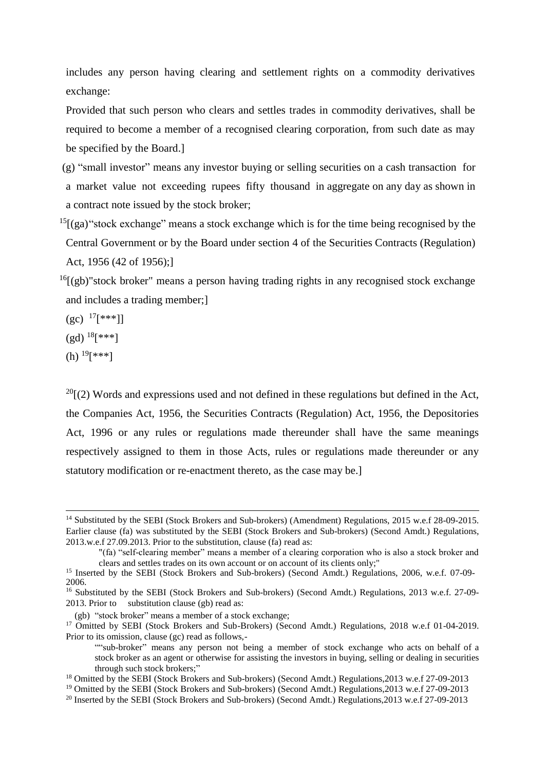includes any person having clearing and settlement rights on a commodity derivatives exchange:

Provided that such person who clears and settles trades in commodity derivatives, shall be required to become a member of a recognised clearing corporation, from such date as may be specified by the Board.]

(g) "small investor" means any investor buying or selling securities on a cash transaction for a market value not exceeding rupees fifty thousand in aggregate on any day as shown in a contract note issued by the stock broker;

[15][(ga)"stock exchange" means a stock exchange which is for the time being recognised by the Central Government or by the Board under section 4 of the Securities Contracts (Regulation) Act, 1956 (42 of 1956);]

[16][(gb)"stock broker" means a person having trading rights in any recognised stock exchange and includes a trading member;]

(gc) [17][***]]

(gd) [18][***]

(h) [19][***]

[20][(2) Words and expressions used and not defined in these regulations but defined in the Act, the Companies Act, 1956, the Securities Contracts (Regulation) Act, 1956, the Depositories Act, 1996 or any rules or regulations made thereunder shall have the same meanings respectively assigned to them in those Acts, rules or regulations made thereunder or any statutory modification or re-enactment thereto, as the case may be.]

---

[14] Substituted by the SEBI (Stock Brokers and Sub-brokers) (Amendment) Regulations, 2015 w.e.f 28-09-2015. Earlier clause (fa) was substituted by the SEBI (Stock Brokers and Sub-brokers) (Second Amdt.) Regulations, 2013.w.e.f 27.09.2013. Prior to the substitution, clause (fa) read as:

> "(fa) "self-clearing member" means a member of a clearing corporation who is also a stock broker and clears and settles trades on its own account or on account of its clients only;"

[15] Inserted by the SEBI (Stock Brokers and Sub-brokers) (Second Amdt.) Regulations, 2006, w.e.f. 07-09-2006.

[16] Substituted by the SEBI (Stock Brokers and Sub-brokers) (Second Amdt.) Regulations, 2013 w.e.f. 27-09-2013. Prior to substitution clause (gb) read as:

> (gb) "stock broker" means a member of a stock exchange;

[17] Omitted by SEBI (Stock Brokers and Sub-Brokers) (Second Amdt.) Regulations, 2018 w.e.f 01-04-2019. Prior to its omission, clause (gc) read as follows,-

> ""sub-broker" means any person not being a member of stock exchange who acts on behalf of a stock broker as an agent or otherwise for assisting the investors in buying, selling or dealing in securities through such stock brokers;"

[18] Omitted by the SEBI (Stock Brokers and Sub-brokers) (Second Amdt.) Regulations,2013 w.e.f 27-09-2013

[19] Omitted by the SEBI (Stock Brokers and Sub-brokers) (Second Amdt.) Regulations,2013 w.e.f 27-09-2013

[20] Inserted by the SEBI (Stock Brokers and Sub-brokers) (Second Amdt.) Regulations,2013 w.e.f 27-09-2013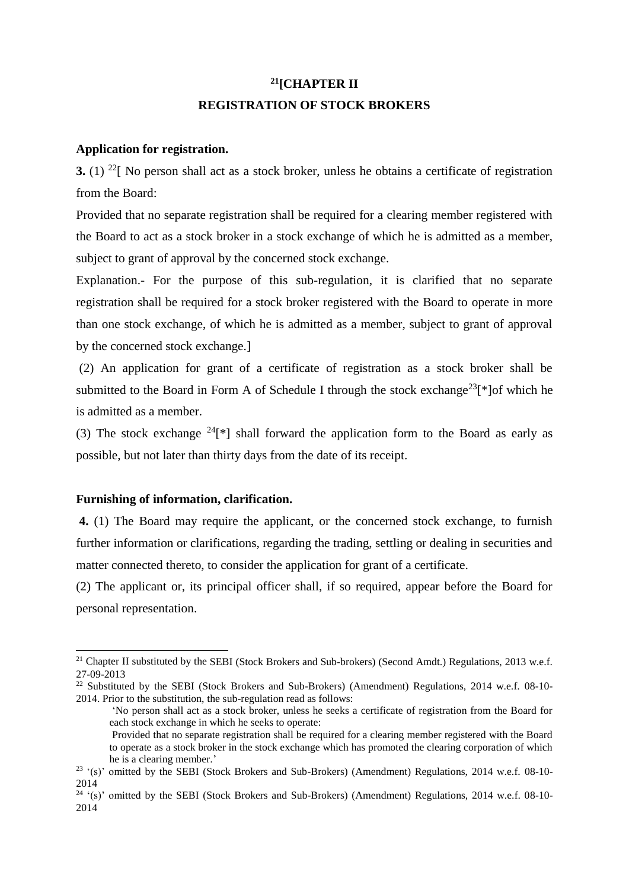# [21][CHAPTER II

## REGISTRATION OF STOCK BROKERS

**Application for registration.**

**3.** (1) [22][ No person shall act as a stock broker, unless he obtains a certificate of registration from the Board:

Provided that no separate registration shall be required for a clearing member registered with the Board to act as a stock broker in a stock exchange of which he is admitted as a member, subject to grant of approval by the concerned stock exchange.

Explanation.- For the purpose of this sub-regulation, it is clarified that no separate registration shall be required for a stock broker registered with the Board to operate in more than one stock exchange, of which he is admitted as a member, subject to grant of approval by the concerned stock exchange.]

(2) An application for grant of a certificate of registration as a stock broker shall be submitted to the Board in Form A of Schedule I through the stock exchange[23][*]of which he is admitted as a member.

(3) The stock exchange [24][*] shall forward the application form to the Board as early as possible, but not later than thirty days from the date of its receipt.

**Furnishing of information, clarification.**

**4.** (1) The Board may require the applicant, or the concerned stock exchange, to furnish further information or clarifications, regarding the trading, settling or dealing in securities and matter connected thereto, to consider the application for grant of a certificate.

(2) The applicant or, its principal officer shall, if so required, appear before the Board for personal representation.

---

[21] Chapter II substituted by the SEBI (Stock Brokers and Sub-brokers) (Second Amdt.) Regulations, 2013 w.e.f. 27-09-2013

[22] Substituted by the SEBI (Stock Brokers and Sub-Brokers) (Amendment) Regulations, 2014 w.e.f. 08-10-2014. Prior to the substitution, the sub-regulation read as follows:

> 'No person shall act as a stock broker, unless he seeks a certificate of registration from the Board for each stock exchange in which he seeks to operate:
>
> Provided that no separate registration shall be required for a clearing member registered with the Board to operate as a stock broker in the stock exchange which has promoted the clearing corporation of which he is a clearing member.'

[23] '(s)' omitted by the SEBI (Stock Brokers and Sub-Brokers) (Amendment) Regulations, 2014 w.e.f. 08-10-2014

[24] '(s)' omitted by the SEBI (Stock Brokers and Sub-Brokers) (Amendment) Regulations, 2014 w.e.f. 08-10-2014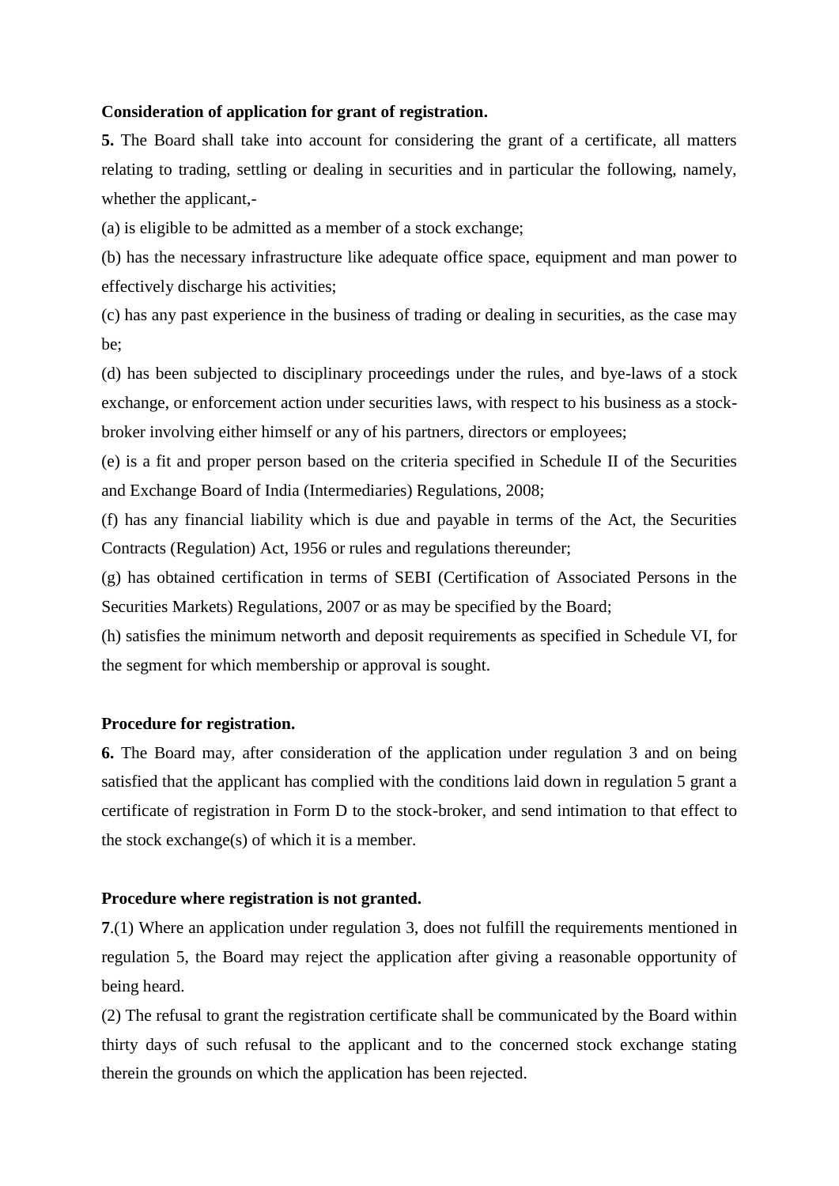**Consideration of application for grant of registration.**

**5.** The Board shall take into account for considering the grant of a certificate, all matters relating to trading, settling or dealing in securities and in particular the following, namely, whether the applicant,-

(a) is eligible to be admitted as a member of a stock exchange;

(b) has the necessary infrastructure like adequate office space, equipment and man power to effectively discharge his activities;

(c) has any past experience in the business of trading or dealing in securities, as the case may be;

(d) has been subjected to disciplinary proceedings under the rules, and bye-laws of a stock exchange, or enforcement action under securities laws, with respect to his business as a stock-broker involving either himself or any of his partners, directors or employees;

(e) is a fit and proper person based on the criteria specified in Schedule II of the Securities and Exchange Board of India (Intermediaries) Regulations, 2008;

(f) has any financial liability which is due and payable in terms of the Act, the Securities Contracts (Regulation) Act, 1956 or rules and regulations thereunder;

(g) has obtained certification in terms of SEBI (Certification of Associated Persons in the Securities Markets) Regulations, 2007 or as may be specified by the Board;

(h) satisfies the minimum networth and deposit requirements as specified in Schedule VI, for the segment for which membership or approval is sought.

**Procedure for registration.**

**6.** The Board may, after consideration of the application under regulation 3 and on being satisfied that the applicant has complied with the conditions laid down in regulation 5 grant a certificate of registration in Form D to the stock-broker, and send intimation to that effect to the stock exchange(s) of which it is a member.

**Procedure where registration is not granted.**

**7**.(1) Where an application under regulation 3, does not fulfill the requirements mentioned in regulation 5, the Board may reject the application after giving a reasonable opportunity of being heard.

(2) The refusal to grant the registration certificate shall be communicated by the Board within thirty days of such refusal to the applicant and to the concerned stock exchange stating therein the grounds on which the application has been rejected.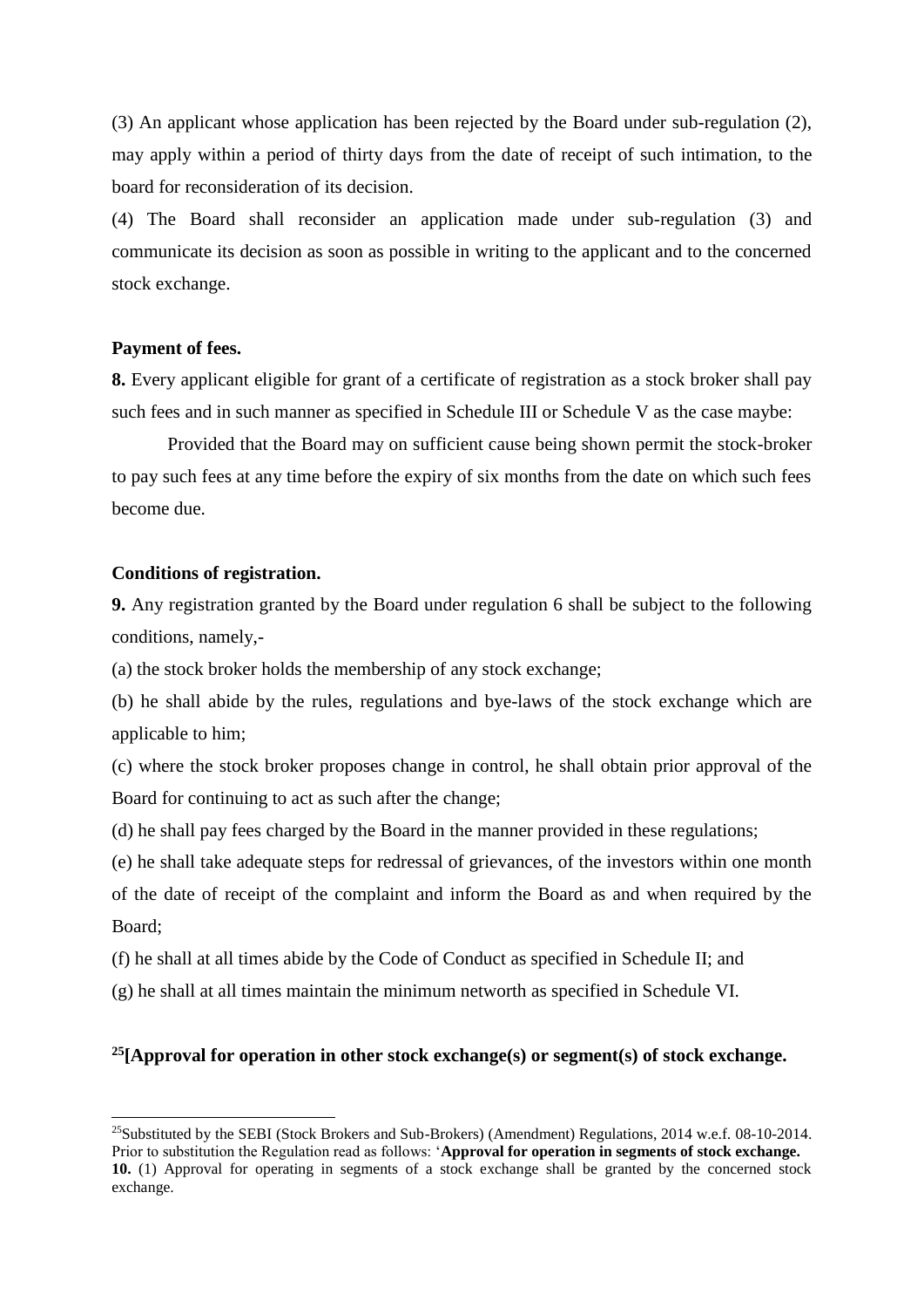(3) An applicant whose application has been rejected by the Board under sub-regulation (2), may apply within a period of thirty days from the date of receipt of such intimation, to the board for reconsideration of its decision.

(4) The Board shall reconsider an application made under sub-regulation (3) and communicate its decision as soon as possible in writing to the applicant and to the concerned stock exchange.

**Payment of fees.**

**8.** Every applicant eligible for grant of a certificate of registration as a stock broker shall pay such fees and in such manner as specified in Schedule III or Schedule V as the case maybe:

Provided that the Board may on sufficient cause being shown permit the stock-broker to pay such fees at any time before the expiry of six months from the date on which such fees become due.

**Conditions of registration.**

**9.** Any registration granted by the Board under regulation 6 shall be subject to the following conditions, namely,-

(a) the stock broker holds the membership of any stock exchange;

(b) he shall abide by the rules, regulations and bye-laws of the stock exchange which are applicable to him;

(c) where the stock broker proposes change in control, he shall obtain prior approval of the Board for continuing to act as such after the change;

(d) he shall pay fees charged by the Board in the manner provided in these regulations;

(e) he shall take adequate steps for redressal of grievances, of the investors within one month of the date of receipt of the complaint and inform the Board as and when required by the Board;

(f) he shall at all times abide by the Code of Conduct as specified in Schedule II; and

(g) he shall at all times maintain the minimum networth as specified in Schedule VI.

**[25][Approval for operation in other stock exchange(s) or segment(s) of stock exchange.**

---

[25]Substituted by the SEBI (Stock Brokers and Sub-Brokers) (Amendment) Regulations, 2014 w.e.f. 08-10-2014. Prior to substitution the Regulation read as follows: '**Approval for operation in segments of stock exchange.**
**10.** (1) Approval for operating in segments of a stock exchange shall be granted by the concerned stock exchange.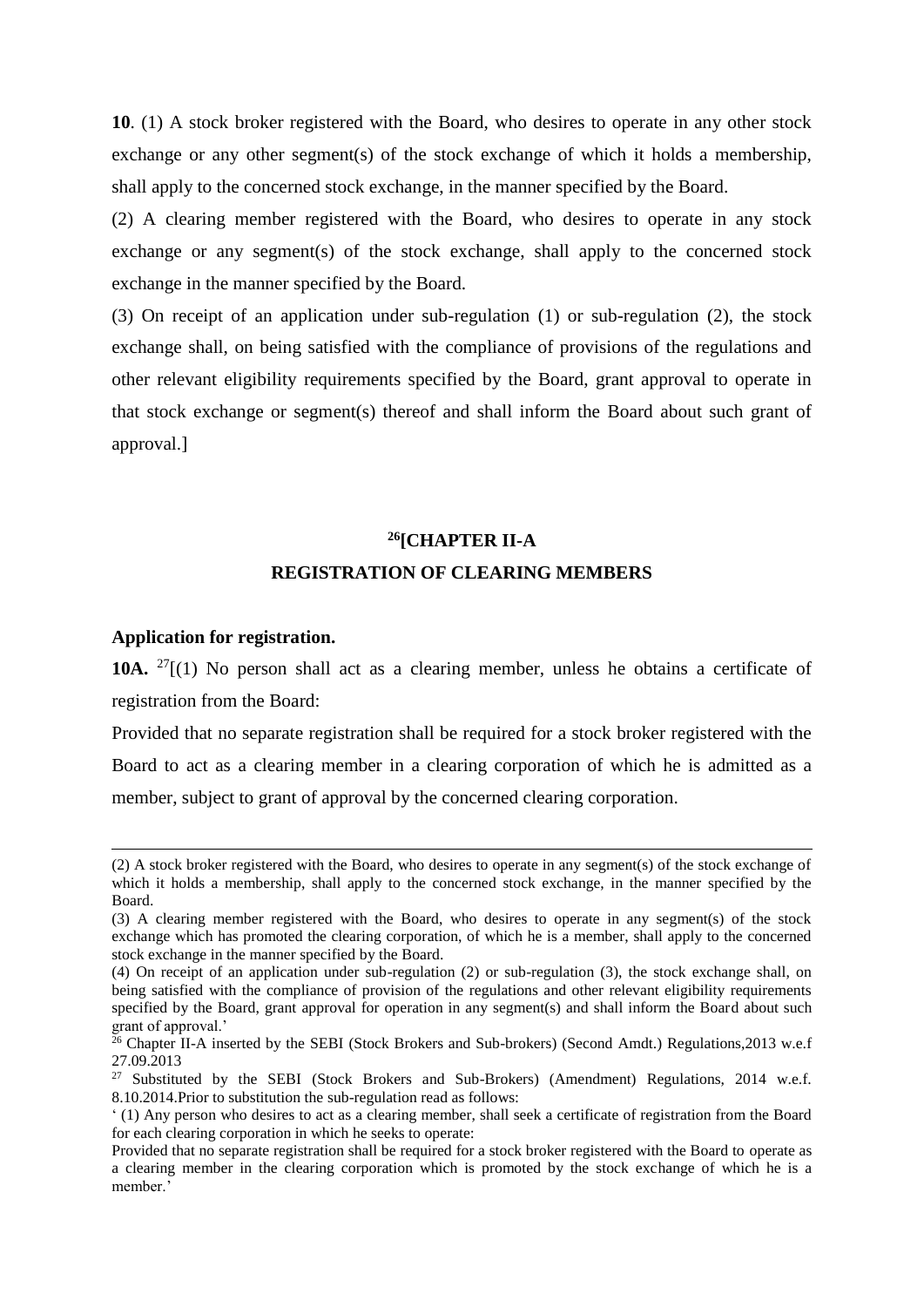**10**. (1) A stock broker registered with the Board, who desires to operate in any other stock exchange or any other segment(s) of the stock exchange of which it holds a membership, shall apply to the concerned stock exchange, in the manner specified by the Board.

(2) A clearing member registered with the Board, who desires to operate in any stock exchange or any segment(s) of the stock exchange, shall apply to the concerned stock exchange in the manner specified by the Board.

(3) On receipt of an application under sub-regulation (1) or sub-regulation (2), the stock exchange shall, on being satisfied with the compliance of provisions of the regulations and other relevant eligibility requirements specified by the Board, grant approval to operate in that stock exchange or segment(s) thereof and shall inform the Board about such grant of approval.]

## [26][CHAPTER II-A
## REGISTRATION OF CLEARING MEMBERS

**Application for registration.**

**10A.** [27][(1) No person shall act as a clearing member, unless he obtains a certificate of registration from the Board:

Provided that no separate registration shall be required for a stock broker registered with the Board to act as a clearing member in a clearing corporation of which he is admitted as a member, subject to grant of approval by the concerned clearing corporation.

---

(2) A stock broker registered with the Board, who desires to operate in any segment(s) of the stock exchange of which it holds a membership, shall apply to the concerned stock exchange, in the manner specified by the Board.

(3) A clearing member registered with the Board, who desires to operate in any segment(s) of the stock exchange which has promoted the clearing corporation, of which he is a member, shall apply to the concerned stock exchange in the manner specified by the Board.

(4) On receipt of an application under sub-regulation (2) or sub-regulation (3), the stock exchange shall, on being satisfied with the compliance of provision of the regulations and other relevant eligibility requirements specified by the Board, grant approval for operation in any segment(s) and shall inform the Board about such grant of approval.'

[26] Chapter II-A inserted by the SEBI (Stock Brokers and Sub-brokers) (Second Amdt.) Regulations,2013 w.e.f 27.09.2013

[27] Substituted by the SEBI (Stock Brokers and Sub-Brokers) (Amendment) Regulations, 2014 w.e.f. 8.10.2014.Prior to substitution the sub-regulation read as follows:

' (1) Any person who desires to act as a clearing member, shall seek a certificate of registration from the Board for each clearing corporation in which he seeks to operate:

Provided that no separate registration shall be required for a stock broker registered with the Board to operate as a clearing member in the clearing corporation which is promoted by the stock exchange of which he is a member.'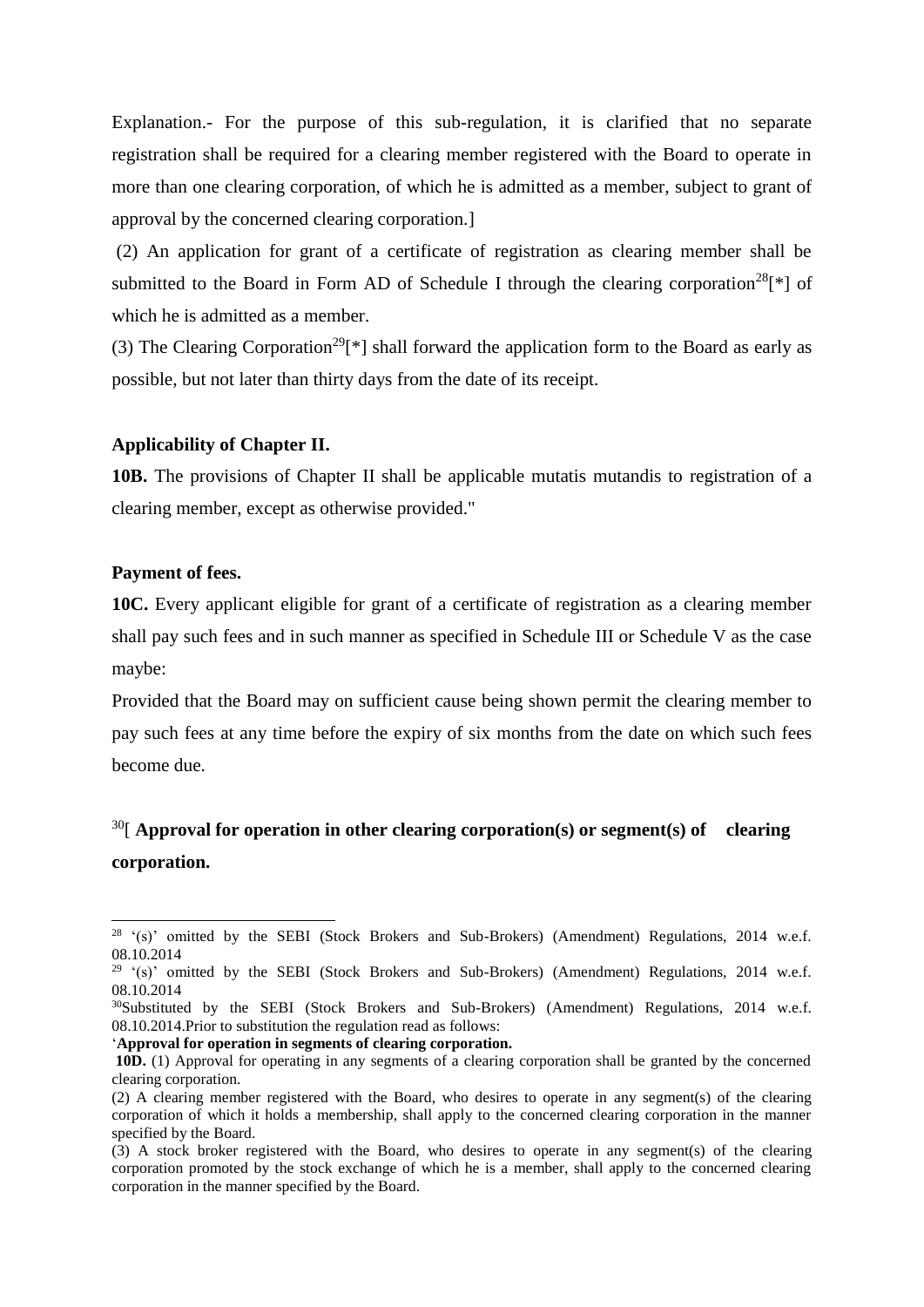Explanation.- For the purpose of this sub-regulation, it is clarified that no separate registration shall be required for a clearing member registered with the Board to operate in more than one clearing corporation, of which he is admitted as a member, subject to grant of approval by the concerned clearing corporation.]

(2) An application for grant of a certificate of registration as clearing member shall be submitted to the Board in Form AD of Schedule I through the clearing corporation[28][*] of which he is admitted as a member.

(3) The Clearing Corporation[29][*] shall forward the application form to the Board as early as possible, but not later than thirty days from the date of its receipt.

**Applicability of Chapter II.**

**10B.** The provisions of Chapter II shall be applicable mutatis mutandis to registration of a clearing member, except as otherwise provided."

**Payment of fees.**

**10C.** Every applicant eligible for grant of a certificate of registration as a clearing member shall pay such fees and in such manner as specified in Schedule III or Schedule V as the case maybe:

Provided that the Board may on sufficient cause being shown permit the clearing member to pay such fees at any time before the expiry of six months from the date on which such fees become due.

[30][ **Approval for operation in other clearing corporation(s) or segment(s) of clearing corporation.**

---

[28] '(s)' omitted by the SEBI (Stock Brokers and Sub-Brokers) (Amendment) Regulations, 2014 w.e.f. 08.10.2014

[29] '(s)' omitted by the SEBI (Stock Brokers and Sub-Brokers) (Amendment) Regulations, 2014 w.e.f. 08.10.2014

[30] Substituted by the SEBI (Stock Brokers and Sub-Brokers) (Amendment) Regulations, 2014 w.e.f. 08.10.2014.Prior to substitution the regulation read as follows:

'**Approval for operation in segments of clearing corporation.**

**10D.** (1) Approval for operating in any segments of a clearing corporation shall be granted by the concerned clearing corporation.

(2) A clearing member registered with the Board, who desires to operate in any segment(s) of the clearing corporation of which it holds a membership, shall apply to the concerned clearing corporation in the manner specified by the Board.

(3) A stock broker registered with the Board, who desires to operate in any segment(s) of the clearing corporation promoted by the stock exchange of which he is a member, shall apply to the concerned clearing corporation in the manner specified by the Board.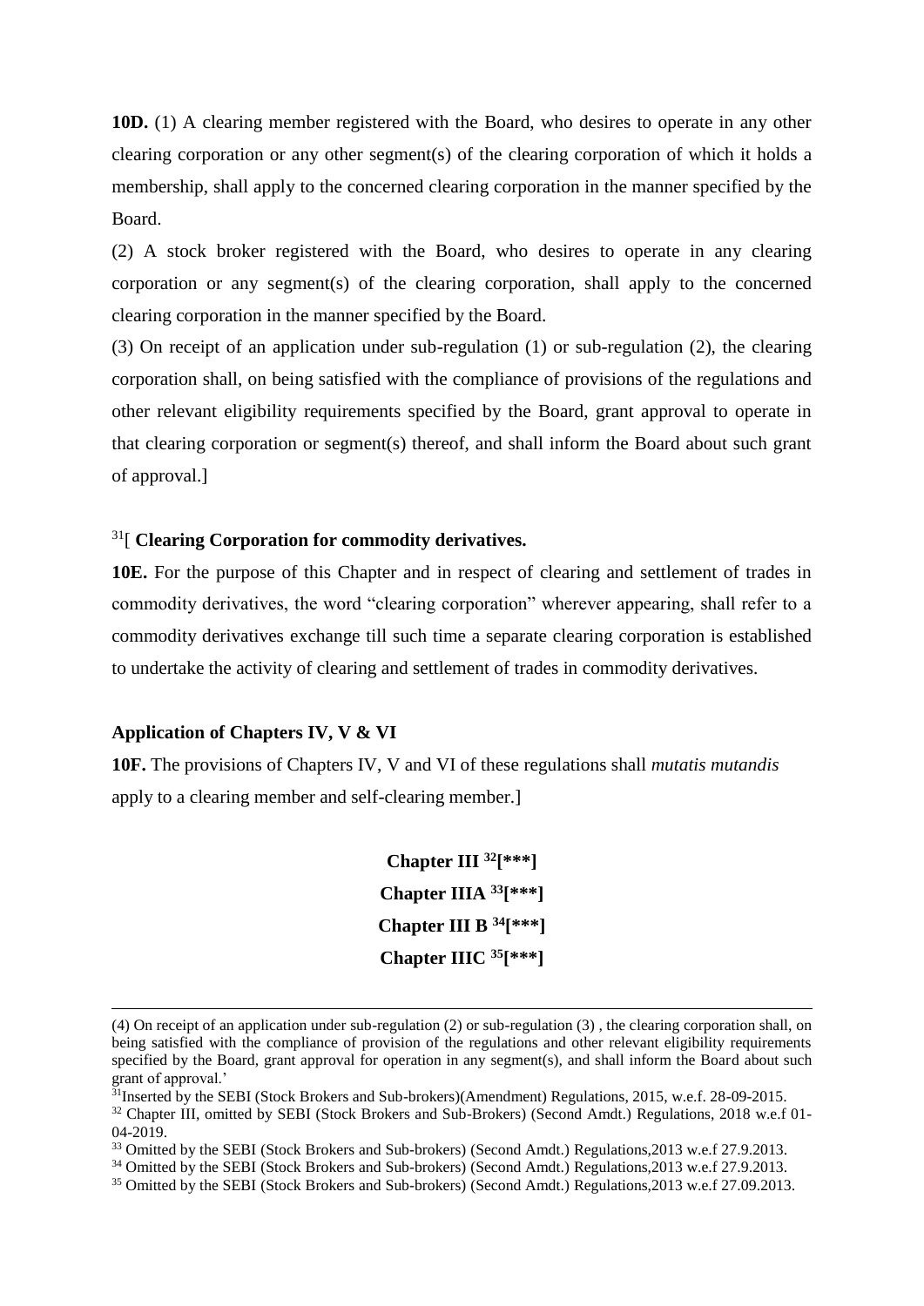**10D.** (1) A clearing member registered with the Board, who desires to operate in any other clearing corporation or any other segment(s) of the clearing corporation of which it holds a membership, shall apply to the concerned clearing corporation in the manner specified by the Board.

(2) A stock broker registered with the Board, who desires to operate in any clearing corporation or any segment(s) of the clearing corporation, shall apply to the concerned clearing corporation in the manner specified by the Board.

(3) On receipt of an application under sub-regulation (1) or sub-regulation (2), the clearing corporation shall, on being satisfied with the compliance of provisions of the regulations and other relevant eligibility requirements specified by the Board, grant approval to operate in that clearing corporation or segment(s) thereof, and shall inform the Board about such grant of approval.]

[31][ **Clearing Corporation for commodity derivatives.**

**10E.** For the purpose of this Chapter and in respect of clearing and settlement of trades in commodity derivatives, the word "clearing corporation" wherever appearing, shall refer to a commodity derivatives exchange till such time a separate clearing corporation is established to undertake the activity of clearing and settlement of trades in commodity derivatives.

**Application of Chapters IV, V & VI**

**10F.** The provisions of Chapters IV, V and VI of these regulations shall *mutatis mutandis* apply to a clearing member and self-clearing member.]

**Chapter III [32][***]**

**Chapter IIIA [33][***]**

**Chapter III B [34][***]**

**Chapter IIIC [35][***]**

---

(4) On receipt of an application under sub-regulation (2) or sub-regulation (3) , the clearing corporation shall, on being satisfied with the compliance of provision of the regulations and other relevant eligibility requirements specified by the Board, grant approval for operation in any segment(s), and shall inform the Board about such grant of approval.'

[31] Inserted by the SEBI (Stock Brokers and Sub-brokers)(Amendment) Regulations, 2015, w.e.f. 28-09-2015.

[32] Chapter III, omitted by SEBI (Stock Brokers and Sub-Brokers) (Second Amdt.) Regulations, 2018 w.e.f 01-04-2019.

[33] Omitted by the SEBI (Stock Brokers and Sub-brokers) (Second Amdt.) Regulations,2013 w.e.f 27.9.2013.

[34] Omitted by the SEBI (Stock Brokers and Sub-brokers) (Second Amdt.) Regulations,2013 w.e.f 27.9.2013.

[35] Omitted by the SEBI (Stock Brokers and Sub-brokers) (Second Amdt.) Regulations,2013 w.e.f 27.09.2013.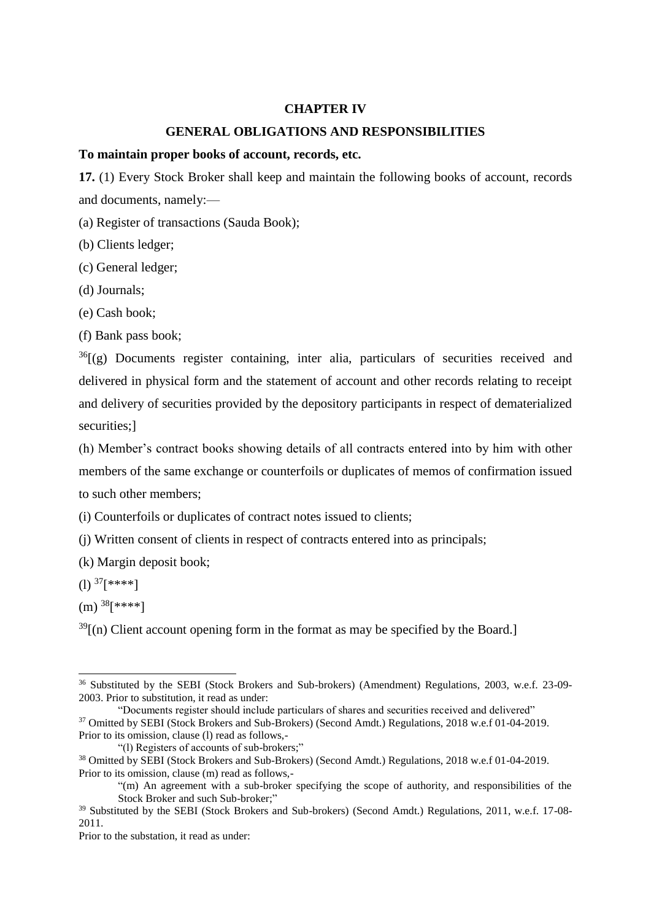## CHAPTER IV

## GENERAL OBLIGATIONS AND RESPONSIBILITIES

**To maintain proper books of account, records, etc.**

**17.** (1) Every Stock Broker shall keep and maintain the following books of account, records and documents, namely:—

(a) Register of transactions (Sauda Book);

(b) Clients ledger;

(c) General ledger;

(d) Journals;

(e) Cash book;

(f) Bank pass book;

[36][(g) Documents register containing, inter alia, particulars of securities received and delivered in physical form and the statement of account and other records relating to receipt and delivery of securities provided by the depository participants in respect of dematerialized securities;]

(h) Member's contract books showing details of all contracts entered into by him with other members of the same exchange or counterfoils or duplicates of memos of confirmation issued to such other members;

(i) Counterfoils or duplicates of contract notes issued to clients;

(j) Written consent of clients in respect of contracts entered into as principals;

(k) Margin deposit book;

(l) [37][****]

(m) [38][****]

[39][(n) Client account opening form in the format as may be specified by the Board.]

---

[36] Substituted by the SEBI (Stock Brokers and Sub-brokers) (Amendment) Regulations, 2003, w.e.f. 23-09-2003. Prior to substitution, it read as under:

"Documents register should include particulars of shares and securities received and delivered"

[37] Omitted by SEBI (Stock Brokers and Sub-Brokers) (Second Amdt.) Regulations, 2018 w.e.f 01-04-2019. Prior to its omission, clause (l) read as follows,-

"(l) Registers of accounts of sub-brokers;"

[38] Omitted by SEBI (Stock Brokers and Sub-Brokers) (Second Amdt.) Regulations, 2018 w.e.f 01-04-2019. Prior to its omission, clause (m) read as follows,-

"(m) An agreement with a sub-broker specifying the scope of authority, and responsibilities of the Stock Broker and such Sub-broker;"

[39] Substituted by the SEBI (Stock Brokers and Sub-brokers) (Second Amdt.) Regulations, 2011, w.e.f. 17-08-2011.

Prior to the substation, it read as under: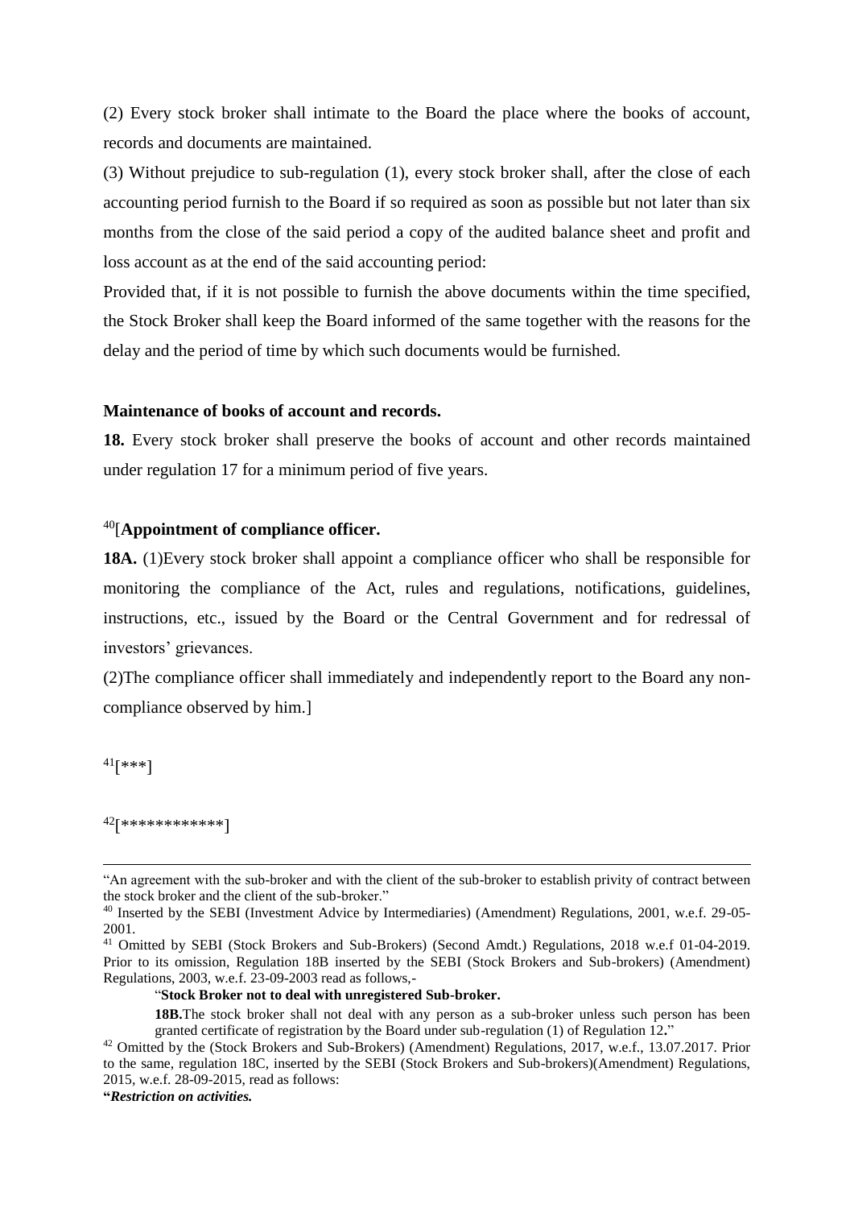(2) Every stock broker shall intimate to the Board the place where the books of account, records and documents are maintained.

(3) Without prejudice to sub-regulation (1), every stock broker shall, after the close of each accounting period furnish to the Board if so required as soon as possible but not later than six months from the close of the said period a copy of the audited balance sheet and profit and loss account as at the end of the said accounting period:

Provided that, if it is not possible to furnish the above documents within the time specified, the Stock Broker shall keep the Board informed of the same together with the reasons for the delay and the period of time by which such documents would be furnished.

**Maintenance of books of account and records.**

**18.** Every stock broker shall preserve the books of account and other records maintained under regulation 17 for a minimum period of five years.

[40][**Appointment of compliance officer.**

**18A.** (1)Every stock broker shall appoint a compliance officer who shall be responsible for monitoring the compliance of the Act, rules and regulations, notifications, guidelines, instructions, etc., issued by the Board or the Central Government and for redressal of investors' grievances.

(2)The compliance officer shall immediately and independently report to the Board any non-compliance observed by him.]

[41][***]

[42][************]

---

"An agreement with the sub-broker and with the client of the sub-broker to establish privity of contract between the stock broker and the client of the sub-broker."

[40] Inserted by the SEBI (Investment Advice by Intermediaries) (Amendment) Regulations, 2001, w.e.f. 29-05-2001.

[41] Omitted by SEBI (Stock Brokers and Sub-Brokers) (Second Amdt.) Regulations, 2018 w.e.f 01-04-2019. Prior to its omission, Regulation 18B inserted by the SEBI (Stock Brokers and Sub-brokers) (Amendment) Regulations, 2003, w.e.f. 23-09-2003 read as follows,-

> "**Stock Broker not to deal with unregistered Sub-broker.**
>
> **18B.**The stock broker shall not deal with any person as a sub-broker unless such person has been granted certificate of registration by the Board under sub-regulation (1) of Regulation 12."

[42] Omitted by the (Stock Brokers and Sub-Brokers) (Amendment) Regulations, 2017, w.e.f., 13.07.2017. Prior to the same, regulation 18C, inserted by the SEBI (Stock Brokers and Sub-brokers)(Amendment) Regulations, 2015, w.e.f. 28-09-2015, read as follows:

"***Restriction on activities.***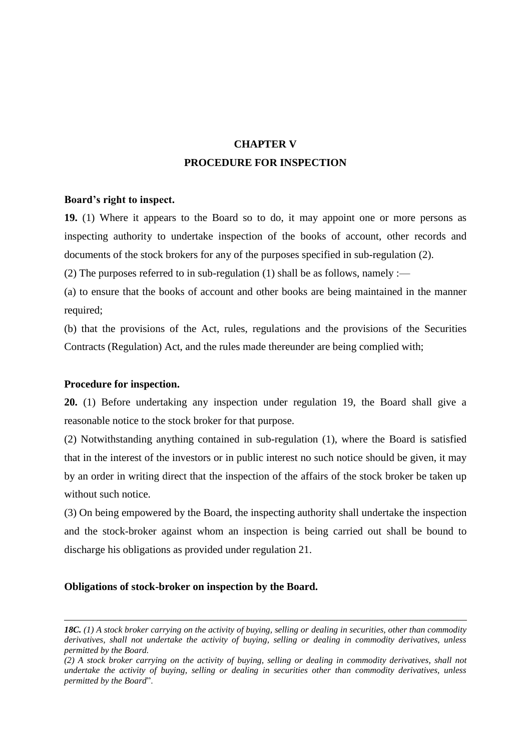## CHAPTER V

## PROCEDURE FOR INSPECTION

**Board's right to inspect.**

**19.** (1) Where it appears to the Board so to do, it may appoint one or more persons as inspecting authority to undertake inspection of the books of account, other records and documents of the stock brokers for any of the purposes specified in sub-regulation (2).

(2) The purposes referred to in sub-regulation (1) shall be as follows, namely :—

(a) to ensure that the books of account and other books are being maintained in the manner required;

(b) that the provisions of the Act, rules, regulations and the provisions of the Securities Contracts (Regulation) Act, and the rules made thereunder are being complied with;

**Procedure for inspection.**

**20.** (1) Before undertaking any inspection under regulation 19, the Board shall give a reasonable notice to the stock broker for that purpose.

(2) Notwithstanding anything contained in sub-regulation (1), where the Board is satisfied that in the interest of the investors or in public interest no such notice should be given, it may by an order in writing direct that the inspection of the affairs of the stock broker be taken up without such notice.

(3) On being empowered by the Board, the inspecting authority shall undertake the inspection and the stock-broker against whom an inspection is being carried out shall be bound to discharge his obligations as provided under regulation 21.

**Obligations of stock-broker on inspection by the Board.**

---

***18C.*** *(1) A stock broker carrying on the activity of buying, selling or dealing in securities, other than commodity derivatives, shall not undertake the activity of buying, selling or dealing in commodity derivatives, unless permitted by the Board.*

*(2) A stock broker carrying on the activity of buying, selling or dealing in commodity derivatives, shall not undertake the activity of buying, selling or dealing in securities other than commodity derivatives, unless permitted by the Board*".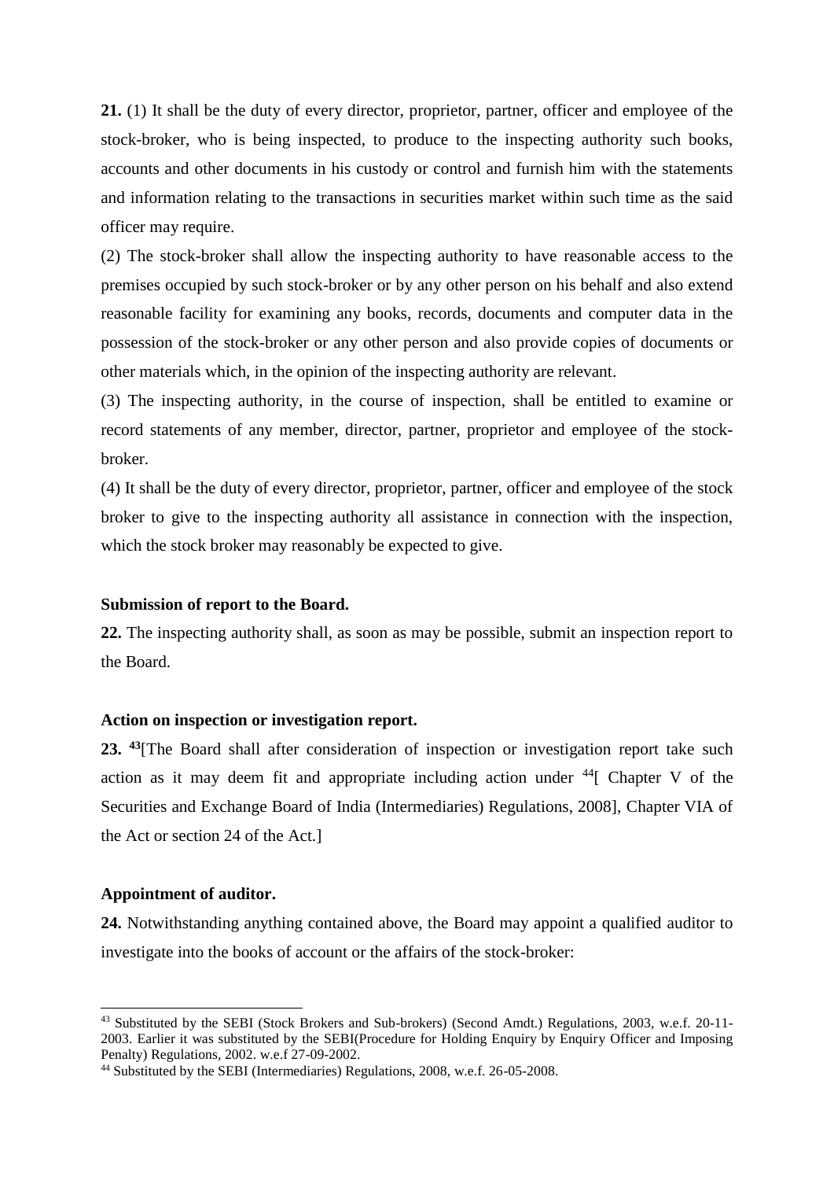**21.** (1) It shall be the duty of every director, proprietor, partner, officer and employee of the stock-broker, who is being inspected, to produce to the inspecting authority such books, accounts and other documents in his custody or control and furnish him with the statements and information relating to the transactions in securities market within such time as the said officer may require.

(2) The stock-broker shall allow the inspecting authority to have reasonable access to the premises occupied by such stock-broker or by any other person on his behalf and also extend reasonable facility for examining any books, records, documents and computer data in the possession of the stock-broker or any other person and also provide copies of documents or other materials which, in the opinion of the inspecting authority are relevant.

(3) The inspecting authority, in the course of inspection, shall be entitled to examine or record statements of any member, director, partner, proprietor and employee of the stock-broker.

(4) It shall be the duty of every director, proprietor, partner, officer and employee of the stock broker to give to the inspecting authority all assistance in connection with the inspection, which the stock broker may reasonably be expected to give.

**Submission of report to the Board.**

**22.** The inspecting authority shall, as soon as may be possible, submit an inspection report to the Board.

**Action on inspection or investigation report.**

**23.** [43][The Board shall after consideration of inspection or investigation report take such action as it may deem fit and appropriate including action under [44][ Chapter V of the Securities and Exchange Board of India (Intermediaries) Regulations, 2008], Chapter VIA of the Act or section 24 of the Act.]

**Appointment of auditor.**

**24.** Notwithstanding anything contained above, the Board may appoint a qualified auditor to investigate into the books of account or the affairs of the stock-broker:

---

[43] Substituted by the SEBI (Stock Brokers and Sub-brokers) (Second Amdt.) Regulations, 2003, w.e.f. 20-11-2003. Earlier it was substituted by the SEBI(Procedure for Holding Enquiry by Enquiry Officer and Imposing Penalty) Regulations, 2002. w.e.f 27-09-2002.

[44] Substituted by the SEBI (Intermediaries) Regulations, 2008, w.e.f. 26-05-2008.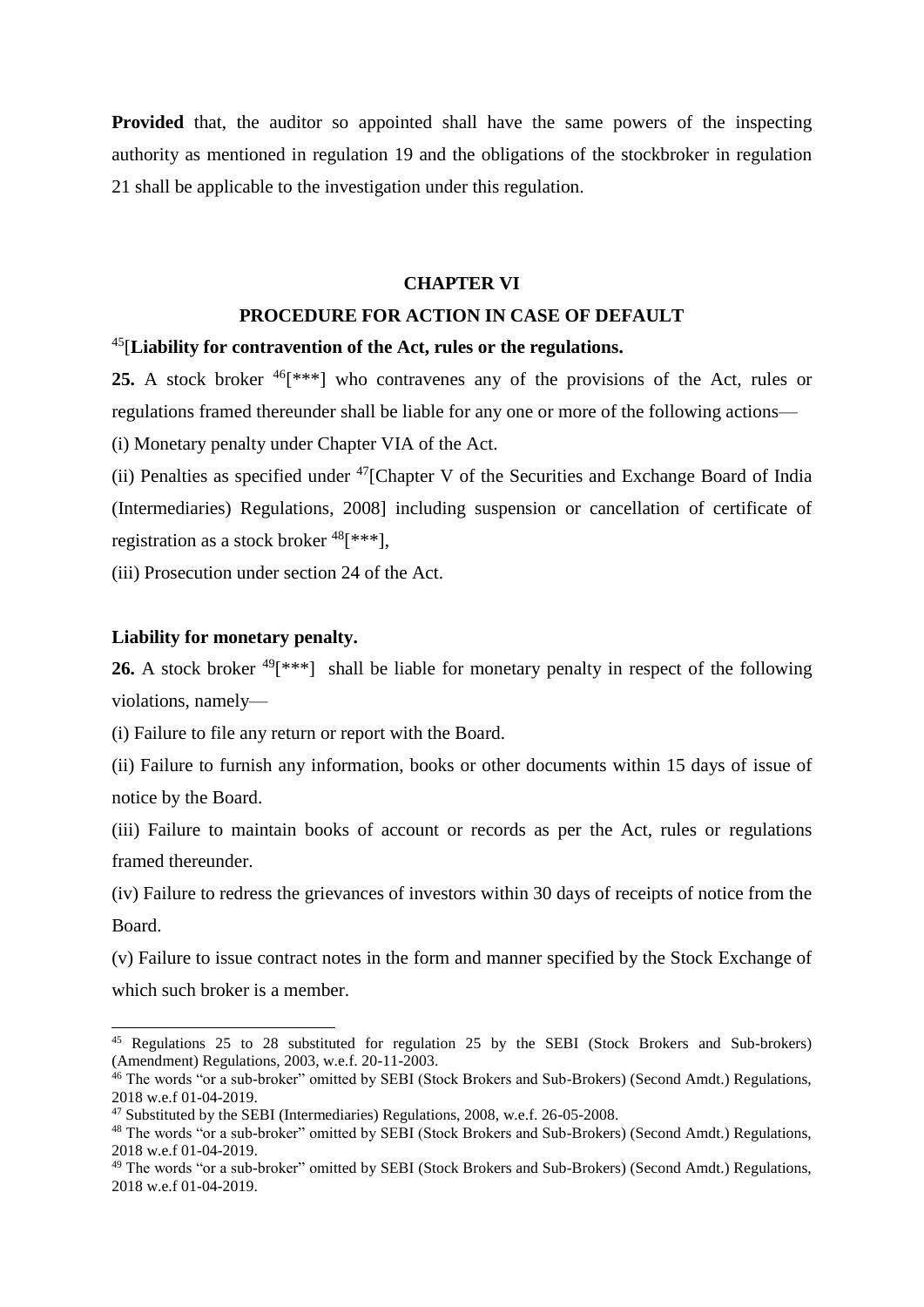**Provided** that, the auditor so appointed shall have the same powers of the inspecting authority as mentioned in regulation 19 and the obligations of the stockbroker in regulation 21 shall be applicable to the investigation under this regulation.

## CHAPTER VI

## PROCEDURE FOR ACTION IN CASE OF DEFAULT

[45][**Liability for contravention of the Act, rules or the regulations.**

**25.** A stock broker [46][***] who contravenes any of the provisions of the Act, rules or regulations framed thereunder shall be liable for any one or more of the following actions—

(i) Monetary penalty under Chapter VIA of the Act.

(ii) Penalties as specified under [47][Chapter V of the Securities and Exchange Board of India (Intermediaries) Regulations, 2008] including suspension or cancellation of certificate of registration as a stock broker [48][***],

(iii) Prosecution under section 24 of the Act.

**Liability for monetary penalty.**

**26.** A stock broker [49][***] shall be liable for monetary penalty in respect of the following violations, namely—

(i) Failure to file any return or report with the Board.

(ii) Failure to furnish any information, books or other documents within 15 days of issue of notice by the Board.

(iii) Failure to maintain books of account or records as per the Act, rules or regulations framed thereunder.

(iv) Failure to redress the grievances of investors within 30 days of receipts of notice from the Board.

(v) Failure to issue contract notes in the form and manner specified by the Stock Exchange of which such broker is a member.

---

[45] Regulations 25 to 28 substituted for regulation 25 by the SEBI (Stock Brokers and Sub-brokers) (Amendment) Regulations, 2003, w.e.f. 20-11-2003.

[46] The words "or a sub-broker" omitted by SEBI (Stock Brokers and Sub-Brokers) (Second Amdt.) Regulations, 2018 w.e.f 01-04-2019.

[47] Substituted by the SEBI (Intermediaries) Regulations, 2008, w.e.f. 26-05-2008.

[48] The words "or a sub-broker" omitted by SEBI (Stock Brokers and Sub-Brokers) (Second Amdt.) Regulations, 2018 w.e.f 01-04-2019.

[49] The words "or a sub-broker" omitted by SEBI (Stock Brokers and Sub-Brokers) (Second Amdt.) Regulations, 2018 w.e.f 01-04-2019.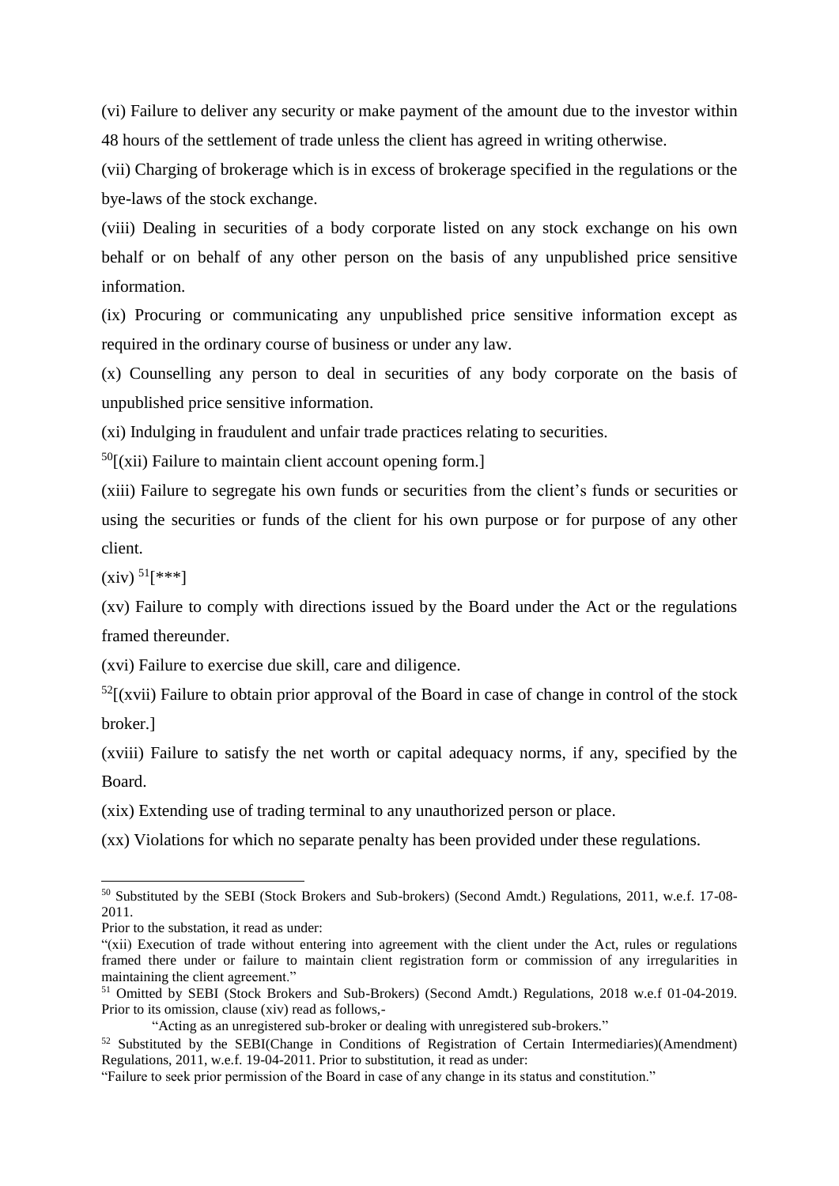(vi) Failure to deliver any security or make payment of the amount due to the investor within 48 hours of the settlement of trade unless the client has agreed in writing otherwise.

(vii) Charging of brokerage which is in excess of brokerage specified in the regulations or the bye-laws of the stock exchange.

(viii) Dealing in securities of a body corporate listed on any stock exchange on his own behalf or on behalf of any other person on the basis of any unpublished price sensitive information.

(ix) Procuring or communicating any unpublished price sensitive information except as required in the ordinary course of business or under any law.

(x) Counselling any person to deal in securities of any body corporate on the basis of unpublished price sensitive information.

(xi) Indulging in fraudulent and unfair trade practices relating to securities.

[50][(xii) Failure to maintain client account opening form.]

(xiii) Failure to segregate his own funds or securities from the client's funds or securities or using the securities or funds of the client for his own purpose or for purpose of any other client.

(xiv) [51][***]

(xv) Failure to comply with directions issued by the Board under the Act or the regulations framed thereunder.

(xvi) Failure to exercise due skill, care and diligence.

[52][(xvii) Failure to obtain prior approval of the Board in case of change in control of the stock broker.]

(xviii) Failure to satisfy the net worth or capital adequacy norms, if any, specified by the Board.

(xix) Extending use of trading terminal to any unauthorized person or place.

(xx) Violations for which no separate penalty has been provided under these regulations.

---

[50] Substituted by the SEBI (Stock Brokers and Sub-brokers) (Second Amdt.) Regulations, 2011, w.e.f. 17-08-2011.

Prior to the substation, it read as under:

"(xii) Execution of trade without entering into agreement with the client under the Act, rules or regulations framed there under or failure to maintain client registration form or commission of any irregularities in maintaining the client agreement."

[51] Omitted by SEBI (Stock Brokers and Sub-Brokers) (Second Amdt.) Regulations, 2018 w.e.f 01-04-2019. Prior to its omission, clause (xiv) read as follows,-

"Acting as an unregistered sub-broker or dealing with unregistered sub-brokers."

[52] Substituted by the SEBI(Change in Conditions of Registration of Certain Intermediaries)(Amendment) Regulations, 2011, w.e.f. 19-04-2011. Prior to substitution, it read as under:

"Failure to seek prior permission of the Board in case of any change in its status and constitution."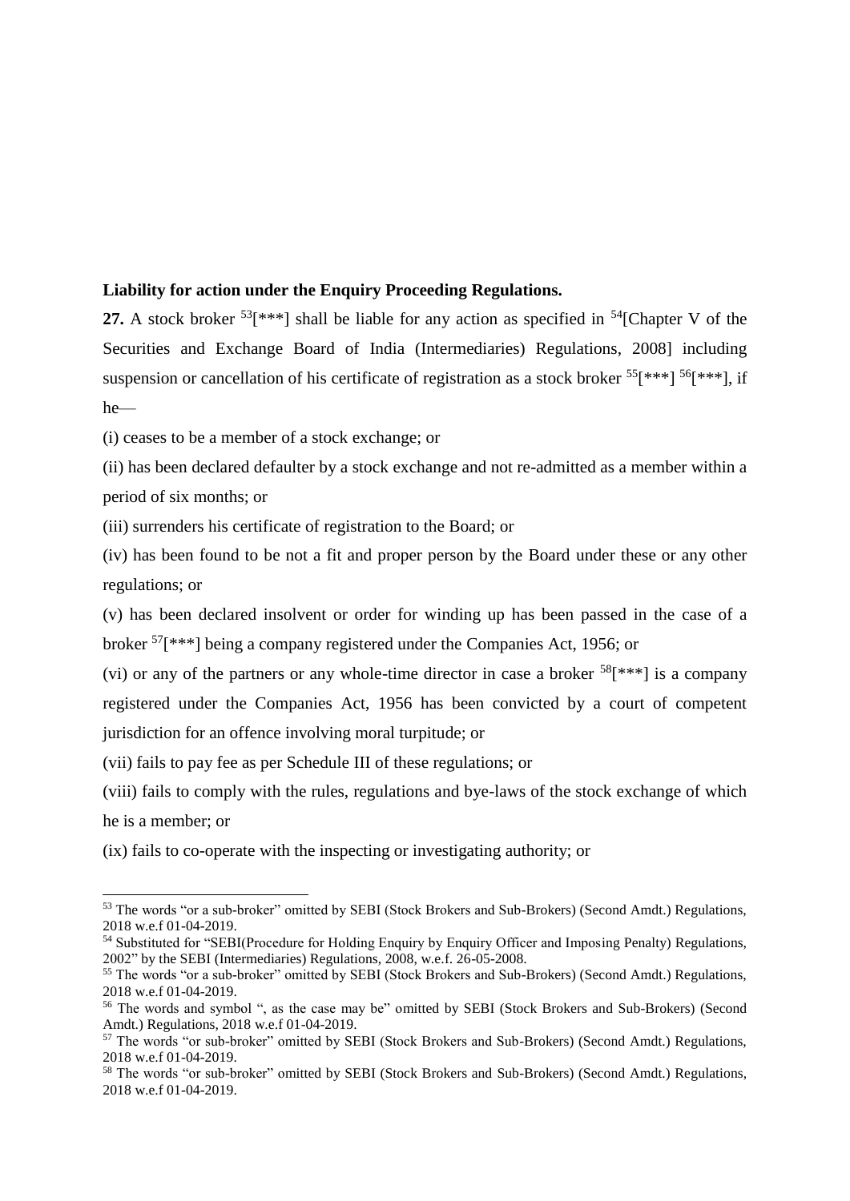**Liability for action under the Enquiry Proceeding Regulations.**

**27.** A stock broker [53][***] shall be liable for any action as specified in [54][Chapter V of the Securities and Exchange Board of India (Intermediaries) Regulations, 2008] including suspension or cancellation of his certificate of registration as a stock broker [55][***] [56][***], if he—

(i) ceases to be a member of a stock exchange; or

(ii) has been declared defaulter by a stock exchange and not re-admitted as a member within a period of six months; or

(iii) surrenders his certificate of registration to the Board; or

(iv) has been found to be not a fit and proper person by the Board under these or any other regulations; or

(v) has been declared insolvent or order for winding up has been passed in the case of a broker [57][***] being a company registered under the Companies Act, 1956; or

(vi) or any of the partners or any whole-time director in case a broker [58][***] is a company registered under the Companies Act, 1956 has been convicted by a court of competent jurisdiction for an offence involving moral turpitude; or

(vii) fails to pay fee as per Schedule III of these regulations; or

(viii) fails to comply with the rules, regulations and bye-laws of the stock exchange of which he is a member; or

(ix) fails to co-operate with the inspecting or investigating authority; or

---

[53] The words "or a sub-broker" omitted by SEBI (Stock Brokers and Sub-Brokers) (Second Amdt.) Regulations, 2018 w.e.f 01-04-2019.

[54] Substituted for "SEBI(Procedure for Holding Enquiry by Enquiry Officer and Imposing Penalty) Regulations, 2002" by the SEBI (Intermediaries) Regulations, 2008, w.e.f. 26-05-2008.

[55] The words "or a sub-broker" omitted by SEBI (Stock Brokers and Sub-Brokers) (Second Amdt.) Regulations, 2018 w.e.f 01-04-2019.

[56] The words and symbol ", as the case may be" omitted by SEBI (Stock Brokers and Sub-Brokers) (Second Amdt.) Regulations, 2018 w.e.f 01-04-2019.

[57] The words "or sub-broker" omitted by SEBI (Stock Brokers and Sub-Brokers) (Second Amdt.) Regulations, 2018 w.e.f 01-04-2019.

[58] The words "or sub-broker" omitted by SEBI (Stock Brokers and Sub-Brokers) (Second Amdt.) Regulations, 2018 w.e.f 01-04-2019.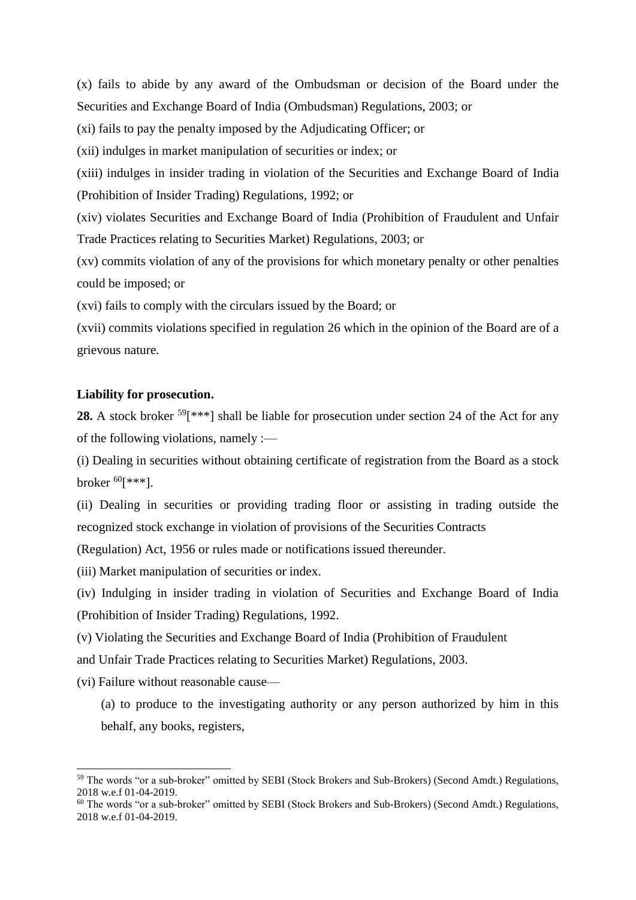(x) fails to abide by any award of the Ombudsman or decision of the Board under the Securities and Exchange Board of India (Ombudsman) Regulations, 2003; or

(xi) fails to pay the penalty imposed by the Adjudicating Officer; or

(xii) indulges in market manipulation of securities or index; or

(xiii) indulges in insider trading in violation of the Securities and Exchange Board of India (Prohibition of Insider Trading) Regulations, 1992; or

(xiv) violates Securities and Exchange Board of India (Prohibition of Fraudulent and Unfair Trade Practices relating to Securities Market) Regulations, 2003; or

(xv) commits violation of any of the provisions for which monetary penalty or other penalties could be imposed; or

(xvi) fails to comply with the circulars issued by the Board; or

(xvii) commits violations specified in regulation 26 which in the opinion of the Board are of a grievous nature.

**Liability for prosecution.**

**28.** A stock broker [59][***] shall be liable for prosecution under section 24 of the Act for any of the following violations, namely :—

(i) Dealing in securities without obtaining certificate of registration from the Board as a stock broker [60][***].

(ii) Dealing in securities or providing trading floor or assisting in trading outside the recognized stock exchange in violation of provisions of the Securities Contracts (Regulation) Act, 1956 or rules made or notifications issued thereunder.

(iii) Market manipulation of securities or index.

(iv) Indulging in insider trading in violation of Securities and Exchange Board of India (Prohibition of Insider Trading) Regulations, 1992.

(v) Violating the Securities and Exchange Board of India (Prohibition of Fraudulent and Unfair Trade Practices relating to Securities Market) Regulations, 2003.

(vi) Failure without reasonable cause—

(a) to produce to the investigating authority or any person authorized by him in this behalf, any books, registers,

---

[59] The words "or a sub-broker" omitted by SEBI (Stock Brokers and Sub-Brokers) (Second Amdt.) Regulations, 2018 w.e.f 01-04-2019.

[60] The words "or a sub-broker" omitted by SEBI (Stock Brokers and Sub-Brokers) (Second Amdt.) Regulations, 2018 w.e.f 01-04-2019.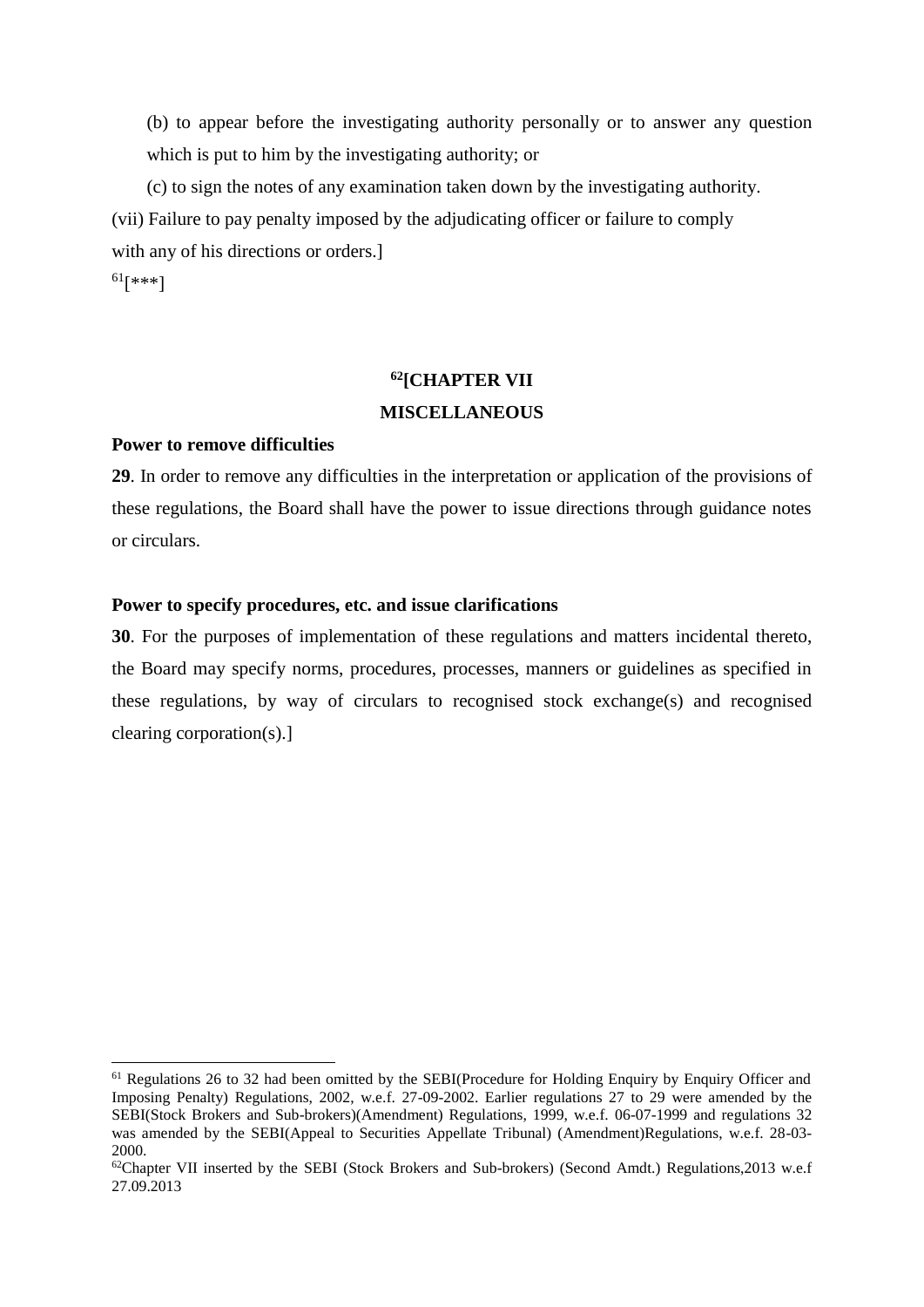(b) to appear before the investigating authority personally or to answer any question which is put to him by the investigating authority; or

(c) to sign the notes of any examination taken down by the investigating authority.

(vii) Failure to pay penalty imposed by the adjudicating officer or failure to comply with any of his directions or orders.]

[61][***]

## [62][CHAPTER VII
## MISCELLANEOUS

**Power to remove difficulties**

**29**. In order to remove any difficulties in the interpretation or application of the provisions of these regulations, the Board shall have the power to issue directions through guidance notes or circulars.

**Power to specify procedures, etc. and issue clarifications**

**30**. For the purposes of implementation of these regulations and matters incidental thereto, the Board may specify norms, procedures, processes, manners or guidelines as specified in these regulations, by way of circulars to recognised stock exchange(s) and recognised clearing corporation(s).]

---

[61] Regulations 26 to 32 had been omitted by the SEBI(Procedure for Holding Enquiry by Enquiry Officer and Imposing Penalty) Regulations, 2002, w.e.f. 27-09-2002. Earlier regulations 27 to 29 were amended by the SEBI(Stock Brokers and Sub-brokers)(Amendment) Regulations, 1999, w.e.f. 06-07-1999 and regulations 32 was amended by the SEBI(Appeal to Securities Appellate Tribunal) (Amendment)Regulations, w.e.f. 28-03-2000.

[62]Chapter VII inserted by the SEBI (Stock Brokers and Sub-brokers) (Second Amdt.) Regulations,2013 w.e.f 27.09.2013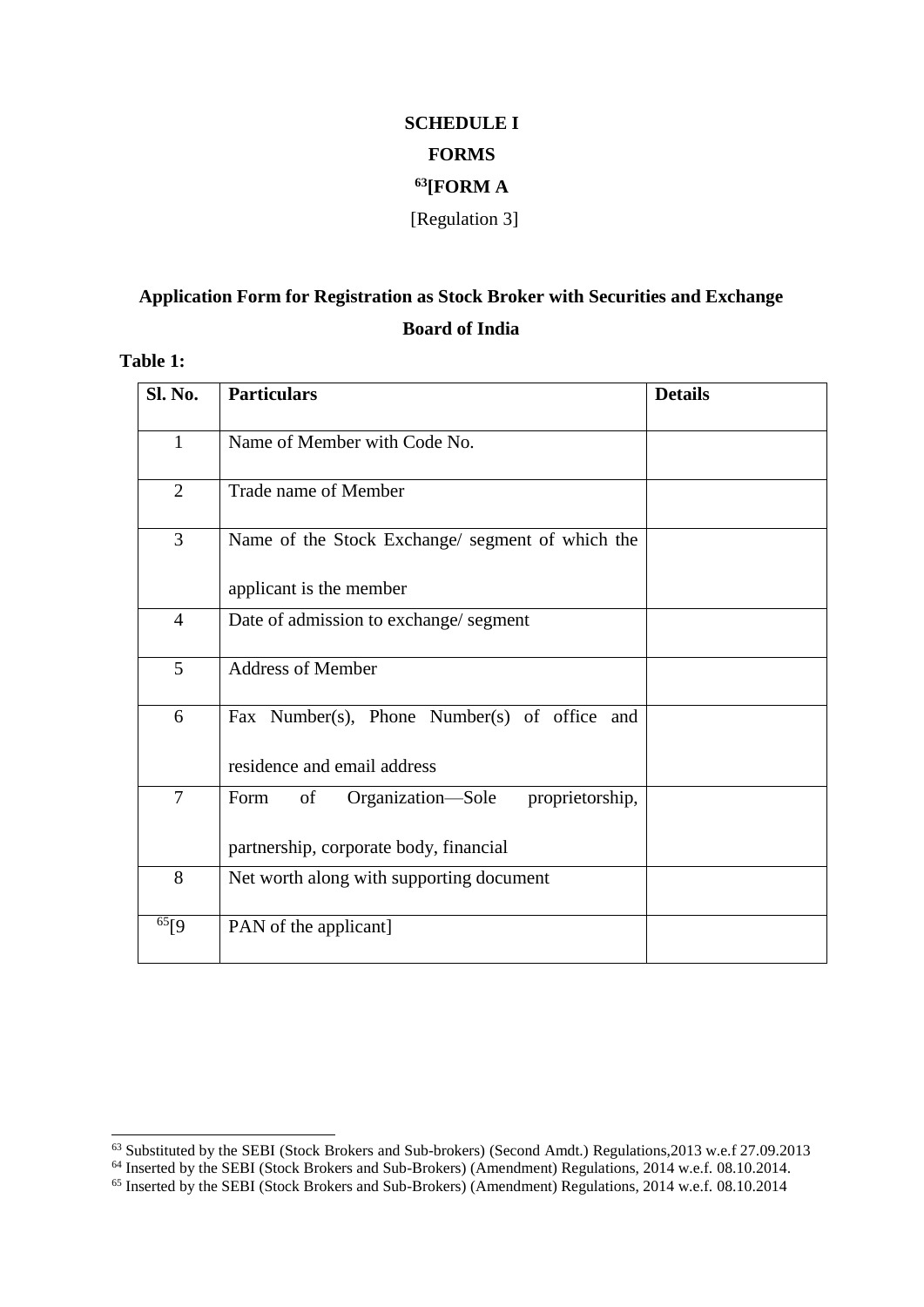**SCHEDULE I**

**FORMS**

**[63][FORM A**

[Regulation 3]

**Application Form for Registration as Stock Broker with Securities and Exchange Board of India**

**Table 1:**

| Sl. No. | Particulars | Details |
|---|---|---|
| 1 | Name of Member with Code No. | |
| 2 | Trade name of Member | |
| 3 | Name of the Stock Exchange/ segment of which the applicant is the member | |
| 4 | Date of admission to exchange/ segment | |
| 5 | Address of Member | |
| 6 | Fax Number(s), Phone Number(s) of office and residence and email address | |
| 7 | Form of Organization—Sole proprietorship, partnership, corporate body, financial | |
| 8 | Net worth along with supporting document | |
| [65][9 | PAN of the applicant] | |

---

[63] Substituted by the SEBI (Stock Brokers and Sub-brokers) (Second Amdt.) Regulations,2013 w.e.f 27.09.2013

[64] Inserted by the SEBI (Stock Brokers and Sub-Brokers) (Amendment) Regulations, 2014 w.e.f. 08.10.2014.

[65] Inserted by the SEBI (Stock Brokers and Sub-Brokers) (Amendment) Regulations, 2014 w.e.f. 08.10.2014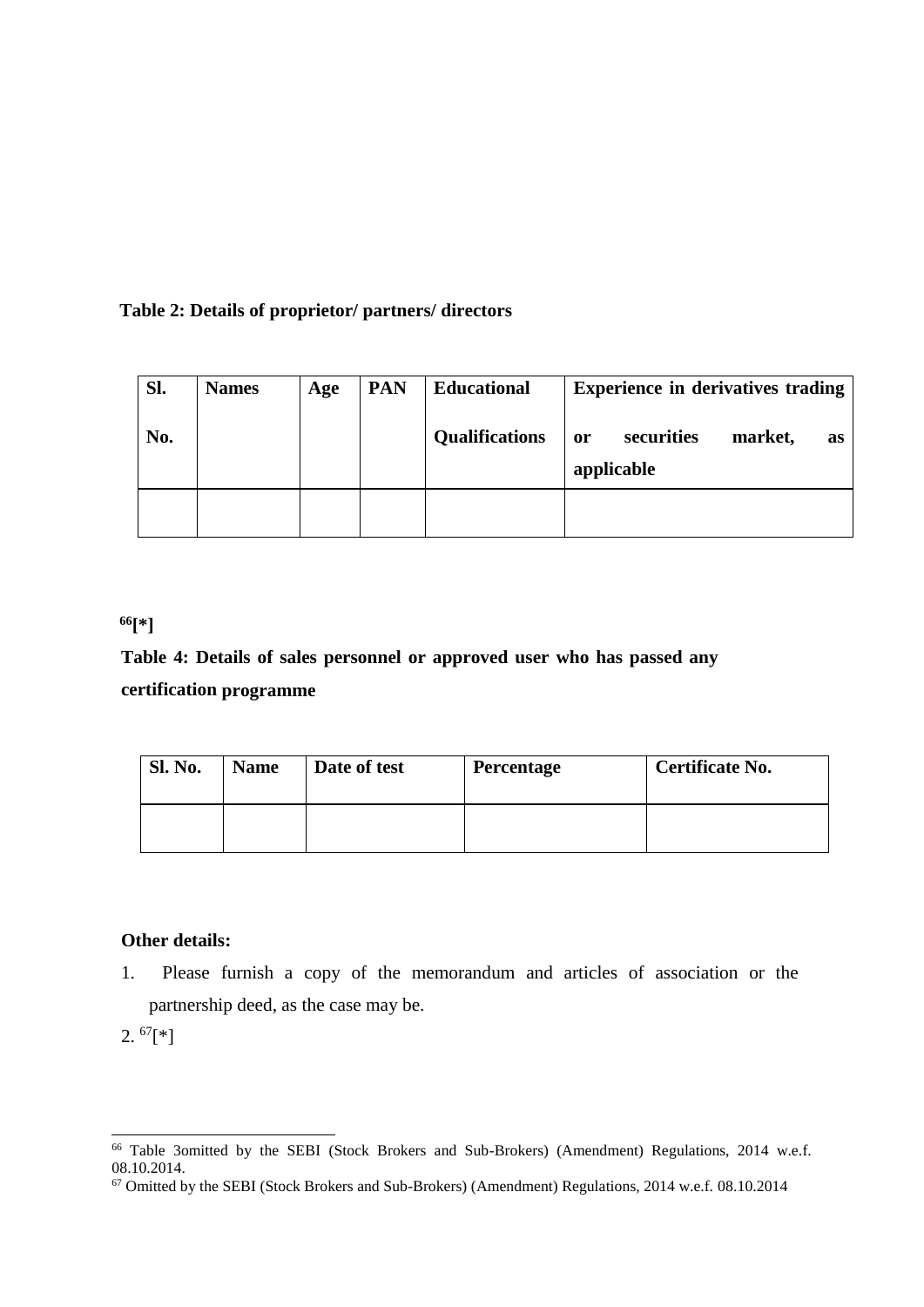**Table 2: Details of proprietor/ partners/ directors**

| Sl. No. | Names | Age | PAN | Educational Qualifications | Experience in derivatives trading or securities market, as applicable |
|---|---|---|---|---|---|
| | | | | | |

[66][*]

**Table 4: Details of sales personnel or approved user who has passed any certification programme**

| Sl. No. | Name | Date of test | Percentage | Certificate No. |
|---|---|---|---|---|
| | | | | |

**Other details:**

1. Please furnish a copy of the memorandum and articles of association or the partnership deed, as the case may be.

2. [67][*]

---

[66] Table 3omitted by the SEBI (Stock Brokers and Sub-Brokers) (Amendment) Regulations, 2014 w.e.f. 08.10.2014.

[67] Omitted by the SEBI (Stock Brokers and Sub-Brokers) (Amendment) Regulations, 2014 w.e.f. 08.10.2014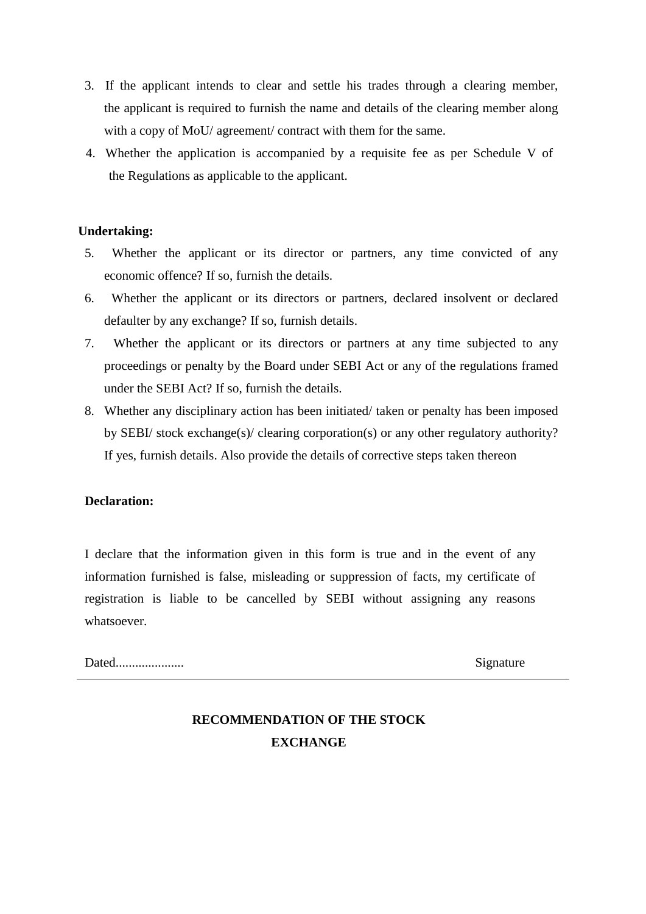3. If the applicant intends to clear and settle his trades through a clearing member, the applicant is required to furnish the name and details of the clearing member along with a copy of MoU/ agreement/ contract with them for the same.
4. Whether the application is accompanied by a requisite fee as per Schedule V of the Regulations as applicable to the applicant.

**Undertaking:**

5. Whether the applicant or its director or partners, any time convicted of any economic offence? If so, furnish the details.
6. Whether the applicant or its directors or partners, declared insolvent or declared defaulter by any exchange? If so, furnish details.
7. Whether the applicant or its directors or partners at any time subjected to any proceedings or penalty by the Board under SEBI Act or any of the regulations framed under the SEBI Act? If so, furnish the details.
8. Whether any disciplinary action has been initiated/ taken or penalty has been imposed by SEBI/ stock exchange(s)/ clearing corporation(s) or any other regulatory authority? If yes, furnish details. Also provide the details of corrective steps taken thereon

**Declaration:**

I declare that the information given in this form is true and in the event of any information furnished is false, misleading or suppression of facts, my certificate of registration is liable to be cancelled by SEBI without assigning any reasons whatsoever.

Dated.................... Signature

---

**RECOMMENDATION OF THE STOCK EXCHANGE**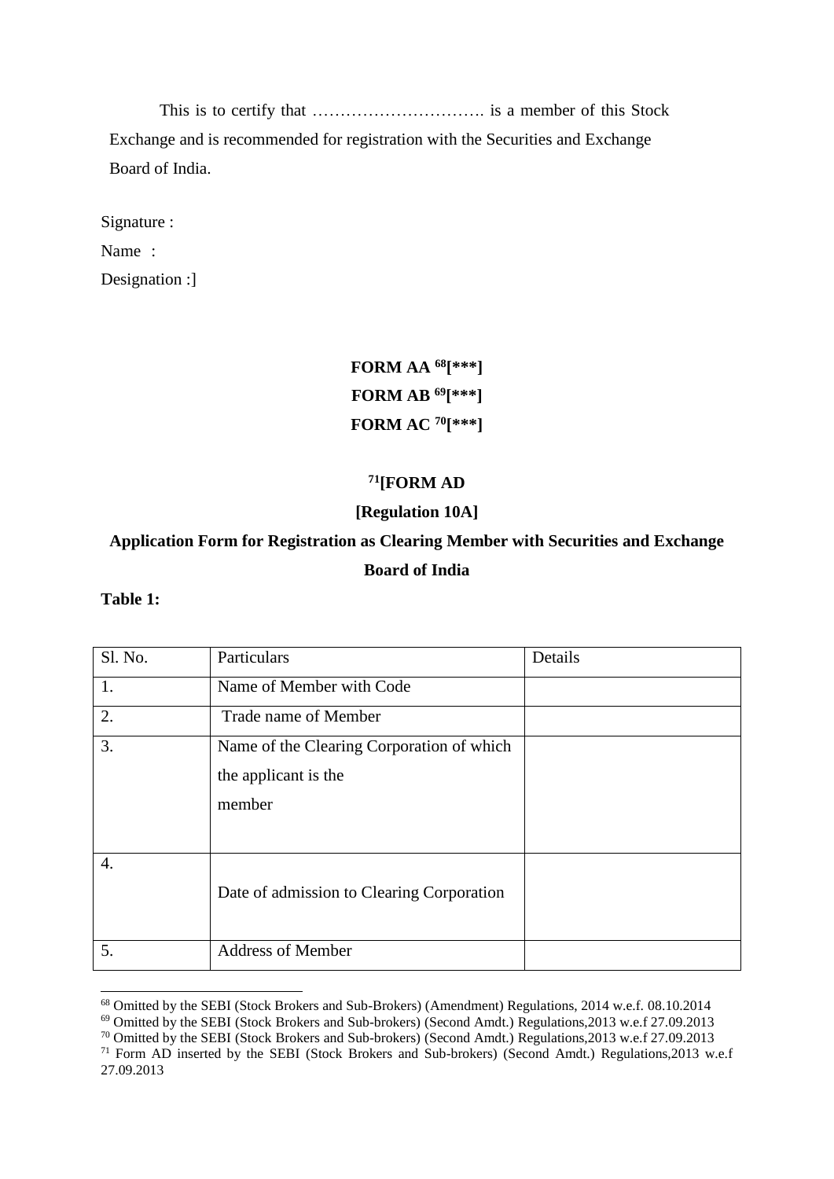This is to certify that …………………………. is a member of this Stock Exchange and is recommended for registration with the Securities and Exchange Board of India.

Signature :

Name :

Designation :]

**FORM AA [68][***]**

**FORM AB [69][***]**

**FORM AC [70][***]**

**[71][FORM AD**

**[Regulation 10A]**

**Application Form for Registration as Clearing Member with Securities and Exchange Board of India**

**Table 1:**

| Sl. No. | Particulars | Details |
|---|---|---|
| 1. | Name of Member with Code | |
| 2. | Trade name of Member | |
| 3. | Name of the Clearing Corporation of which the applicant is the member | |
| 4. | Date of admission to Clearing Corporation | |
| 5. | Address of Member | |

[68] Omitted by the SEBI (Stock Brokers and Sub-Brokers) (Amendment) Regulations, 2014 w.e.f. 08.10.2014

[69] Omitted by the SEBI (Stock Brokers and Sub-brokers) (Second Amdt.) Regulations,2013 w.e.f 27.09.2013

[70] Omitted by the SEBI (Stock Brokers and Sub-brokers) (Second Amdt.) Regulations,2013 w.e.f 27.09.2013

[71] Form AD inserted by the SEBI (Stock Brokers and Sub-brokers) (Second Amdt.) Regulations,2013 w.e.f 27.09.2013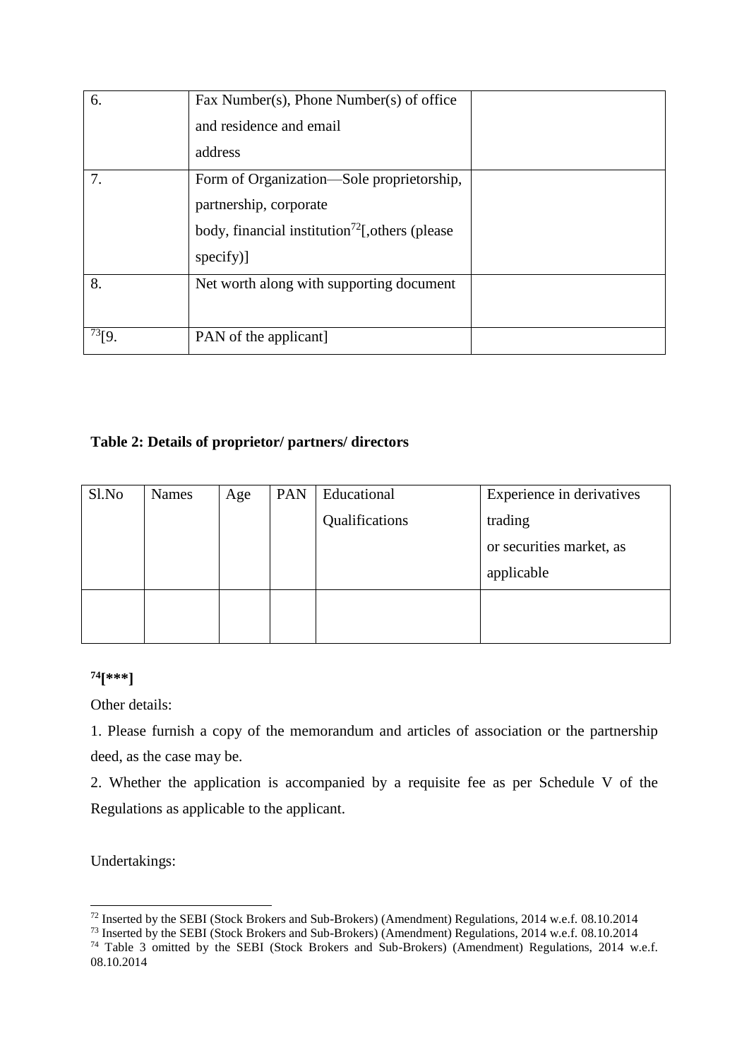| | | |
|---|---|---|
| 6. | Fax Number(s), Phone Number(s) of office and residence and email address | |
| 7. | Form of Organization—Sole proprietorship, partnership, corporate body, financial institution[72][,others (please specify)] | |
| 8. | Net worth along with supporting document | |
| [73][9. | PAN of the applicant] | |

**Table 2: Details of proprietor/ partners/ directors**

| Sl.No | Names | Age | PAN | Educational Qualifications | Experience in derivatives trading or securities market, as applicable |
|---|---|---|---|---|---|
| | | | | | |

**[74][\*\*\*]**

Other details:

1. Please furnish a copy of the memorandum and articles of association or the partnership deed, as the case may be.

2. Whether the application is accompanied by a requisite fee as per Schedule V of the Regulations as applicable to the applicant.

Undertakings:

---

[72] Inserted by the SEBI (Stock Brokers and Sub-Brokers) (Amendment) Regulations, 2014 w.e.f. 08.10.2014

[73] Inserted by the SEBI (Stock Brokers and Sub-Brokers) (Amendment) Regulations, 2014 w.e.f. 08.10.2014

[74] Table 3 omitted by the SEBI (Stock Brokers and Sub-Brokers) (Amendment) Regulations, 2014 w.e.f. 08.10.2014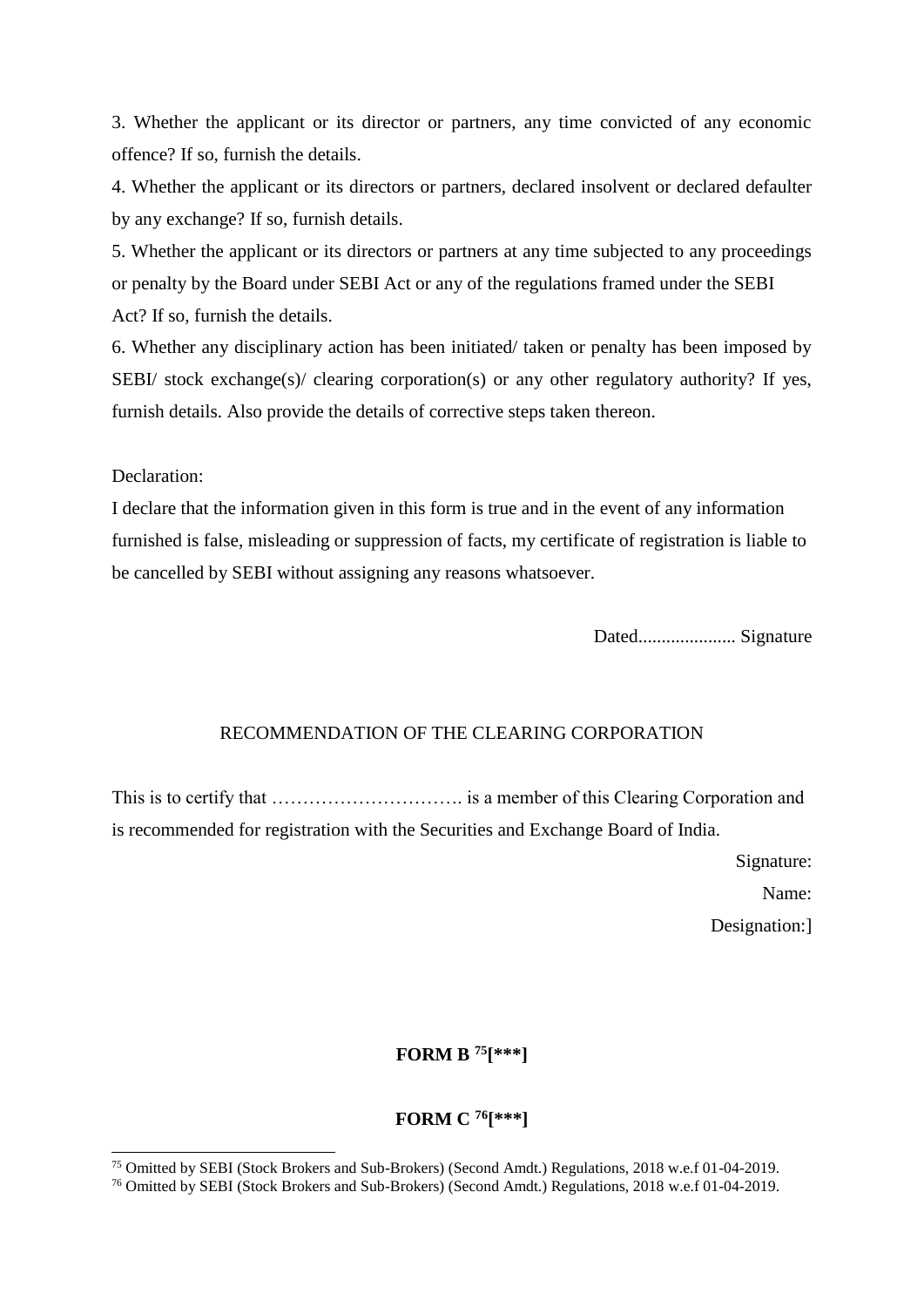3. Whether the applicant or its director or partners, any time convicted of any economic offence? If so, furnish the details.

4. Whether the applicant or its directors or partners, declared insolvent or declared defaulter by any exchange? If so, furnish details.

5. Whether the applicant or its directors or partners at any time subjected to any proceedings or penalty by the Board under SEBI Act or any of the regulations framed under the SEBI Act? If so, furnish the details.

6. Whether any disciplinary action has been initiated/ taken or penalty has been imposed by SEBI/ stock exchange(s)/ clearing corporation(s) or any other regulatory authority? If yes, furnish details. Also provide the details of corrective steps taken thereon.

Declaration:

I declare that the information given in this form is true and in the event of any information furnished is false, misleading or suppression of facts, my certificate of registration is liable to be cancelled by SEBI without assigning any reasons whatsoever.

Dated..................... Signature

RECOMMENDATION OF THE CLEARING CORPORATION

This is to certify that …………………………. is a member of this Clearing Corporation and is recommended for registration with the Securities and Exchange Board of India.

Signature:

Name:

Designation:]

**FORM B [75][***]**

**FORM C [76][***]**

[75] Omitted by SEBI (Stock Brokers and Sub-Brokers) (Second Amdt.) Regulations, 2018 w.e.f 01-04-2019.

[76] Omitted by SEBI (Stock Brokers and Sub-Brokers) (Second Amdt.) Regulations, 2018 w.e.f 01-04-2019.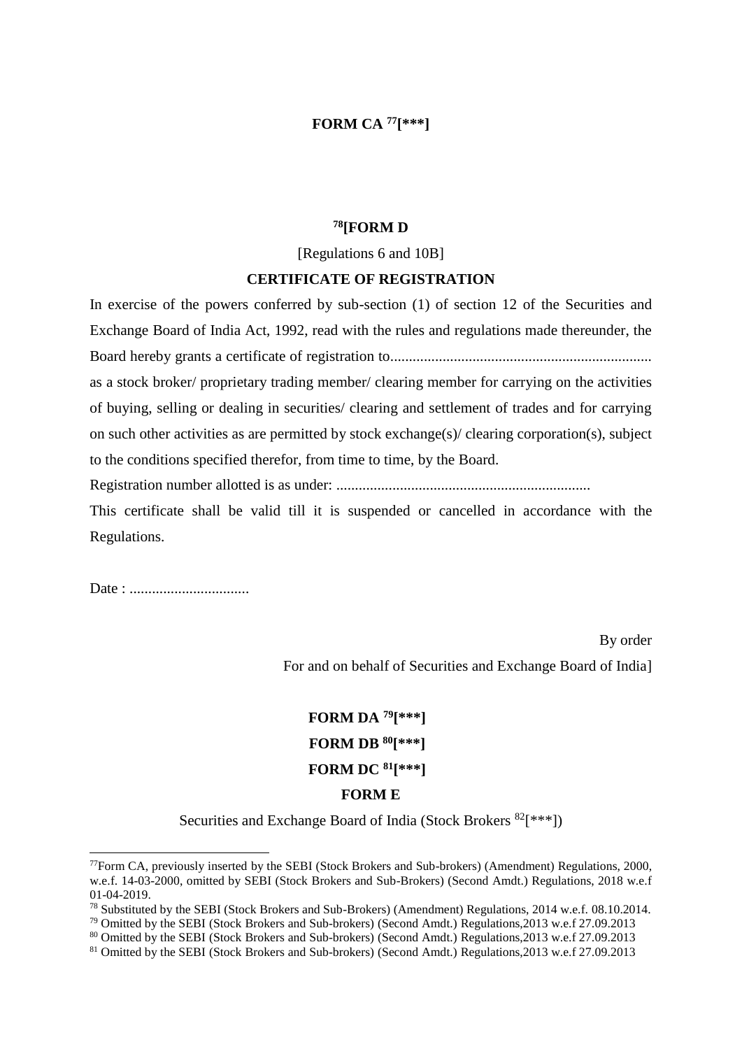**FORM CA [77][***]**

**[78][FORM D**

[Regulations 6 and 10B]

**CERTIFICATE OF REGISTRATION**

In exercise of the powers conferred by sub-section (1) of section 12 of the Securities and Exchange Board of India Act, 1992, read with the rules and regulations made thereunder, the Board hereby grants a certificate of registration to..................................................................... as a stock broker/ proprietary trading member/ clearing member for carrying on the activities of buying, selling or dealing in securities/ clearing and settlement of trades and for carrying on such other activities as are permitted by stock exchange(s)/ clearing corporation(s), subject to the conditions specified therefor, from time to time, by the Board.

Registration number allotted is as under: ....................................................................

This certificate shall be valid till it is suspended or cancelled in accordance with the Regulations.

Date : ................................

By order

For and on behalf of Securities and Exchange Board of India]

**FORM DA [79][***]**

**FORM DB [80][***]**

**FORM DC [81][***]**

**FORM E**

Securities and Exchange Board of India (Stock Brokers [82][***])

---

[77] Form CA, previously inserted by the SEBI (Stock Brokers and Sub-brokers) (Amendment) Regulations, 2000, w.e.f. 14-03-2000, omitted by SEBI (Stock Brokers and Sub-Brokers) (Second Amdt.) Regulations, 2018 w.e.f 01-04-2019.

[78] Substituted by the SEBI (Stock Brokers and Sub-Brokers) (Amendment) Regulations, 2014 w.e.f. 08.10.2014.

[79] Omitted by the SEBI (Stock Brokers and Sub-brokers) (Second Amdt.) Regulations,2013 w.e.f 27.09.2013

[80] Omitted by the SEBI (Stock Brokers and Sub-brokers) (Second Amdt.) Regulations,2013 w.e.f 27.09.2013

[81] Omitted by the SEBI (Stock Brokers and Sub-brokers) (Second Amdt.) Regulations,2013 w.e.f 27.09.2013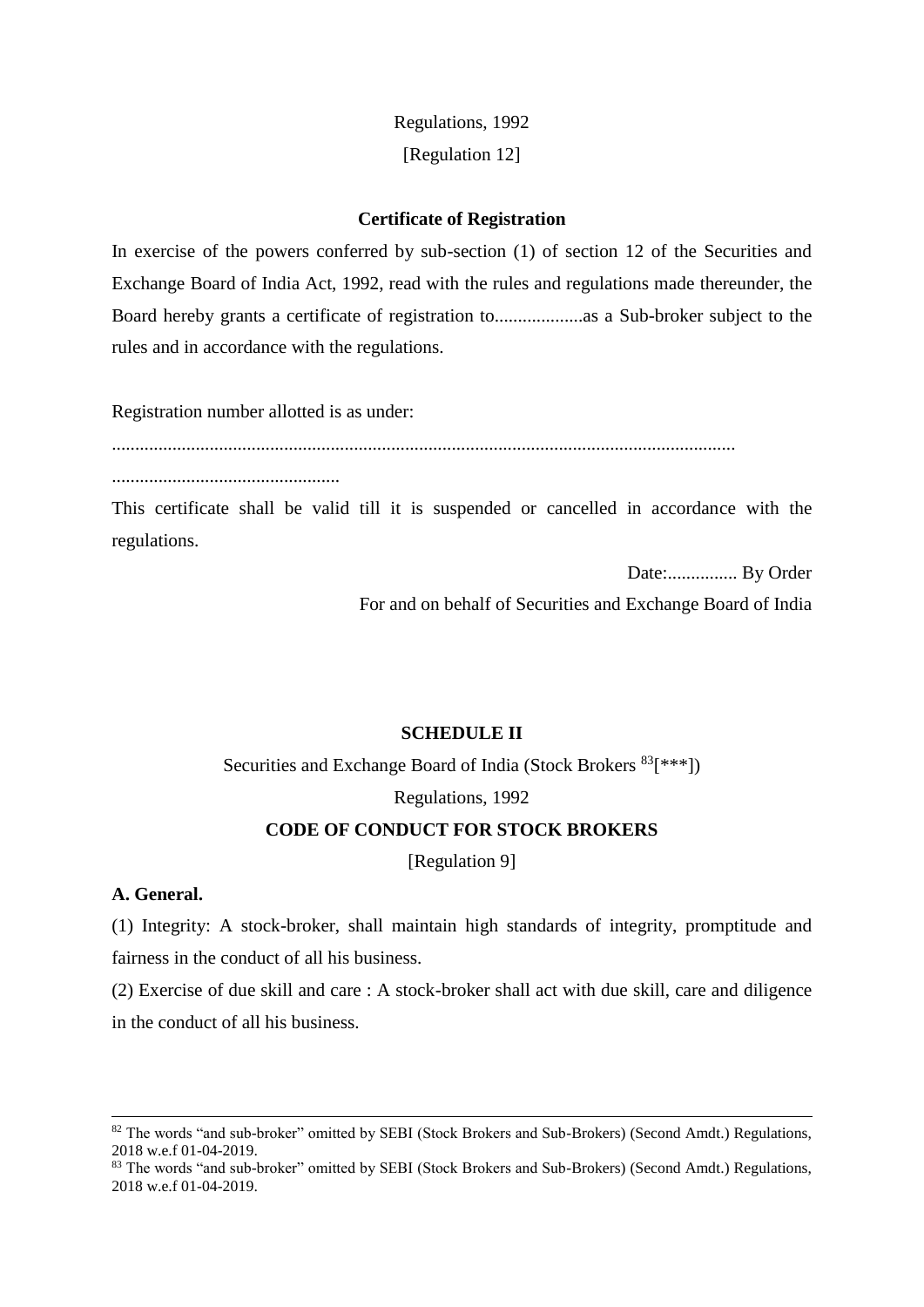Regulations, 1992

[Regulation 12]

**Certificate of Registration**

In exercise of the powers conferred by sub-section (1) of section 12 of the Securities and Exchange Board of India Act, 1992, read with the rules and regulations made thereunder, the Board hereby grants a certificate of registration to...................as a Sub-broker subject to the rules and in accordance with the regulations.

Registration number allotted is as under:

.....................................................................................................................................

.................................................

This certificate shall be valid till it is suspended or cancelled in accordance with the regulations.

Date:............... By Order

For and on behalf of Securities and Exchange Board of India

**SCHEDULE II**

Securities and Exchange Board of India (Stock Brokers [83][***])

Regulations, 1992

**CODE OF CONDUCT FOR STOCK BROKERS**

[Regulation 9]

**A. General.**

(1) Integrity: A stock-broker, shall maintain high standards of integrity, promptitude and fairness in the conduct of all his business.

(2) Exercise of due skill and care : A stock-broker shall act with due skill, care and diligence in the conduct of all his business.

---

[82] The words "and sub-broker" omitted by SEBI (Stock Brokers and Sub-Brokers) (Second Amdt.) Regulations, 2018 w.e.f 01-04-2019.

[83] The words "and sub-broker" omitted by SEBI (Stock Brokers and Sub-Brokers) (Second Amdt.) Regulations, 2018 w.e.f 01-04-2019.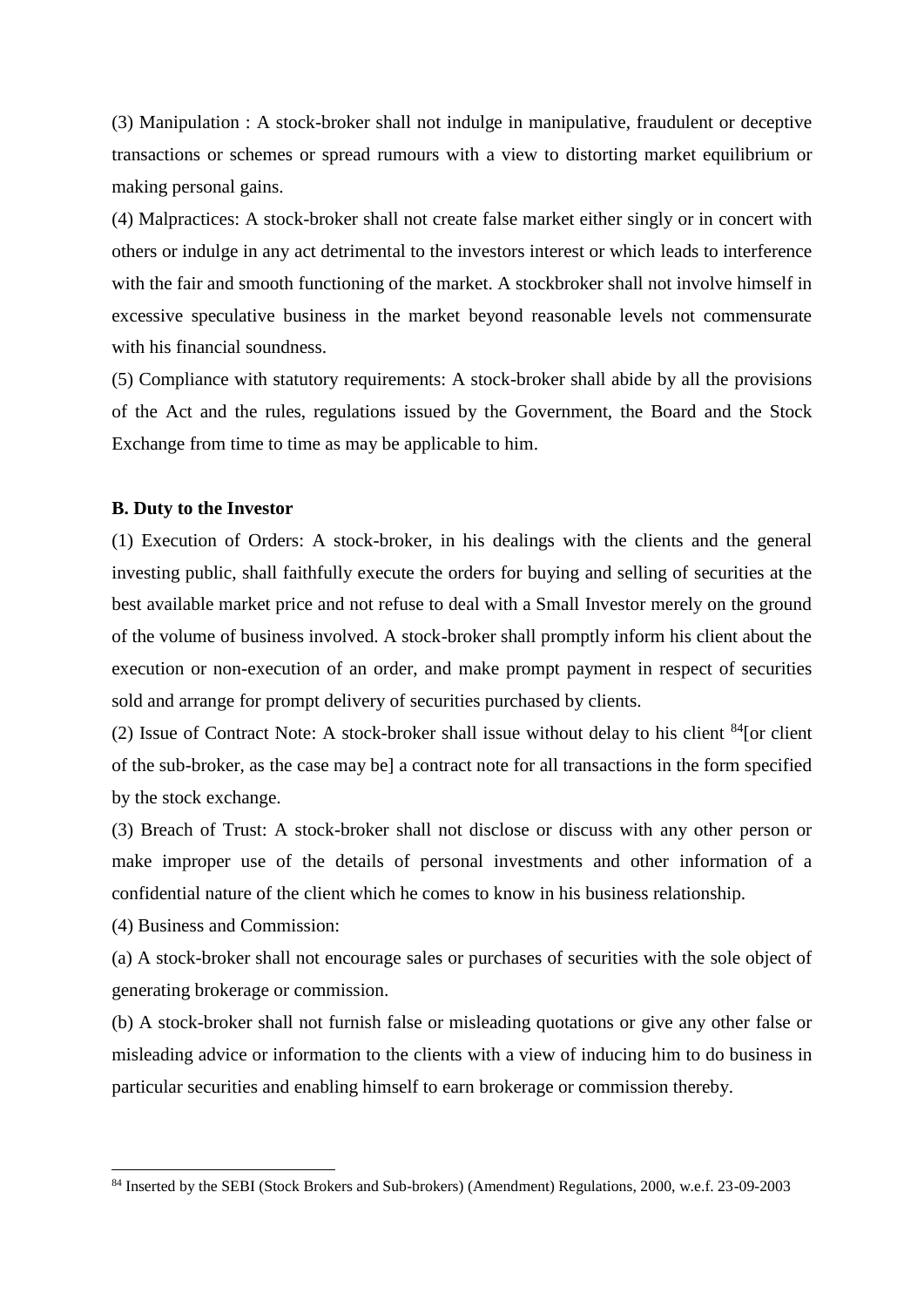(3) Manipulation : A stock-broker shall not indulge in manipulative, fraudulent or deceptive transactions or schemes or spread rumours with a view to distorting market equilibrium or making personal gains.

(4) Malpractices: A stock-broker shall not create false market either singly or in concert with others or indulge in any act detrimental to the investors interest or which leads to interference with the fair and smooth functioning of the market. A stockbroker shall not involve himself in excessive speculative business in the market beyond reasonable levels not commensurate with his financial soundness.

(5) Compliance with statutory requirements: A stock-broker shall abide by all the provisions of the Act and the rules, regulations issued by the Government, the Board and the Stock Exchange from time to time as may be applicable to him.

**B. Duty to the Investor**

(1) Execution of Orders: A stock-broker, in his dealings with the clients and the general investing public, shall faithfully execute the orders for buying and selling of securities at the best available market price and not refuse to deal with a Small Investor merely on the ground of the volume of business involved. A stock-broker shall promptly inform his client about the execution or non-execution of an order, and make prompt payment in respect of securities sold and arrange for prompt delivery of securities purchased by clients.

(2) Issue of Contract Note: A stock-broker shall issue without delay to his client [84][or client of the sub-broker, as the case may be] a contract note for all transactions in the form specified by the stock exchange.

(3) Breach of Trust: A stock-broker shall not disclose or discuss with any other person or make improper use of the details of personal investments and other information of a confidential nature of the client which he comes to know in his business relationship.

(4) Business and Commission:

(a) A stock-broker shall not encourage sales or purchases of securities with the sole object of generating brokerage or commission.

(b) A stock-broker shall not furnish false or misleading quotations or give any other false or misleading advice or information to the clients with a view of inducing him to do business in particular securities and enabling himself to earn brokerage or commission thereby.

---

[84] Inserted by the SEBI (Stock Brokers and Sub-brokers) (Amendment) Regulations, 2000, w.e.f. 23-09-2003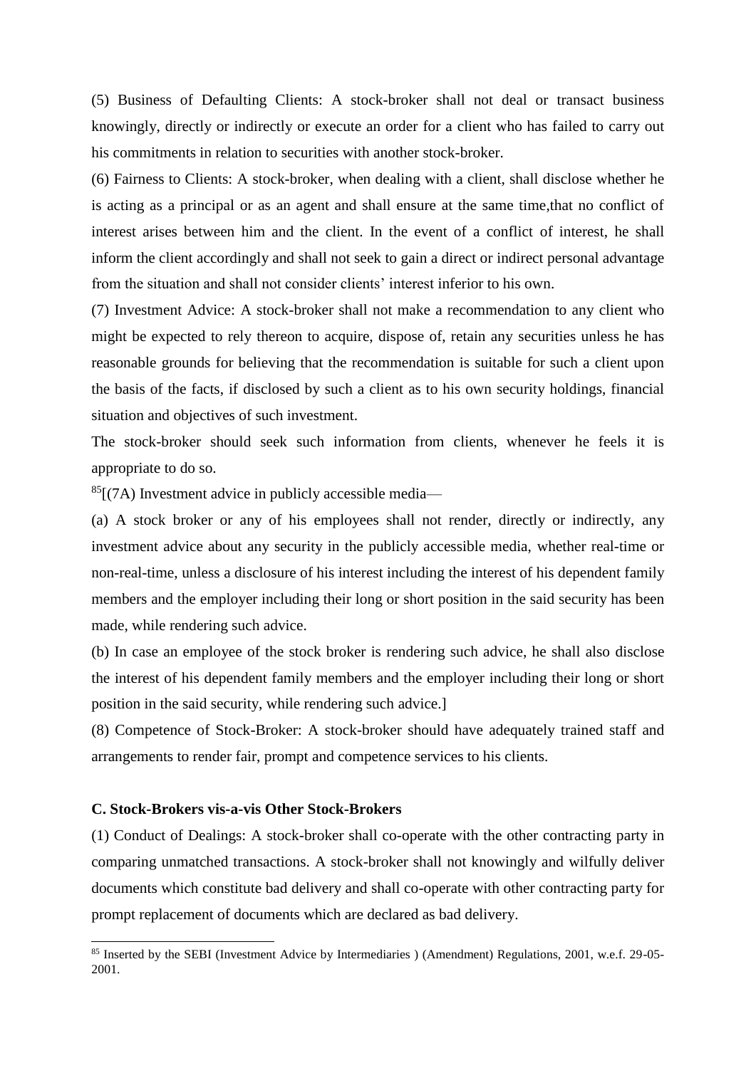(5) Business of Defaulting Clients: A stock-broker shall not deal or transact business knowingly, directly or indirectly or execute an order for a client who has failed to carry out his commitments in relation to securities with another stock-broker.

(6) Fairness to Clients: A stock-broker, when dealing with a client, shall disclose whether he is acting as a principal or as an agent and shall ensure at the same time,that no conflict of interest arises between him and the client. In the event of a conflict of interest, he shall inform the client accordingly and shall not seek to gain a direct or indirect personal advantage from the situation and shall not consider clients' interest inferior to his own.

(7) Investment Advice: A stock-broker shall not make a recommendation to any client who might be expected to rely thereon to acquire, dispose of, retain any securities unless he has reasonable grounds for believing that the recommendation is suitable for such a client upon the basis of the facts, if disclosed by such a client as to his own security holdings, financial situation and objectives of such investment.

The stock-broker should seek such information from clients, whenever he feels it is appropriate to do so.

[85][(7A) Investment advice in publicly accessible media—

(a) A stock broker or any of his employees shall not render, directly or indirectly, any investment advice about any security in the publicly accessible media, whether real-time or non-real-time, unless a disclosure of his interest including the interest of his dependent family members and the employer including their long or short position in the said security has been made, while rendering such advice.

(b) In case an employee of the stock broker is rendering such advice, he shall also disclose the interest of his dependent family members and the employer including their long or short position in the said security, while rendering such advice.]

(8) Competence of Stock-Broker: A stock-broker should have adequately trained staff and arrangements to render fair, prompt and competence services to his clients.

**C. Stock-Brokers vis-a-vis Other Stock-Brokers**

(1) Conduct of Dealings: A stock-broker shall co-operate with the other contracting party in comparing unmatched transactions. A stock-broker shall not knowingly and wilfully deliver documents which constitute bad delivery and shall co-operate with other contracting party for prompt replacement of documents which are declared as bad delivery.

---

[85] Inserted by the SEBI (Investment Advice by Intermediaries ) (Amendment) Regulations, 2001, w.e.f. 29-05-2001.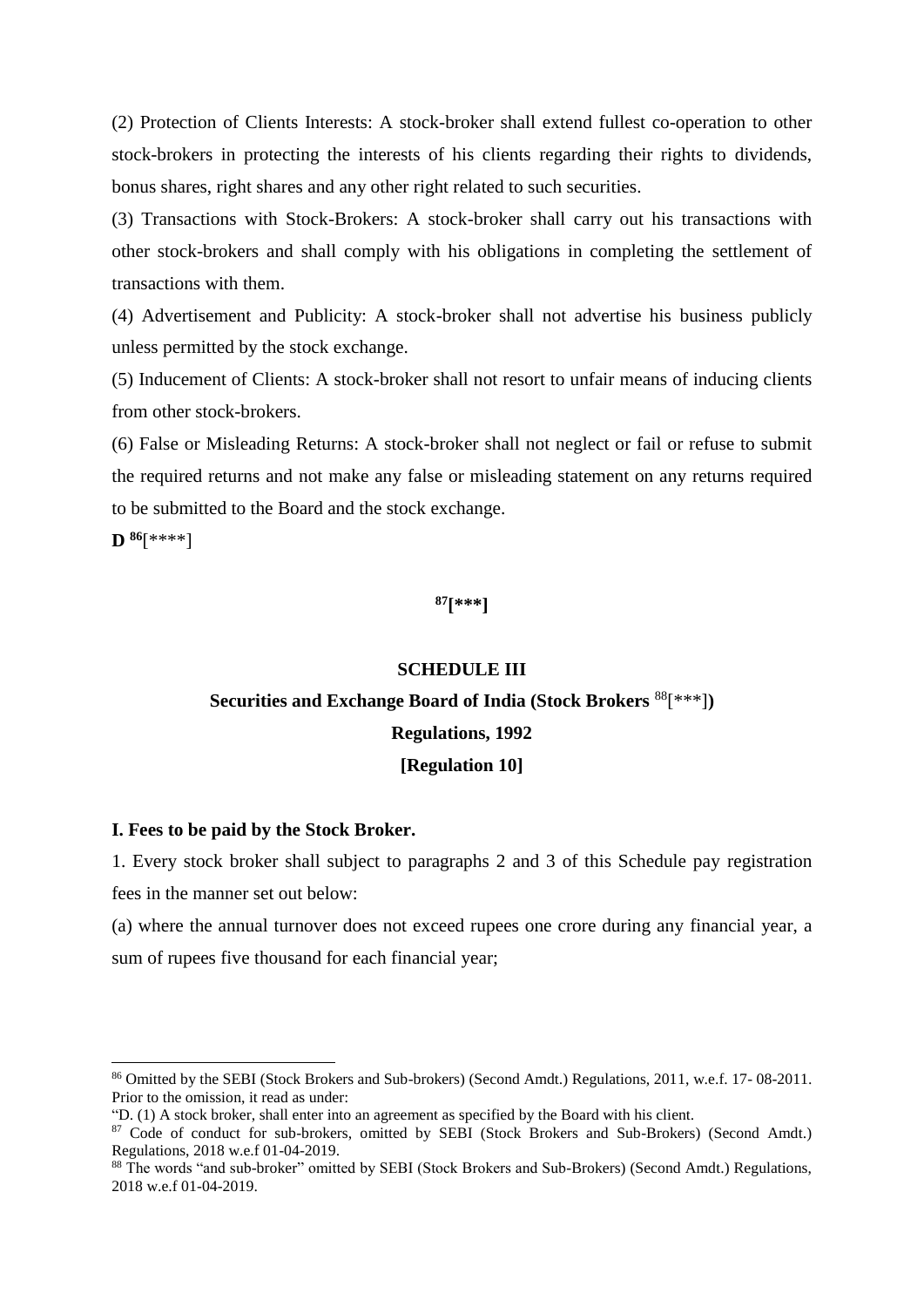(2) Protection of Clients Interests: A stock-broker shall extend fullest co-operation to other stock-brokers in protecting the interests of his clients regarding their rights to dividends, bonus shares, right shares and any other right related to such securities.

(3) Transactions with Stock-Brokers: A stock-broker shall carry out his transactions with other stock-brokers and shall comply with his obligations in completing the settlement of transactions with them.

(4) Advertisement and Publicity: A stock-broker shall not advertise his business publicly unless permitted by the stock exchange.

(5) Inducement of Clients: A stock-broker shall not resort to unfair means of inducing clients from other stock-brokers.

(6) False or Misleading Returns: A stock-broker shall not neglect or fail or refuse to submit the required returns and not make any false or misleading statement on any returns required to be submitted to the Board and the stock exchange.

**D** [86][****]

**[87][***]**

**SCHEDULE III**

**Securities and Exchange Board of India (Stock Brokers [88][***])**

**Regulations, 1992**

**[Regulation 10]**

**I. Fees to be paid by the Stock Broker.**

1. Every stock broker shall subject to paragraphs 2 and 3 of this Schedule pay registration fees in the manner set out below:

(a) where the annual turnover does not exceed rupees one crore during any financial year, a sum of rupees five thousand for each financial year;

---

[86] Omitted by the SEBI (Stock Brokers and Sub-brokers) (Second Amdt.) Regulations, 2011, w.e.f. 17- 08-2011. Prior to the omission, it read as under:
"D. (1) A stock broker, shall enter into an agreement as specified by the Board with his client.

[87] Code of conduct for sub-brokers, omitted by SEBI (Stock Brokers and Sub-Brokers) (Second Amdt.) Regulations, 2018 w.e.f 01-04-2019.

[88] The words "and sub-broker" omitted by SEBI (Stock Brokers and Sub-Brokers) (Second Amdt.) Regulations, 2018 w.e.f 01-04-2019.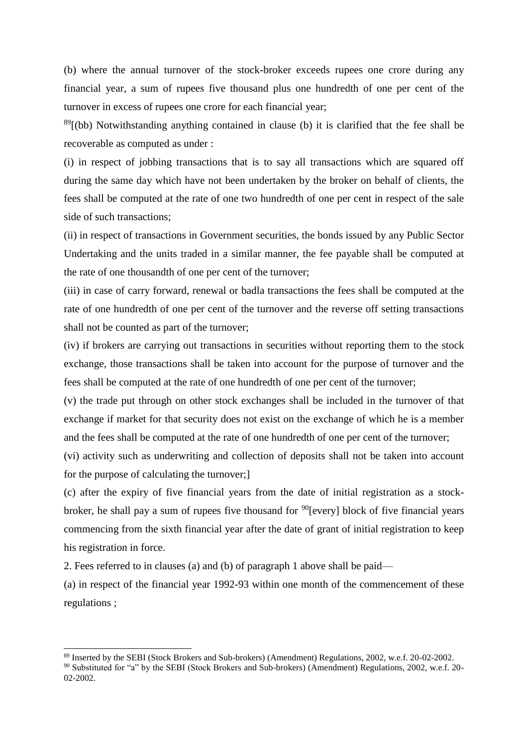(b) where the annual turnover of the stock-broker exceeds rupees one crore during any financial year, a sum of rupees five thousand plus one hundredth of one per cent of the turnover in excess of rupees one crore for each financial year;

[89][(bb) Notwithstanding anything contained in clause (b) it is clarified that the fee shall be recoverable as computed as under :

(i) in respect of jobbing transactions that is to say all transactions which are squared off during the same day which have not been undertaken by the broker on behalf of clients, the fees shall be computed at the rate of one two hundredth of one per cent in respect of the sale side of such transactions;

(ii) in respect of transactions in Government securities, the bonds issued by any Public Sector Undertaking and the units traded in a similar manner, the fee payable shall be computed at the rate of one thousandth of one per cent of the turnover;

(iii) in case of carry forward, renewal or badla transactions the fees shall be computed at the rate of one hundredth of one per cent of the turnover and the reverse off setting transactions shall not be counted as part of the turnover;

(iv) if brokers are carrying out transactions in securities without reporting them to the stock exchange, those transactions shall be taken into account for the purpose of turnover and the fees shall be computed at the rate of one hundredth of one per cent of the turnover;

(v) the trade put through on other stock exchanges shall be included in the turnover of that exchange if market for that security does not exist on the exchange of which he is a member and the fees shall be computed at the rate of one hundredth of one per cent of the turnover;

(vi) activity such as underwriting and collection of deposits shall not be taken into account for the purpose of calculating the turnover;]

(c) after the expiry of five financial years from the date of initial registration as a stock-broker, he shall pay a sum of rupees five thousand for [90][every] block of five financial years commencing from the sixth financial year after the date of grant of initial registration to keep his registration in force.

2. Fees referred to in clauses (a) and (b) of paragraph 1 above shall be paid—

(a) in respect of the financial year 1992-93 within one month of the commencement of these regulations ;

---

[89] Inserted by the SEBI (Stock Brokers and Sub-brokers) (Amendment) Regulations, 2002, w.e.f. 20-02-2002.

[90] Substituted for "a" by the SEBI (Stock Brokers and Sub-brokers) (Amendment) Regulations, 2002, w.e.f. 20-02-2002.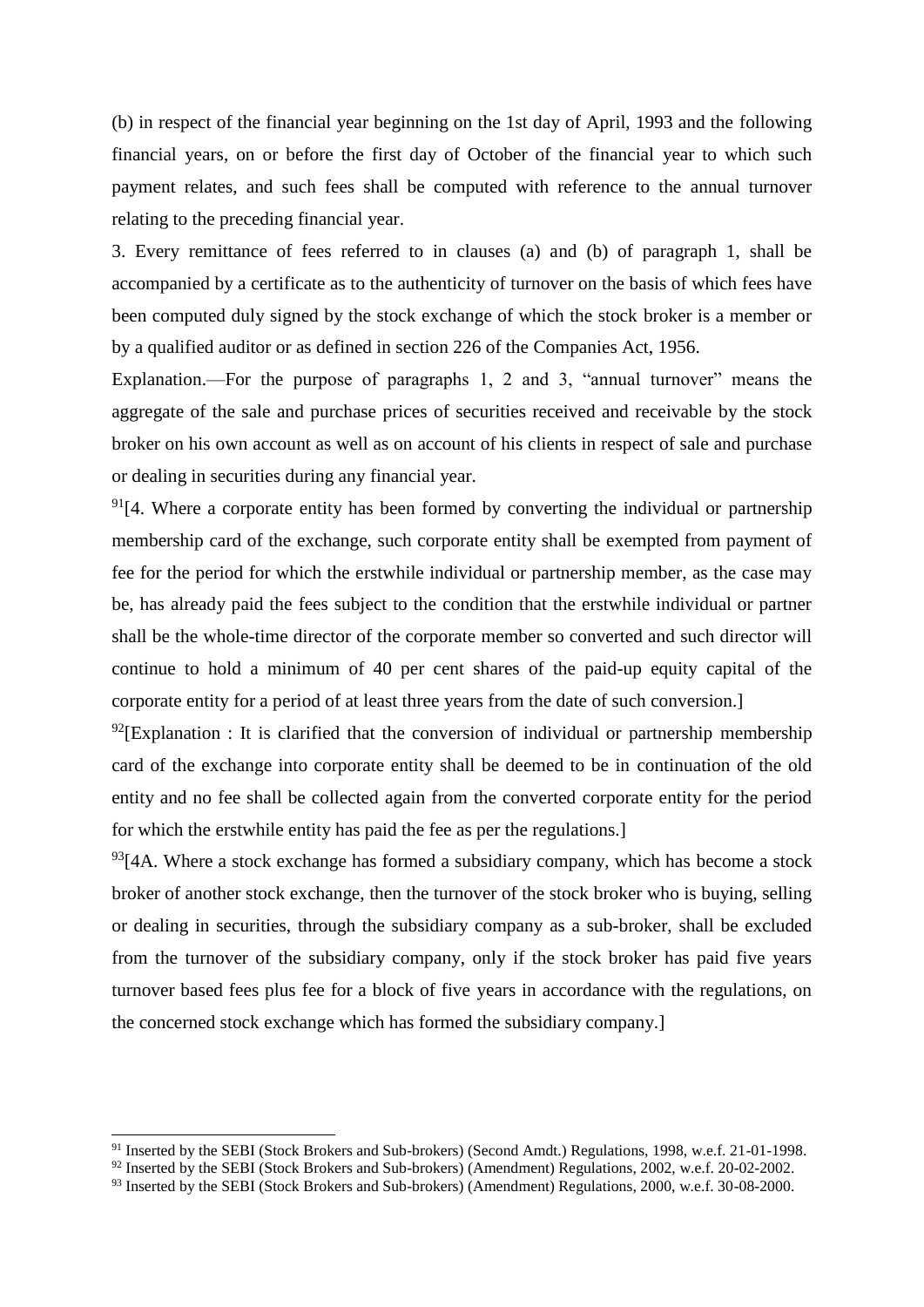(b) in respect of the financial year beginning on the 1st day of April, 1993 and the following financial years, on or before the first day of October of the financial year to which such payment relates, and such fees shall be computed with reference to the annual turnover relating to the preceding financial year.

3. Every remittance of fees referred to in clauses (a) and (b) of paragraph 1, shall be accompanied by a certificate as to the authenticity of turnover on the basis of which fees have been computed duly signed by the stock exchange of which the stock broker is a member or by a qualified auditor or as defined in section 226 of the Companies Act, 1956.

Explanation.—For the purpose of paragraphs 1, 2 and 3, "annual turnover" means the aggregate of the sale and purchase prices of securities received and receivable by the stock broker on his own account as well as on account of his clients in respect of sale and purchase or dealing in securities during any financial year.

[91][4. Where a corporate entity has been formed by converting the individual or partnership membership card of the exchange, such corporate entity shall be exempted from payment of fee for the period for which the erstwhile individual or partnership member, as the case may be, has already paid the fees subject to the condition that the erstwhile individual or partner shall be the whole-time director of the corporate member so converted and such director will continue to hold a minimum of 40 per cent shares of the paid-up equity capital of the corporate entity for a period of at least three years from the date of such conversion.]

[92][Explanation : It is clarified that the conversion of individual or partnership membership card of the exchange into corporate entity shall be deemed to be in continuation of the old entity and no fee shall be collected again from the converted corporate entity for the period for which the erstwhile entity has paid the fee as per the regulations.]

[93][4A. Where a stock exchange has formed a subsidiary company, which has become a stock broker of another stock exchange, then the turnover of the stock broker who is buying, selling or dealing in securities, through the subsidiary company as a sub-broker, shall be excluded from the turnover of the subsidiary company, only if the stock broker has paid five years turnover based fees plus fee for a block of five years in accordance with the regulations, on the concerned stock exchange which has formed the subsidiary company.]

---

[91] Inserted by the SEBI (Stock Brokers and Sub-brokers) (Second Amdt.) Regulations, 1998, w.e.f. 21-01-1998.

[92] Inserted by the SEBI (Stock Brokers and Sub-brokers) (Amendment) Regulations, 2002, w.e.f. 20-02-2002.

[93] Inserted by the SEBI (Stock Brokers and Sub-brokers) (Amendment) Regulations, 2000, w.e.f. 30-08-2000.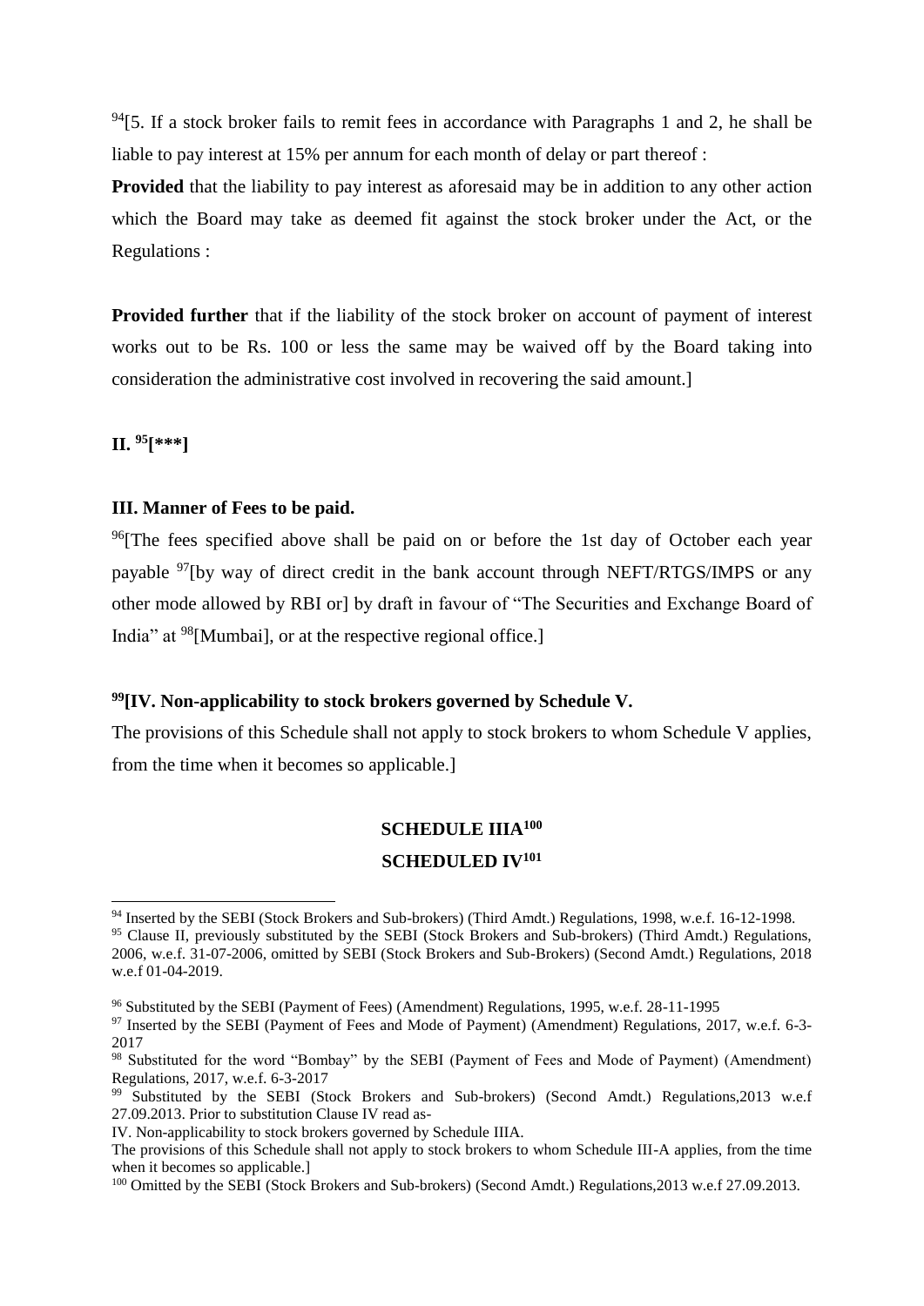[94][5. If a stock broker fails to remit fees in accordance with Paragraphs 1 and 2, he shall be liable to pay interest at 15% per annum for each month of delay or part thereof :

**Provided** that the liability to pay interest as aforesaid may be in addition to any other action which the Board may take as deemed fit against the stock broker under the Act, or the Regulations :

**Provided further** that if the liability of the stock broker on account of payment of interest works out to be Rs. 100 or less the same may be waived off by the Board taking into consideration the administrative cost involved in recovering the said amount.]

**II. [95][\*\*\*]**

**III. Manner of Fees to be paid.**

[96][The fees specified above shall be paid on or before the 1st day of October each year payable [97][by way of direct credit in the bank account through NEFT/RTGS/IMPS or any other mode allowed by RBI or] by draft in favour of "The Securities and Exchange Board of India" at [98][Mumbai], or at the respective regional office.]

**[99][IV. Non-applicability to stock brokers governed by Schedule V.**

The provisions of this Schedule shall not apply to stock brokers to whom Schedule V applies, from the time when it becomes so applicable.]

**SCHEDULE IIIA[100]**

**SCHEDULED IV[101]**

---

[94] Inserted by the SEBI (Stock Brokers and Sub-brokers) (Third Amdt.) Regulations, 1998, w.e.f. 16-12-1998.

[95] Clause II, previously substituted by the SEBI (Stock Brokers and Sub-brokers) (Third Amdt.) Regulations, 2006, w.e.f. 31-07-2006, omitted by SEBI (Stock Brokers and Sub-Brokers) (Second Amdt.) Regulations, 2018 w.e.f 01-04-2019.

[96] Substituted by the SEBI (Payment of Fees) (Amendment) Regulations, 1995, w.e.f. 28-11-1995

[97] Inserted by the SEBI (Payment of Fees and Mode of Payment) (Amendment) Regulations, 2017, w.e.f. 6-3-2017

[98] Substituted for the word "Bombay" by the SEBI (Payment of Fees and Mode of Payment) (Amendment) Regulations, 2017, w.e.f. 6-3-2017

[99] Substituted by the SEBI (Stock Brokers and Sub-brokers) (Second Amdt.) Regulations,2013 w.e.f 27.09.2013. Prior to substitution Clause IV read as-

IV. Non-applicability to stock brokers governed by Schedule IIIA.

The provisions of this Schedule shall not apply to stock brokers to whom Schedule III-A applies, from the time when it becomes so applicable.]

[100] Omitted by the SEBI (Stock Brokers and Sub-brokers) (Second Amdt.) Regulations,2013 w.e.f 27.09.2013.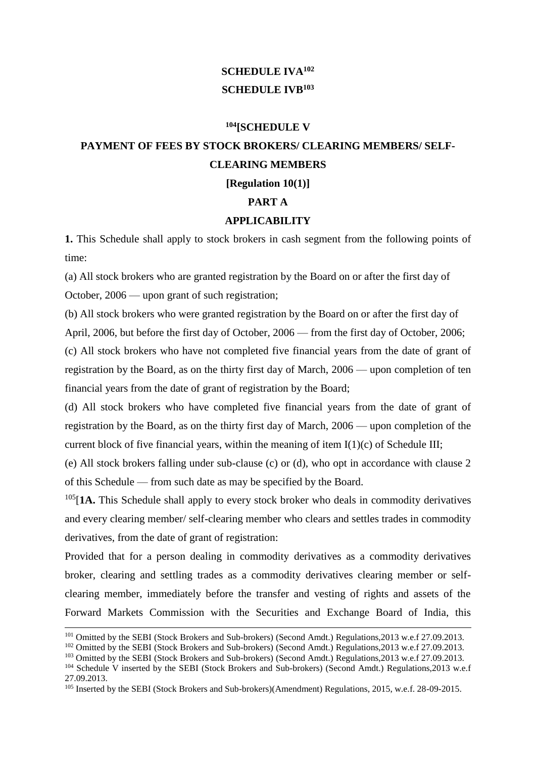**SCHEDULE IVA**[102]

**SCHEDULE IVB**[103]

**[104][SCHEDULE V**

**PAYMENT OF FEES BY STOCK BROKERS/ CLEARING MEMBERS/ SELF-CLEARING MEMBERS**

**[Regulation 10(1)]**

**PART A**

**APPLICABILITY**

**1.** This Schedule shall apply to stock brokers in cash segment from the following points of time:

(a) All stock brokers who are granted registration by the Board on or after the first day of October, 2006 — upon grant of such registration;

(b) All stock brokers who were granted registration by the Board on or after the first day of April, 2006, but before the first day of October, 2006 — from the first day of October, 2006;

(c) All stock brokers who have not completed five financial years from the date of grant of registration by the Board, as on the thirty first day of March, 2006 — upon completion of ten financial years from the date of grant of registration by the Board;

(d) All stock brokers who have completed five financial years from the date of grant of registration by the Board, as on the thirty first day of March, 2006 — upon completion of the current block of five financial years, within the meaning of item I(1)(c) of Schedule III;

(e) All stock brokers falling under sub-clause (c) or (d), who opt in accordance with clause 2 of this Schedule — from such date as may be specified by the Board.

[105][**1A.** This Schedule shall apply to every stock broker who deals in commodity derivatives and every clearing member/ self-clearing member who clears and settles trades in commodity derivatives, from the date of grant of registration:

Provided that for a person dealing in commodity derivatives as a commodity derivatives broker, clearing and settling trades as a commodity derivatives clearing member or self-clearing member, immediately before the transfer and vesting of rights and assets of the Forward Markets Commission with the Securities and Exchange Board of India, this

---

[101] Omitted by the SEBI (Stock Brokers and Sub-brokers) (Second Amdt.) Regulations,2013 w.e.f 27.09.2013.

[102] Omitted by the SEBI (Stock Brokers and Sub-brokers) (Second Amdt.) Regulations,2013 w.e.f 27.09.2013.

[103] Omitted by the SEBI (Stock Brokers and Sub-brokers) (Second Amdt.) Regulations,2013 w.e.f 27.09.2013.

[104] Schedule V inserted by the SEBI (Stock Brokers and Sub-brokers) (Second Amdt.) Regulations,2013 w.e.f 27.09.2013.

[105] Inserted by the SEBI (Stock Brokers and Sub-brokers)(Amendment) Regulations, 2015, w.e.f. 28-09-2015.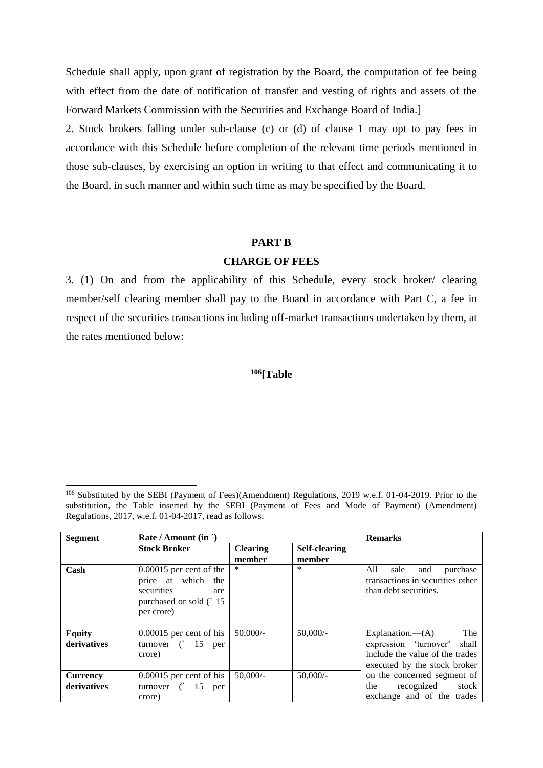Schedule shall apply, upon grant of registration by the Board, the computation of fee being with effect from the date of notification of transfer and vesting of rights and assets of the Forward Markets Commission with the Securities and Exchange Board of India.]

2. Stock brokers falling under sub-clause (c) or (d) of clause 1 may opt to pay fees in accordance with this Schedule before completion of the relevant time periods mentioned in those sub-clauses, by exercising an option in writing to that effect and communicating it to the Board, in such manner and within such time as may be specified by the Board.

## PART B

## CHARGE OF FEES

3. (1) On and from the applicability of this Schedule, every stock broker/ clearing member/self clearing member shall pay to the Board in accordance with Part C, a fee in respect of the securities transactions including off-market transactions undertaken by them, at the rates mentioned below:

**[106][Table**

---

[106] Substituted by the SEBI (Payment of Fees)(Amendment) Regulations, 2019 w.e.f. 01-04-2019. Prior to the substitution, the Table inserted by the SEBI (Payment of Fees and Mode of Payment) (Amendment) Regulations, 2017, w.e.f. 01-04-2017, read as follows:

| Segment | Rate / Amount (in `) | | | Remarks |
|---|---|---|---|---|
| | Stock Broker | Clearing member | Self-clearing member | |
| **Cash** | 0.00015 per cent of the price at which the securities are purchased or sold (` 15 per crore) | * | * | All sale and purchase transactions in securities other than debt securities. |
| **Equity derivatives** | 0.00015 per cent of his turnover (` 15 per crore) | 50,000/- | 50,000/- | Explanation.—(A) The expression 'turnover' shall include the value of the trades executed by the stock broker on the concerned segment of the recognized stock exchange and of the trades |
| **Currency derivatives** | 0.00015 per cent of his turnover (` 15 per crore) | 50,000/- | 50,000/- | |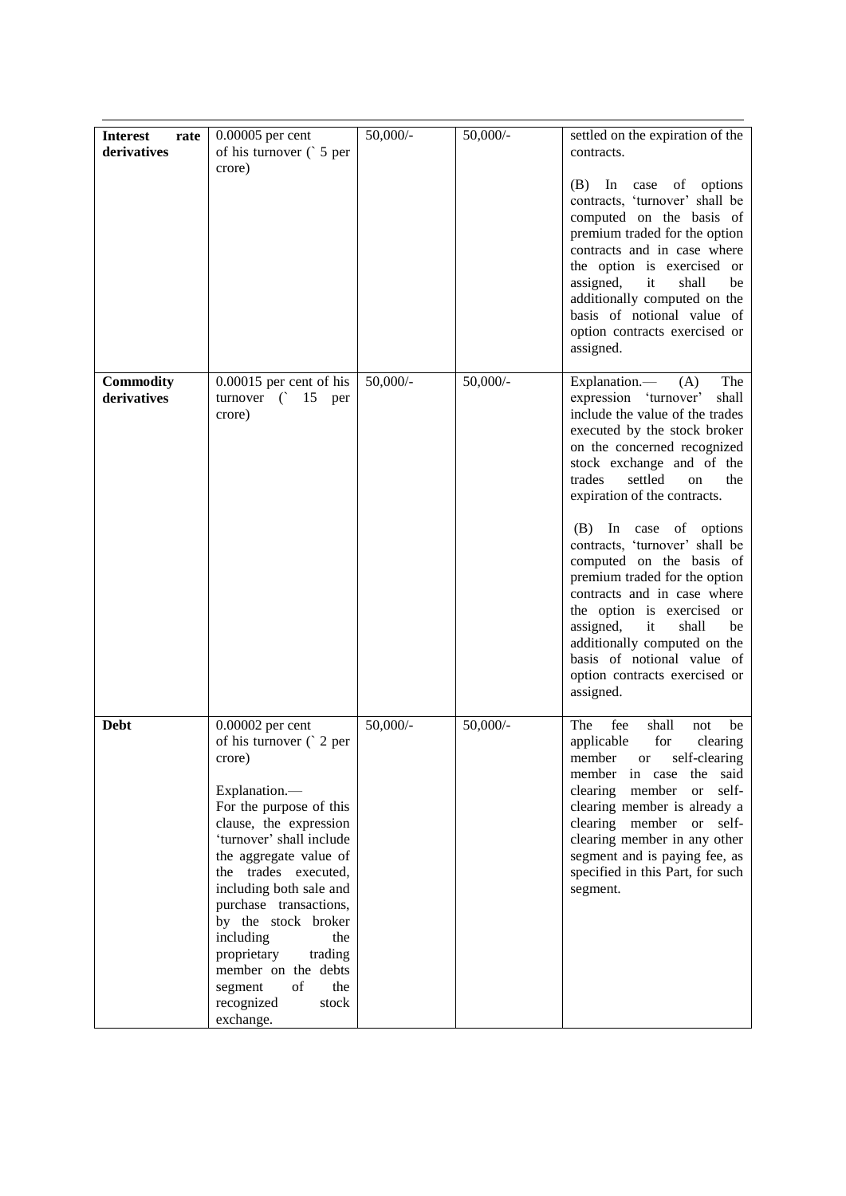| | | | | |
|---|---|---|---|---|
| **Interest rate derivatives** | 0.00005 per cent of his turnover (` 5 per crore) | 50,000/- | 50,000/- | settled on the expiration of the contracts.<br><br>(B) In case of options contracts, 'turnover' shall be computed on the basis of premium traded for the option contracts and in case where the option is exercised or assigned, it shall be additionally computed on the basis of notional value of option contracts exercised or assigned. |
| **Commodity derivatives** | 0.00015 per cent of his turnover (` 15 per crore) | 50,000/- | 50,000/- | Explanation.— (A) The expression 'turnover' shall include the value of the trades executed by the stock broker on the concerned recognized stock exchange and of the trades settled on the expiration of the contracts.<br><br>(B) In case of options contracts, 'turnover' shall be computed on the basis of premium traded for the option contracts and in case where the option is exercised or assigned, it shall be additionally computed on the basis of notional value of option contracts exercised or assigned. |
| **Debt** | 0.00002 per cent of his turnover (` 2 per crore)<br><br>Explanation.— For the purpose of this clause, the expression 'turnover' shall include the aggregate value of the trades executed, including both sale and purchase transactions, by the stock broker including the proprietary trading member on the debts segment of the recognized stock exchange. | 50,000/- | 50,000/- | The fee shall not be applicable for clearing member or self-clearing member in case the said clearing member or self-clearing member is already a clearing member or self-clearing member in any other segment and is paying fee, as specified in this Part, for such segment. |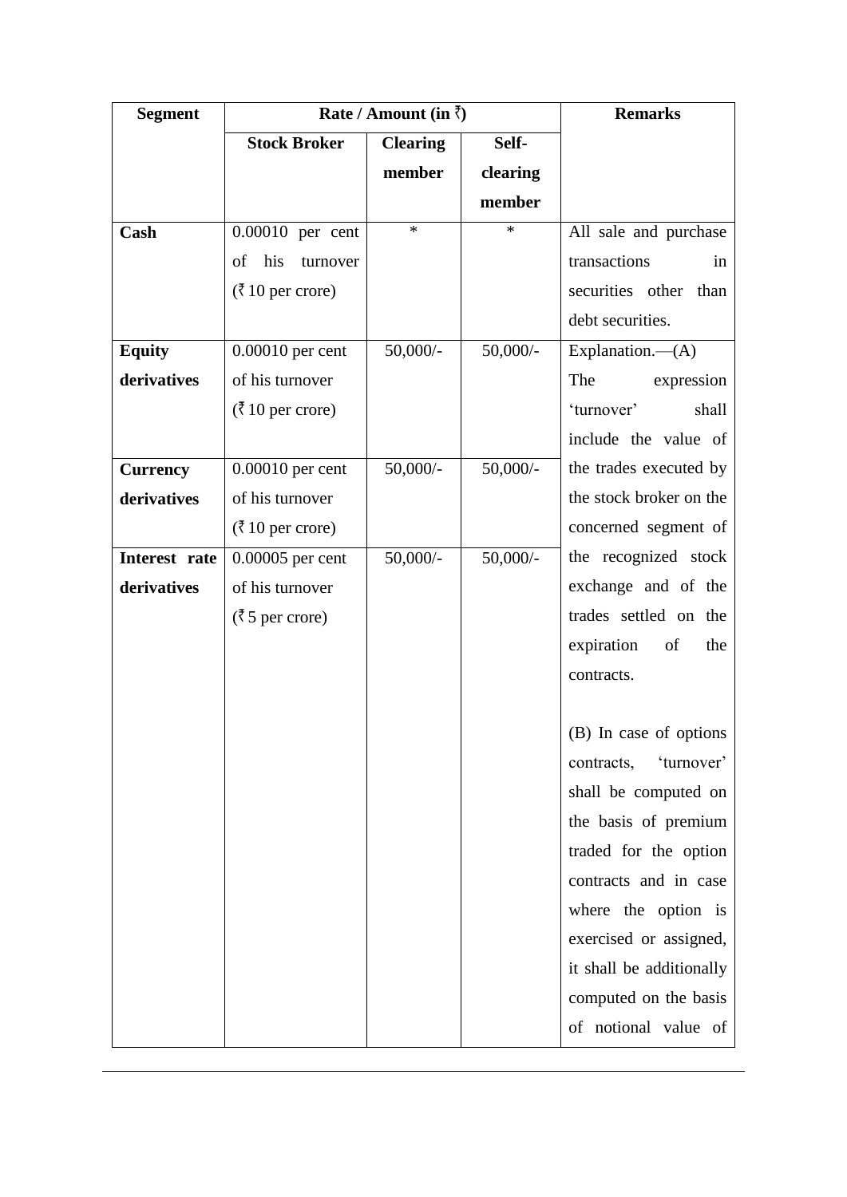| Segment | Rate / Amount (in ₹) | | | Remarks |
|---|---|---|---|---|
| | Stock Broker | Clearing member | Self-clearing member | |
| **Cash** | 0.00010 per cent of his turnover (₹ 10 per crore) | * | * | All sale and purchase transactions in securities other than debt securities. |
| **Equity derivatives** | 0.00010 per cent of his turnover (₹ 10 per crore) | 50,000/- | 50,000/- | Explanation.—(A) The expression 'turnover' shall include the value of the trades executed by the stock broker on the concerned segment of the recognized stock exchange and of the trades settled on the expiration of the contracts.<br><br>(B) In case of options contracts, 'turnover' shall be computed on the basis of premium traded for the option contracts and in case where the option is exercised or assigned, it shall be additionally computed on the basis of notional value of |
| **Currency derivatives** | 0.00010 per cent of his turnover (₹ 10 per crore) | 50,000/- | 50,000/- | |
| **Interest rate derivatives** | 0.00005 per cent of his turnover (₹ 5 per crore) | 50,000/- | 50,000/- | |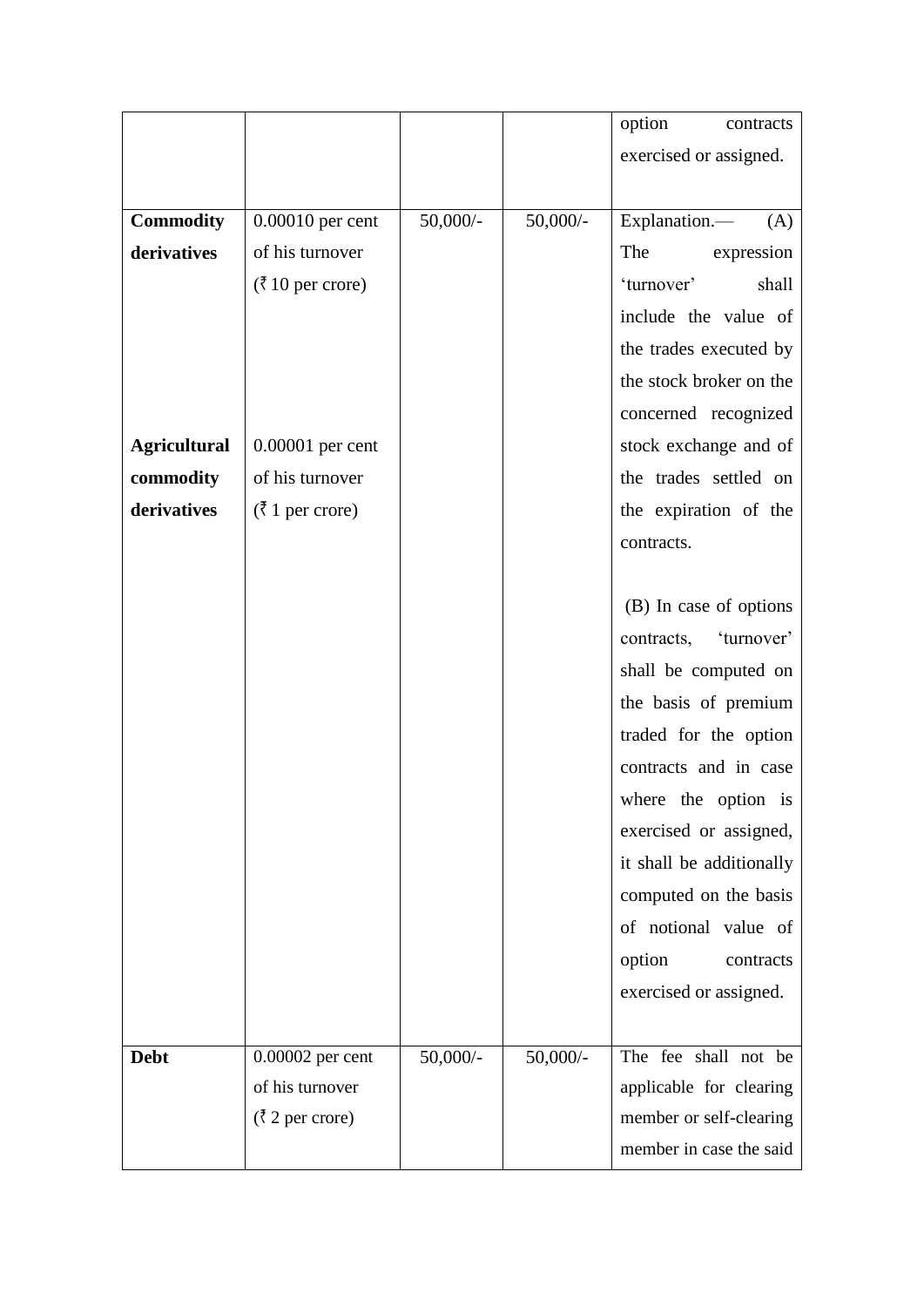| | | | | |
|---|---|---|---|---|
| | | | | option contracts exercised or assigned. |
| **Commodity derivatives** | 0.00010 per cent of his turnover (₹ 10 per crore) | 50,000/- | 50,000/- | Explanation.— (A) The expression 'turnover' shall include the value of the trades executed by the stock broker on the concerned recognized stock exchange and of the trades settled on the expiration of the contracts.<br><br>(B) In case of options contracts, 'turnover' shall be computed on the basis of premium traded for the option contracts and in case where the option is exercised or assigned, it shall be additionally computed on the basis of notional value of option contracts exercised or assigned. |
| **Agricultural commodity derivatives** | 0.00001 per cent of his turnover (₹ 1 per crore) | | | |
| **Debt** | 0.00002 per cent of his turnover (₹ 2 per crore) | 50,000/- | 50,000/- | The fee shall not be applicable for clearing member or self-clearing member in case the said |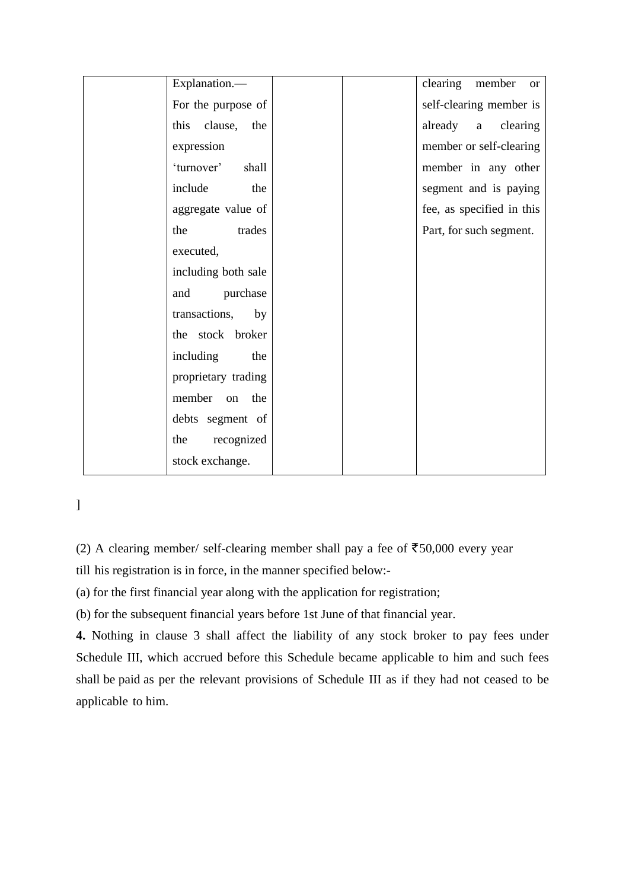|  | Explanation.—<br>For the purpose of this clause, the expression 'turnover' shall include the aggregate value of the trades executed, including both sale and purchase transactions, by the stock broker including the proprietary trading member on the debts segment of the recognized stock exchange. |  |  | clearing member or self-clearing member is already a clearing member or self-clearing member in any other segment and is paying fee, as specified in this Part, for such segment. |
|---|---|---|---|---|

]

(2) A clearing member/ self-clearing member shall pay a fee of ₹50,000 every year till his registration is in force, in the manner specified below:-

(a) for the first financial year along with the application for registration;

(b) for the subsequent financial years before 1st June of that financial year.

**4.** Nothing in clause 3 shall affect the liability of any stock broker to pay fees under Schedule III, which accrued before this Schedule became applicable to him and such fees shall be paid as per the relevant provisions of Schedule III as if they had not ceased to be applicable to him.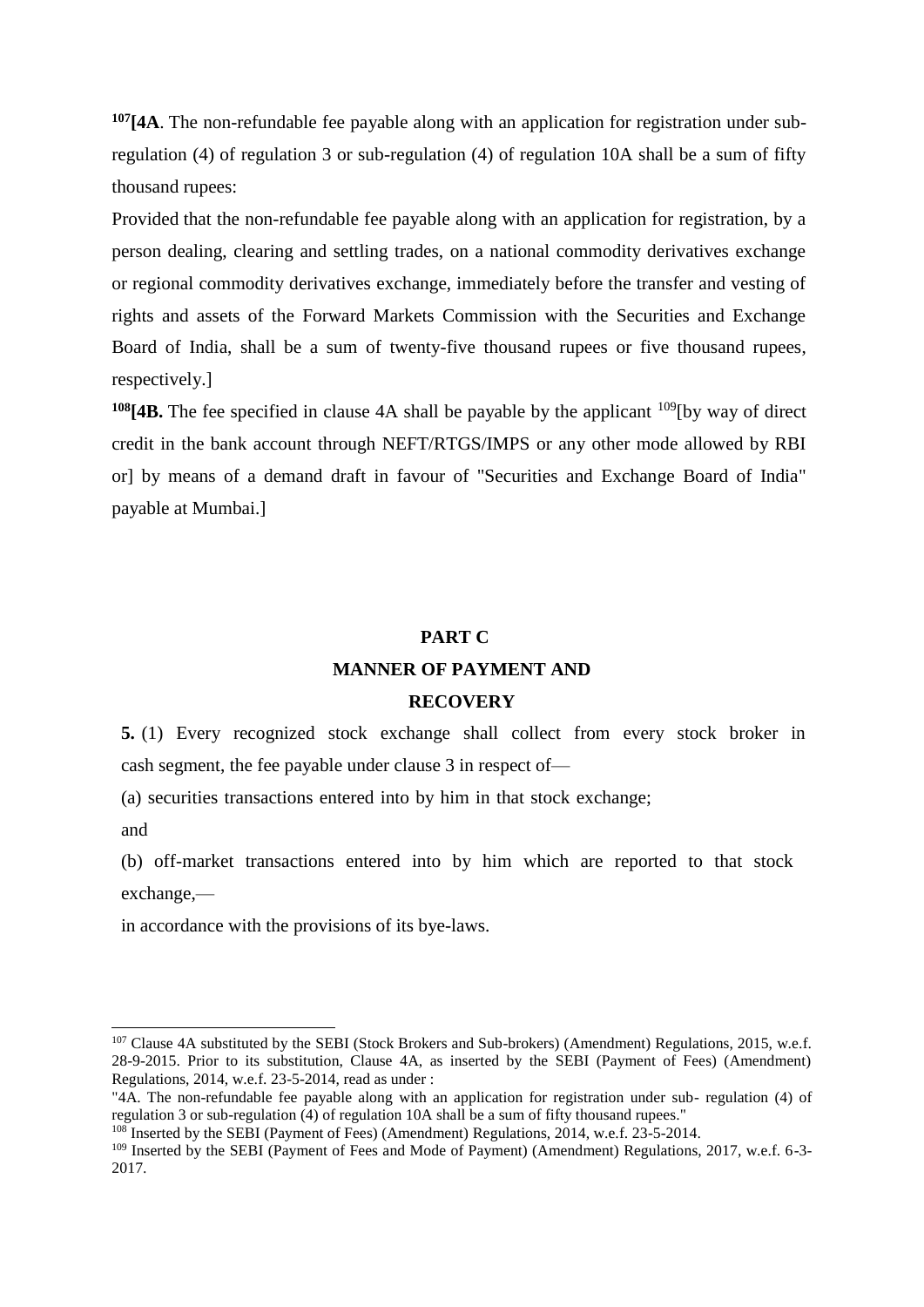[107]**[4A**. The non-refundable fee payable along with an application for registration under sub-regulation (4) of regulation 3 or sub-regulation (4) of regulation 10A shall be a sum of fifty thousand rupees:

Provided that the non-refundable fee payable along with an application for registration, by a person dealing, clearing and settling trades, on a national commodity derivatives exchange or regional commodity derivatives exchange, immediately before the transfer and vesting of rights and assets of the Forward Markets Commission with the Securities and Exchange Board of India, shall be a sum of twenty-five thousand rupees or five thousand rupees, respectively.]

[108]**[4B.** The fee specified in clause 4A shall be payable by the applicant [109][by way of direct credit in the bank account through NEFT/RTGS/IMPS or any other mode allowed by RBI or] by means of a demand draft in favour of "Securities and Exchange Board of India" payable at Mumbai.]

## PART C

## MANNER OF PAYMENT AND RECOVERY

**5.** (1) Every recognized stock exchange shall collect from every stock broker in cash segment, the fee payable under clause 3 in respect of—

(a) securities transactions entered into by him in that stock exchange;

and

(b) off-market transactions entered into by him which are reported to that stock exchange,—

in accordance with the provisions of its bye-laws.

---

[107] Clause 4A substituted by the SEBI (Stock Brokers and Sub-brokers) (Amendment) Regulations, 2015, w.e.f. 28-9-2015. Prior to its substitution, Clause 4A, as inserted by the SEBI (Payment of Fees) (Amendment) Regulations, 2014, w.e.f. 23-5-2014, read as under :

"4A. The non-refundable fee payable along with an application for registration under sub- regulation (4) of regulation 3 or sub-regulation (4) of regulation 10A shall be a sum of fifty thousand rupees."

[108] Inserted by the SEBI (Payment of Fees) (Amendment) Regulations, 2014, w.e.f. 23-5-2014.

[109] Inserted by the SEBI (Payment of Fees and Mode of Payment) (Amendment) Regulations, 2017, w.e.f. 6-3-2017.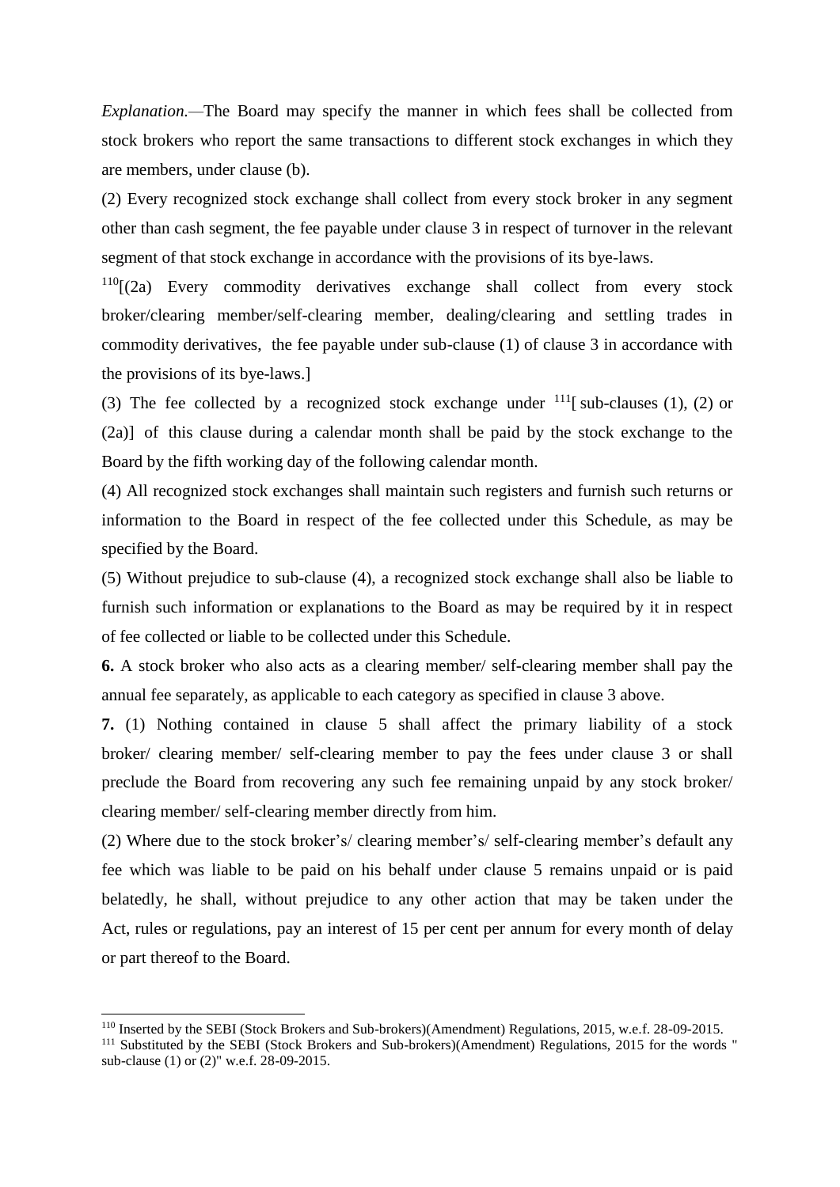*Explanation.—*The Board may specify the manner in which fees shall be collected from stock brokers who report the same transactions to different stock exchanges in which they are members, under clause (b).

(2) Every recognized stock exchange shall collect from every stock broker in any segment other than cash segment, the fee payable under clause 3 in respect of turnover in the relevant segment of that stock exchange in accordance with the provisions of its bye-laws.

[110][(2a) Every commodity derivatives exchange shall collect from every stock broker/clearing member/self-clearing member, dealing/clearing and settling trades in commodity derivatives, the fee payable under sub-clause (1) of clause 3 in accordance with the provisions of its bye-laws.]

(3) The fee collected by a recognized stock exchange under [111][ sub-clauses (1), (2) or (2a)] of this clause during a calendar month shall be paid by the stock exchange to the Board by the fifth working day of the following calendar month.

(4) All recognized stock exchanges shall maintain such registers and furnish such returns or information to the Board in respect of the fee collected under this Schedule, as may be specified by the Board.

(5) Without prejudice to sub-clause (4), a recognized stock exchange shall also be liable to furnish such information or explanations to the Board as may be required by it in respect of fee collected or liable to be collected under this Schedule.

**6.** A stock broker who also acts as a clearing member/ self-clearing member shall pay the annual fee separately, as applicable to each category as specified in clause 3 above.

**7.** (1) Nothing contained in clause 5 shall affect the primary liability of a stock broker/ clearing member/ self-clearing member to pay the fees under clause 3 or shall preclude the Board from recovering any such fee remaining unpaid by any stock broker/ clearing member/ self-clearing member directly from him.

(2) Where due to the stock broker's/ clearing member's/ self-clearing member's default any fee which was liable to be paid on his behalf under clause 5 remains unpaid or is paid belatedly, he shall, without prejudice to any other action that may be taken under the Act, rules or regulations, pay an interest of 15 per cent per annum for every month of delay or part thereof to the Board.

---

[110] Inserted by the SEBI (Stock Brokers and Sub-brokers)(Amendment) Regulations, 2015, w.e.f. 28-09-2015.

[111] Substituted by the SEBI (Stock Brokers and Sub-brokers)(Amendment) Regulations, 2015 for the words " sub-clause (1) or (2)" w.e.f. 28-09-2015.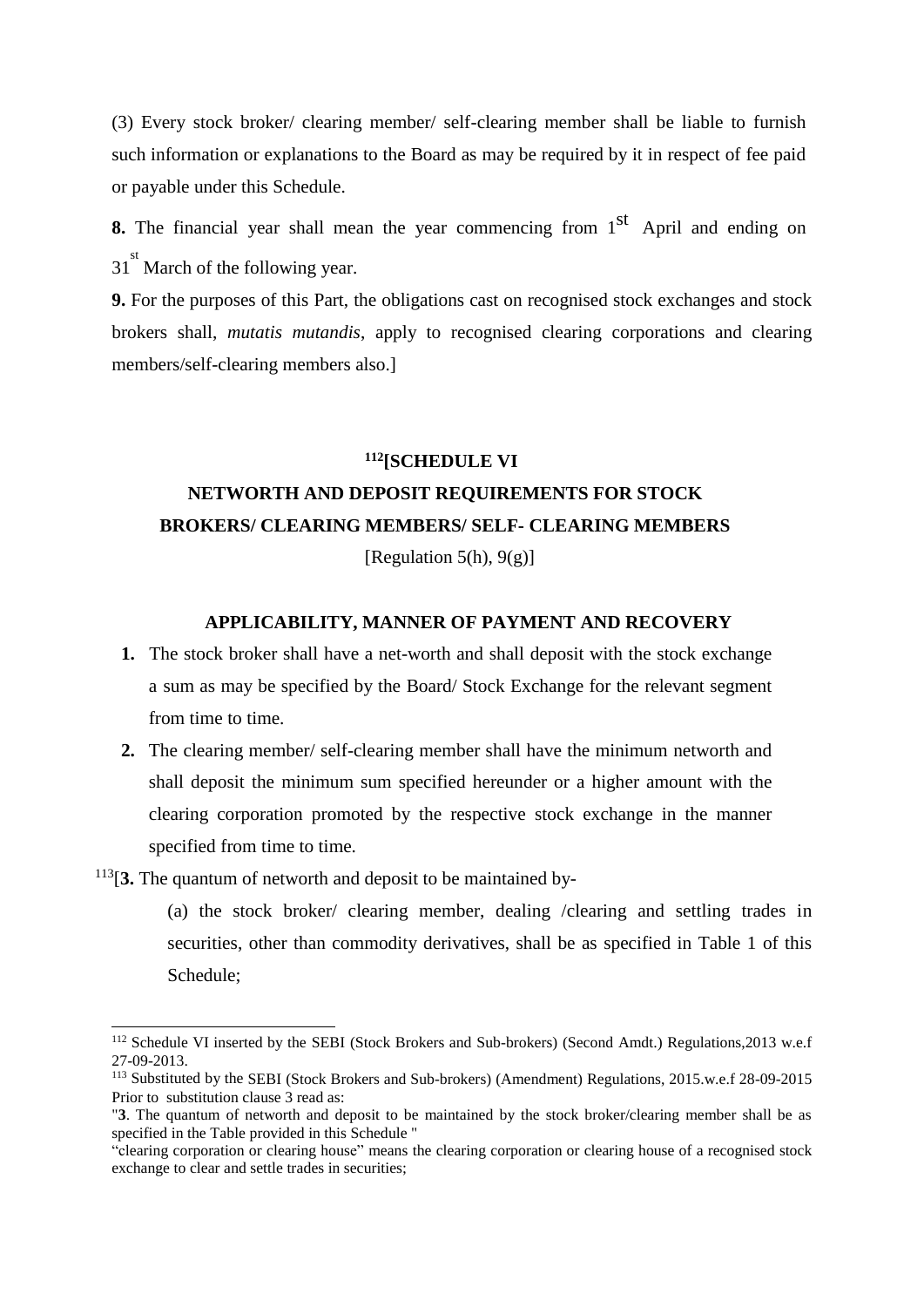(3) Every stock broker/ clearing member/ self-clearing member shall be liable to furnish such information or explanations to the Board as may be required by it in respect of fee paid or payable under this Schedule.

**8.** The financial year shall mean the year commencing from 1st April and ending on 31st March of the following year.

**9.** For the purposes of this Part, the obligations cast on recognised stock exchanges and stock brokers shall, *mutatis mutandis*, apply to recognised clearing corporations and clearing members/self-clearing members also.]

## [112][SCHEDULE VI

## NETWORTH AND DEPOSIT REQUIREMENTS FOR STOCK BROKERS/ CLEARING MEMBERS/ SELF- CLEARING MEMBERS

[Regulation 5(h), 9(g)]

### APPLICABILITY, MANNER OF PAYMENT AND RECOVERY

**1.** The stock broker shall have a net-worth and shall deposit with the stock exchange a sum as may be specified by the Board/ Stock Exchange for the relevant segment from time to time.

**2.** The clearing member/ self-clearing member shall have the minimum networth and shall deposit the minimum sum specified hereunder or a higher amount with the clearing corporation promoted by the respective stock exchange in the manner specified from time to time.

[113][**3.** The quantum of networth and deposit to be maintained by-

(a) the stock broker/ clearing member, dealing /clearing and settling trades in securities, other than commodity derivatives, shall be as specified in Table 1 of this Schedule;

---

[112] Schedule VI inserted by the SEBI (Stock Brokers and Sub-brokers) (Second Amdt.) Regulations,2013 w.e.f 27-09-2013.

[113] Substituted by the SEBI (Stock Brokers and Sub-brokers) (Amendment) Regulations, 2015.w.e.f 28-09-2015 Prior to substitution clause 3 read as:

"**3**. The quantum of networth and deposit to be maintained by the stock broker/clearing member shall be as specified in the Table provided in this Schedule "

"clearing corporation or clearing house" means the clearing corporation or clearing house of a recognised stock exchange to clear and settle trades in securities;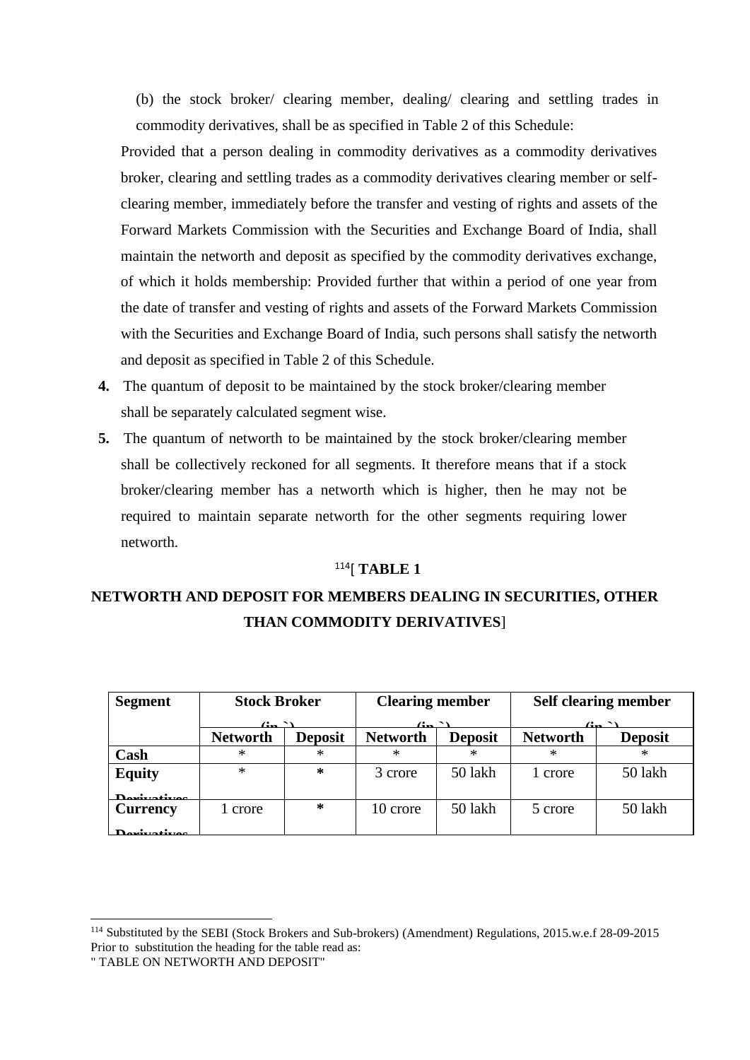(b) the stock broker/ clearing member, dealing/ clearing and settling trades in commodity derivatives, shall be as specified in Table 2 of this Schedule:

Provided that a person dealing in commodity derivatives as a commodity derivatives broker, clearing and settling trades as a commodity derivatives clearing member or self-clearing member, immediately before the transfer and vesting of rights and assets of the Forward Markets Commission with the Securities and Exchange Board of India, shall maintain the networth and deposit as specified by the commodity derivatives exchange, of which it holds membership: Provided further that within a period of one year from the date of transfer and vesting of rights and assets of the Forward Markets Commission with the Securities and Exchange Board of India, such persons shall satisfy the networth and deposit as specified in Table 2 of this Schedule.

**4.** The quantum of deposit to be maintained by the stock broker/clearing member shall be separately calculated segment wise.

**5.** The quantum of networth to be maintained by the stock broker/clearing member shall be collectively reckoned for all segments. It therefore means that if a stock broker/clearing member has a networth which is higher, then he may not be required to maintain separate networth for the other segments requiring lower networth.

[114][ **TABLE 1**

**NETWORTH AND DEPOSIT FOR MEMBERS DEALING IN SECURITIES, OTHER THAN COMMODITY DERIVATIVES**]

| Segment | Stock Broker (in ₹) | | Clearing member (in ₹) | | Self clearing member (in ₹) | |
|---|---|---|---|---|---|---|
| | Networth | Deposit | Networth | Deposit | Networth | Deposit |
| Cash | * | * | * | * | * | * |
| Equity Derivatives | * | * | 3 crore | 50 lakh | 1 crore | 50 lakh |
| Currency Derivatives | 1 crore | * | 10 crore | 50 lakh | 5 crore | 50 lakh |

---

[114] Substituted by the SEBI (Stock Brokers and Sub-brokers) (Amendment) Regulations, 2015.w.e.f 28-09-2015 Prior to substitution the heading for the table read as:
" TABLE ON NETWORTH AND DEPOSIT"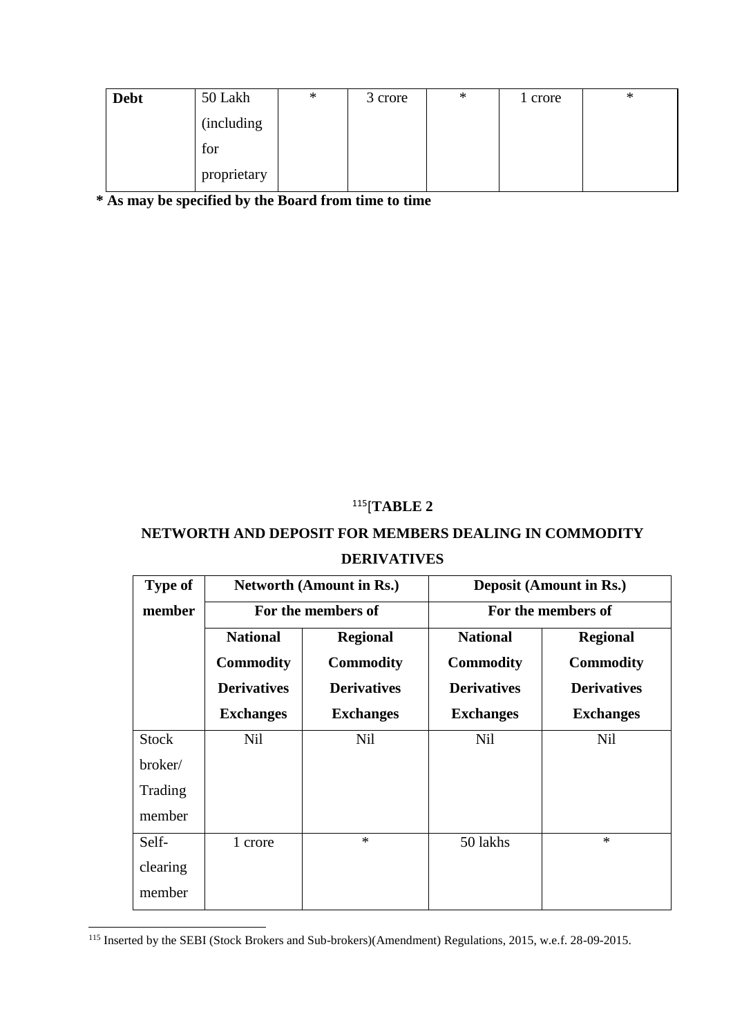| Debt | 50 Lakh (including for proprietary | * | 3 crore | * | 1 crore | * |
|---|---|---|---|---|---|---|

**\* As may be specified by the Board from time to time**

[115][**TABLE 2**

**NETWORTH AND DEPOSIT FOR MEMBERS DEALING IN COMMODITY DERIVATIVES**

| Type of member | Networth (Amount in Rs.) For the members of | | Deposit (Amount in Rs.) For the members of | |
|---|---|---|---|---|
| | **National Commodity Derivatives Exchanges** | **Regional Commodity Derivatives Exchanges** | **National Commodity Derivatives Exchanges** | **Regional Commodity Derivatives Exchanges** |
| Stock broker/ Trading member | Nil | Nil | Nil | Nil |
| Self-clearing member | 1 crore | * | 50 lakhs | * |

---

[115] Inserted by the SEBI (Stock Brokers and Sub-brokers)(Amendment) Regulations, 2015, w.e.f. 28-09-2015.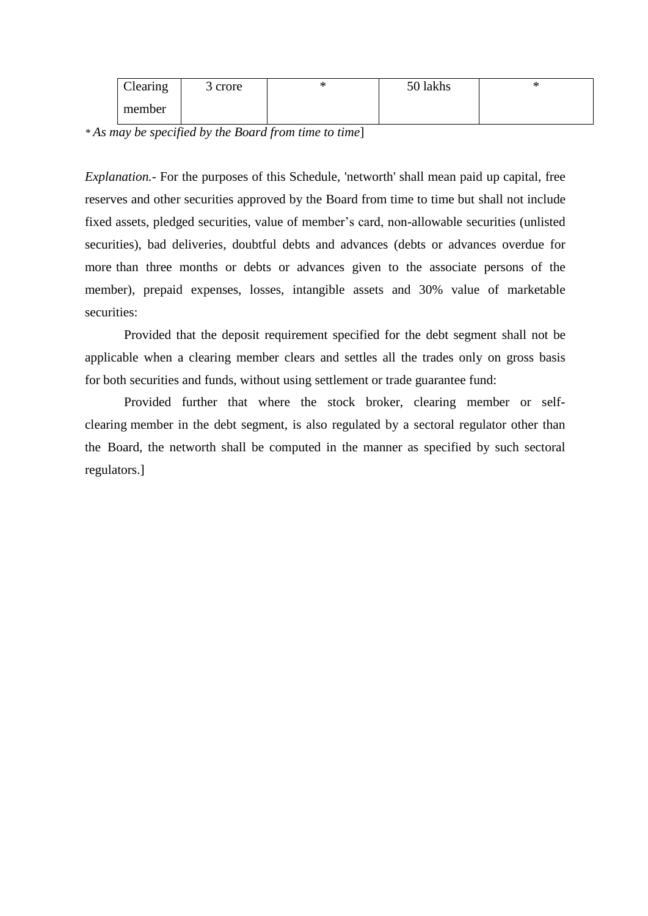| | | | | |
|---|---|---|---|---|
| Clearing member | 3 crore | * | 50 lakhs | * |

\* *As may be specified by the Board from time to time*]

*Explanation.*- For the purposes of this Schedule, 'networth' shall mean paid up capital, free reserves and other securities approved by the Board from time to time but shall not include fixed assets, pledged securities, value of member's card, non-allowable securities (unlisted securities), bad deliveries, doubtful debts and advances (debts or advances overdue for more than three months or debts or advances given to the associate persons of the member), prepaid expenses, losses, intangible assets and 30% value of marketable securities:

Provided that the deposit requirement specified for the debt segment shall not be applicable when a clearing member clears and settles all the trades only on gross basis for both securities and funds, without using settlement or trade guarantee fund:

Provided further that where the stock broker, clearing member or self-clearing member in the debt segment, is also regulated by a sectoral regulator other than the Board, the networth shall be computed in the manner as specified by such sectoral regulators.]